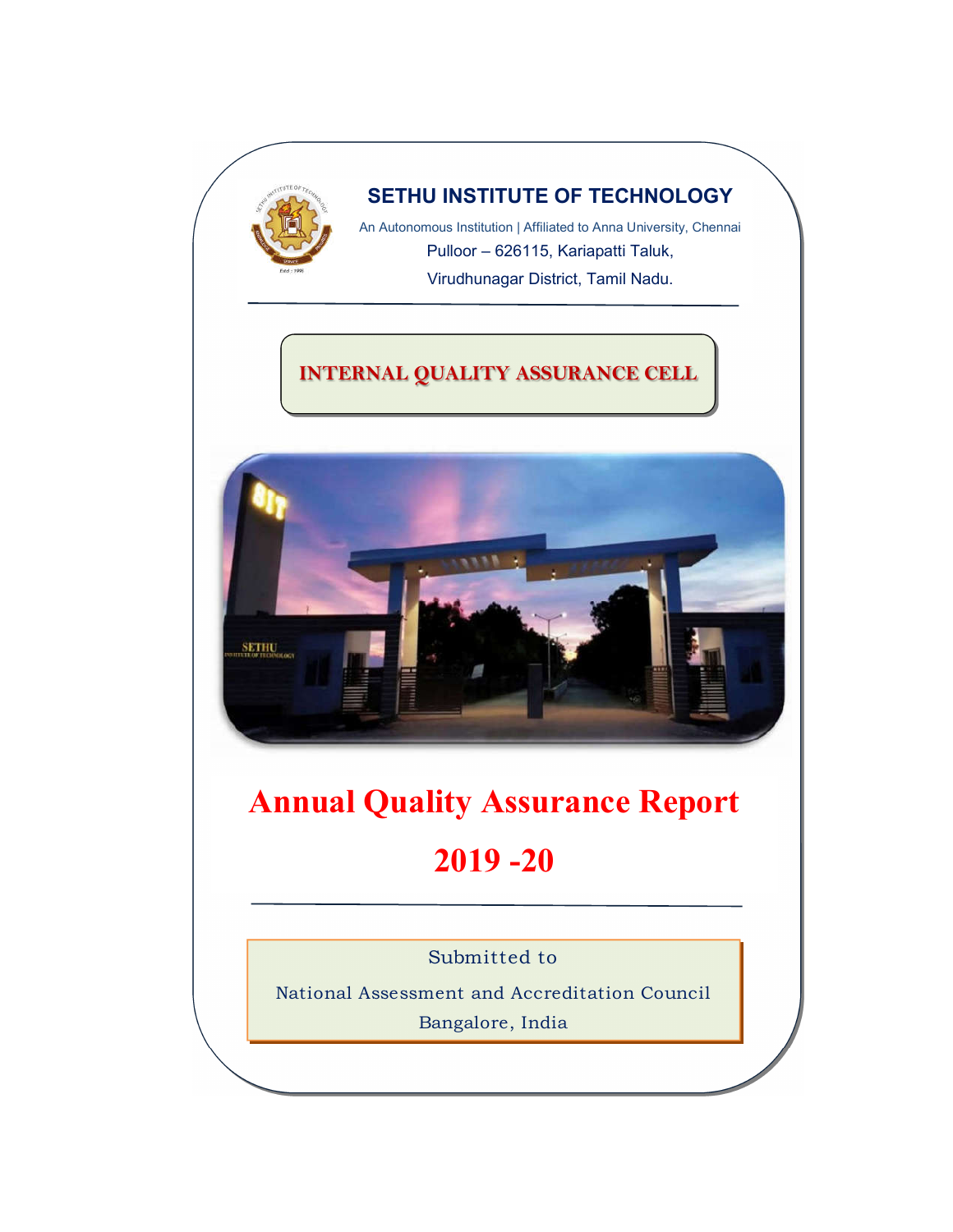# SETHU INSTITUTE OF TECHNOLOGY

An Autonomous Institution | Affiliated to Anna University, Chennai

Pulloor – 626115, Kariapatti Taluk,

Virudhunagar District, Tamil Nadu.

## INTERNAL QUALITY ASSURANCE CELL

# Annual Quality Assurance Report

# 2019 -20

Submitted to

National Assessment and Accreditation Council

Bangalore, India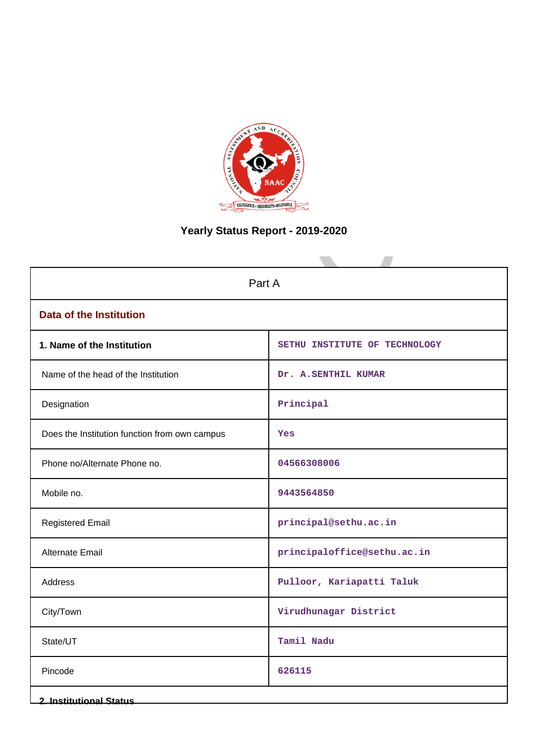# Yearly Status Report - 2019-2020

| Part A | |
|---|---|
| **Data of the Institution** | |
| **1. Name of the Institution** | SETHU INSTITUTE OF TECHNOLOGY |
| Name of the head of the Institution | Dr. A.SENTHIL KUMAR |
| Designation | Principal |
| Does the Institution function from own campus | Yes |
| Phone no/Alternate Phone no. | 04566308006 |
| Mobile no. | 9443564850 |
| Registered Email | principal@sethu.ac.in |
| Alternate Email | principaloffice@sethu.ac.in |
| Address | Pulloor, Kariapatti Taluk |
| City/Town | Virudhunagar District |
| State/UT | Tamil Nadu |
| Pincode | 626115 |

**2. Institutional Status**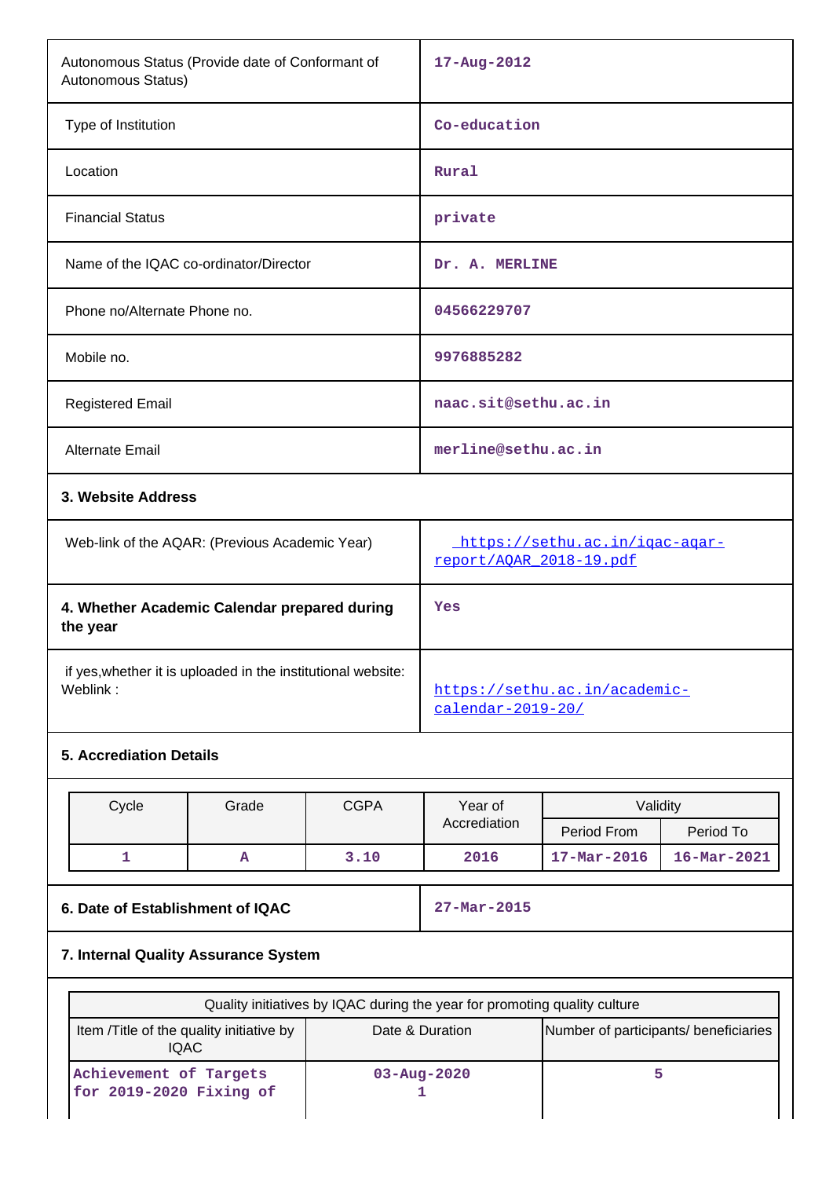| | |
|---|---|
| Autonomous Status (Provide date of Conformant of Autonomous Status) | 17-Aug-2012 |
| Type of Institution | Co-education |
| Location | Rural |
| Financial Status | private |
| Name of the IQAC co-ordinator/Director | Dr. A. MERLINE |
| Phone no/Alternate Phone no. | 04566229707 |
| Mobile no. | 9976885282 |
| Registered Email | naac.sit@sethu.ac.in |
| Alternate Email | merline@sethu.ac.in |

**3. Website Address**

| | |
|---|---|
| Web-link of the AQAR: (Previous Academic Year) | https://sethu.ac.in/iqac-aqar-report/AQAR_2018-19.pdf |
| **4. Whether Academic Calendar prepared during the year** | Yes |
| if yes,whether it is uploaded in the institutional website: Weblink : | https://sethu.ac.in/academic-calendar-2019-20/ |

**5. Accrediation Details**

| Cycle | Grade | CGPA | Year of Accrediation | Validity | |
|---|---|---|---|---|---|
| | | | | Period From | Period To |
| 1 | A | 3.10 | 2016 | 17-Mar-2016 | 16-Mar-2021 |

| | |
|---|---|
| **6. Date of Establishment of IQAC** | 27-Mar-2015 |

**7. Internal Quality Assurance System**

| Quality initiatives by IQAC during the year for promoting quality culture | | |
|---|---|---|
| Item /Title of the quality initiative by IQAC | Date & Duration | Number of participants/ beneficiaries |
| Achievement of Targets for 2019-2020 Fixing of | 03-Aug-2020 1 | 5 |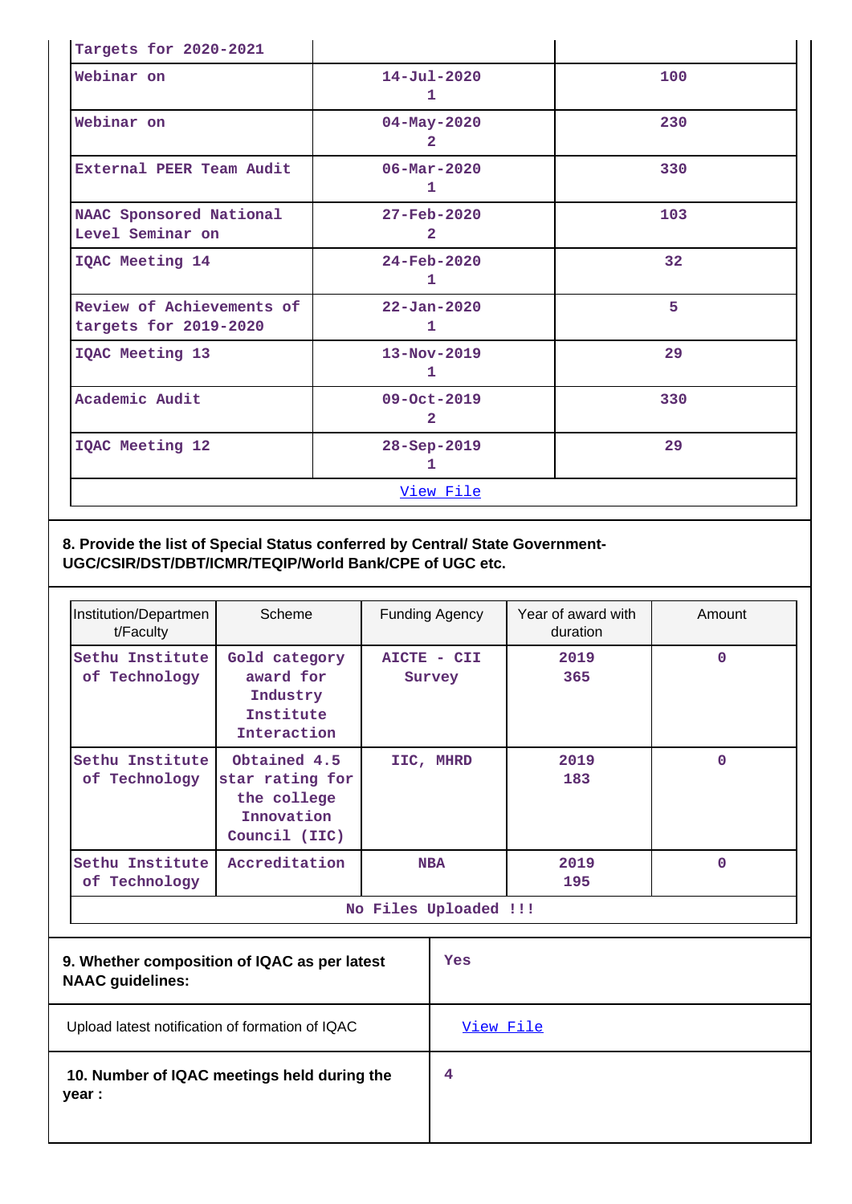| Targets for 2020-2021 | | |
|---|---|---|
| Webinar on | 14-Jul-2020<br>1 | 100 |
| Webinar on | 04-May-2020<br>2 | 230 |
| External PEER Team Audit | 06-Mar-2020<br>1 | 330 |
| NAAC Sponsored National Level Seminar on | 27-Feb-2020<br>2 | 103 |
| IQAC Meeting 14 | 24-Feb-2020<br>1 | 32 |
| Review of Achievements of targets for 2019-2020 | 22-Jan-2020<br>1 | 5 |
| IQAC Meeting 13 | 13-Nov-2019<br>1 | 29 |
| Academic Audit | 09-Oct-2019<br>2 | 330 |
| IQAC Meeting 12 | 28-Sep-2019<br>1 | 29 |
| View File | | |

**8. Provide the list of Special Status conferred by Central/ State Government-UGC/CSIR/DST/DBT/ICMR/TEQIP/World Bank/CPE of UGC etc.**

| Institution/Department/Faculty | Scheme | Funding Agency | Year of award with duration | Amount |
|---|---|---|---|---|
| Sethu Institute of Technology | Gold category award for Industry Institute Interaction | AICTE - CII Survey | 2019<br>365 | 0 |
| Sethu Institute of Technology | Obtained 4.5 star rating for the college Innovation Council (IIC) | IIC, MHRD | 2019<br>183 | 0 |
| Sethu Institute of Technology | Accreditation | NBA | 2019<br>195 | 0 |
| No Files Uploaded !!! | | | | |

| | |
|---|---|
| **9. Whether composition of IQAC as per latest NAAC guidelines:** | Yes |
| Upload latest notification of formation of IQAC | View File |
| **10. Number of IQAC meetings held during the year :** | 4 |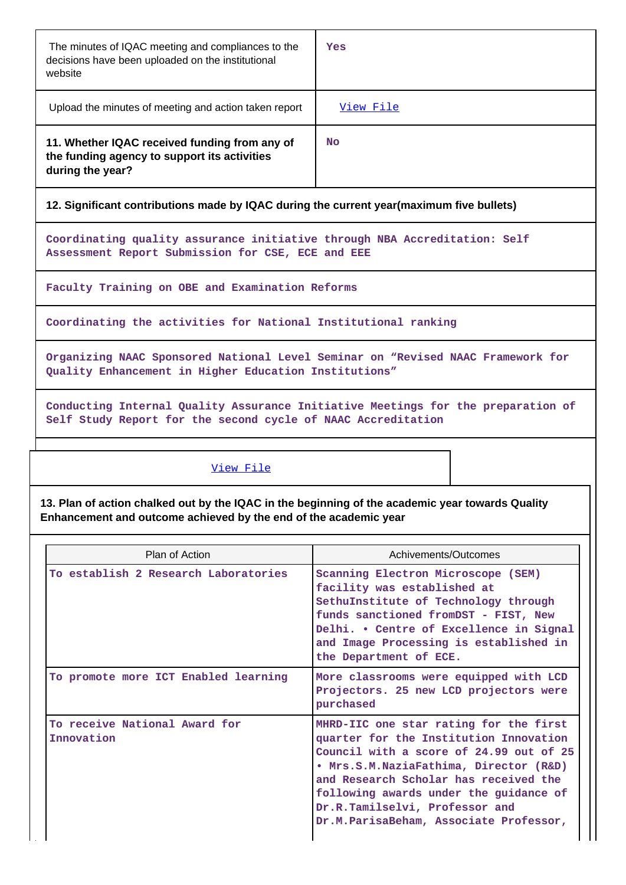| | |
|---|---|
| The minutes of IQAC meeting and compliances to the decisions have been uploaded on the institutional website | Yes |
| Upload the minutes of meeting and action taken report | View File |
| **11. Whether IQAC received funding from any of the funding agency to support its activities during the year?** | No |

**12. Significant contributions made by IQAC during the current year(maximum five bullets)**

- Coordinating quality assurance initiative through NBA Accreditation: Self Assessment Report Submission for CSE, ECE and EEE
- Faculty Training on OBE and Examination Reforms
- Coordinating the activities for National Institutional ranking
- Organizing NAAC Sponsored National Level Seminar on "Revised NAAC Framework for Quality Enhancement in Higher Education Institutions"
- Conducting Internal Quality Assurance Initiative Meetings for the preparation of Self Study Report for the second cycle of NAAC Accreditation

View File

**13. Plan of action chalked out by the IQAC in the beginning of the academic year towards Quality Enhancement and outcome achieved by the end of the academic year**

| Plan of Action | Achivements/Outcomes |
|---|---|
| To establish 2 Research Laboratories | Scanning Electron Microscope (SEM) facility was established at SethuInstitute of Technology through funds sanctioned fromDST - FIST, New Delhi. • Centre of Excellence in Signal and Image Processing is established in the Department of ECE. |
| To promote more ICT Enabled learning | More classrooms were equipped with LCD Projectors. 25 new LCD projectors were purchased |
| To receive National Award for Innovation | MHRD-IIC one star rating for the first quarter for the Institution Innovation Council with a score of 24.99 out of 25 • Mrs.S.M.NaziaFathima, Director (R&D) and Research Scholar has received the following awards under the guidance of Dr.R.Tamilselvi, Professor and Dr.M.ParisaBeham, Associate Professor, |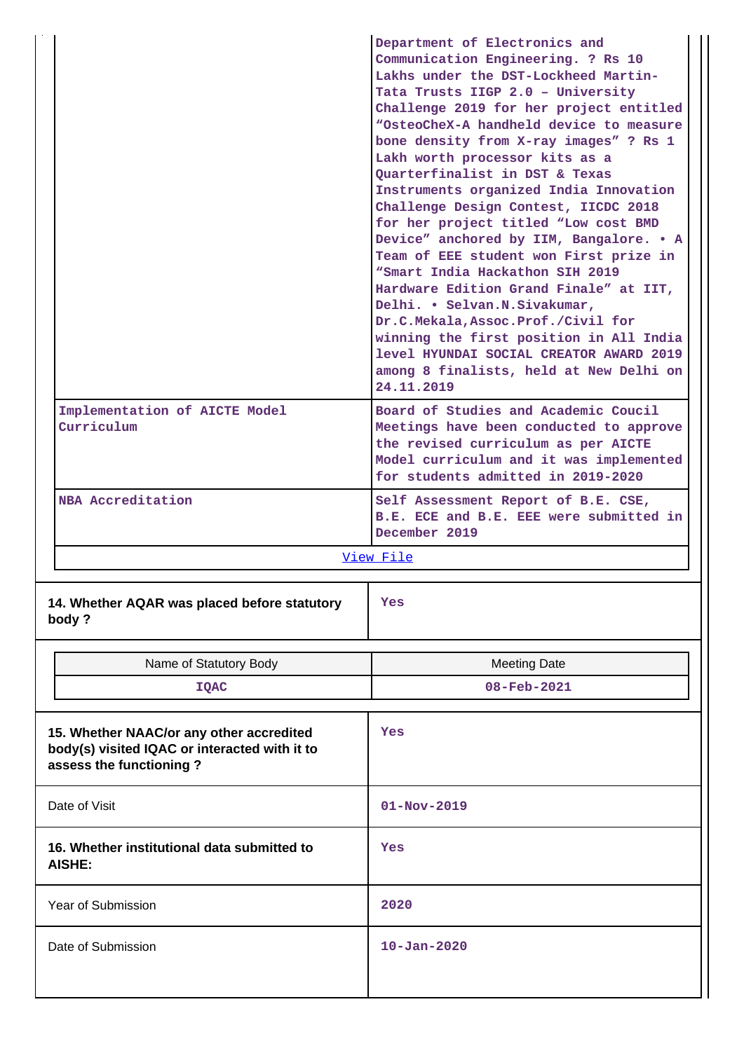| | |
|---|---|
| | Department of Electronics and Communication Engineering. ? Rs 10 Lakhs under the DST-Lockheed Martin-Tata Trusts IIGP 2.0 – University Challenge 2019 for her project entitled "OsteoCheX-A handheld device to measure bone density from X-ray images" ? Rs 1 Lakh worth processor kits as a Quarterfinalist in DST & Texas Instruments organized India Innovation Challenge Design Contest, IICDC 2018 for her project titled "Low cost BMD Device" anchored by IIM, Bangalore. • A Team of EEE student won First prize in "Smart India Hackathon SIH 2019 Hardware Edition Grand Finale" at IIT, Delhi. • Selvan.N.Sivakumar, Dr.C.Mekala,Assoc.Prof./Civil for winning the first position in All India level HYUNDAI SOCIAL CREATOR AWARD 2019 among 8 finalists, held at New Delhi on 24.11.2019 |
| Implementation of AICTE Model Curriculum | Board of Studies and Academic Coucil Meetings have been conducted to approve the revised curriculum as per AICTE Model curriculum and it was implemented for students admitted in 2019-2020 |
| NBA Accreditation | Self Assessment Report of B.E. CSE, B.E. ECE and B.E. EEE were submitted in December 2019 |

[View File]

| | |
|---|---|
| **14. Whether AQAR was placed before statutory body ?** | Yes |

| Name of Statutory Body | Meeting Date |
|---|---|
| IQAC | 08-Feb-2021 |

| | |
|---|---|
| **15. Whether NAAC/or any other accredited body(s) visited IQAC or interacted with it to assess the functioning ?** | Yes |
| Date of Visit | 01-Nov-2019 |
| **16. Whether institutional data submitted to AISHE:** | Yes |
| Year of Submission | 2020 |
| Date of Submission | 10-Jan-2020 |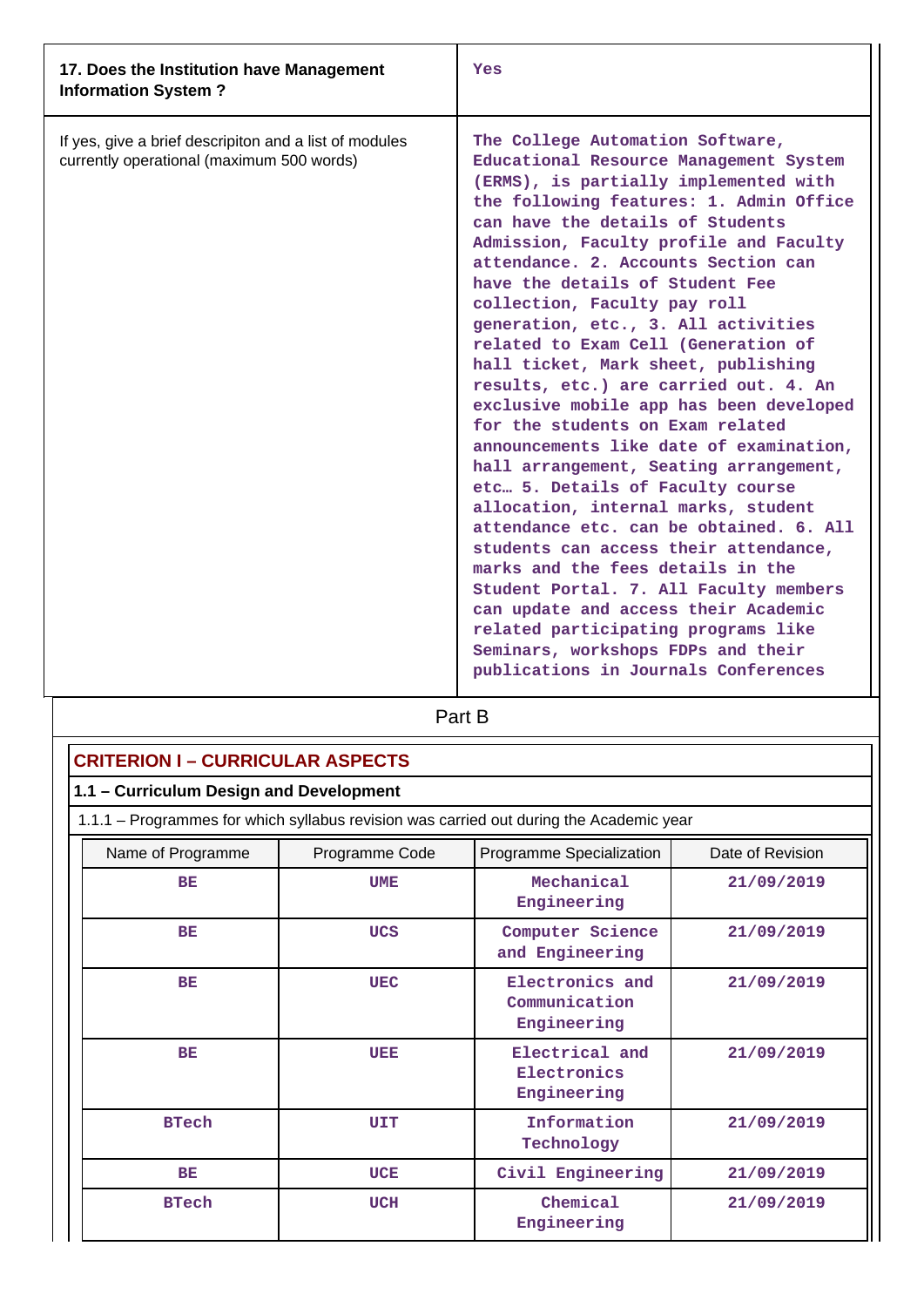| 17. Does the Institution have Management Information System ? | Yes |
|---|---|
| If yes, give a brief descripiton and a list of modules currently operational (maximum 500 words) | The College Automation Software, Educational Resource Management System (ERMS), is partially implemented with the following features: 1. Admin Office can have the details of Students Admission, Faculty profile and Faculty attendance. 2. Accounts Section can have the details of Student Fee collection, Faculty pay roll generation, etc., 3. All activities related to Exam Cell (Generation of hall ticket, Mark sheet, publishing results, etc.) are carried out. 4. An exclusive mobile app has been developed for the students on Exam related announcements like date of examination, hall arrangement, Seating arrangement, etc… 5. Details of Faculty course allocation, internal marks, student attendance etc. can be obtained. 6. All students can access their attendance, marks and the fees details in the Student Portal. 7. All Faculty members can update and access their Academic related participating programs like Seminars, workshops FDPs and their publications in Journals Conferences |

# Part B

## CRITERION I – CURRICULAR ASPECTS

### 1.1 – Curriculum Design and Development

1.1.1 – Programmes for which syllabus revision was carried out during the Academic year

| Name of Programme | Programme Code | Programme Specialization | Date of Revision |
|---|---|---|---|
| BE | UME | Mechanical Engineering | 21/09/2019 |
| BE | UCS | Computer Science and Engineering | 21/09/2019 |
| BE | UEC | Electronics and Communication Engineering | 21/09/2019 |
| BE | UEE | Electrical and Electronics Engineering | 21/09/2019 |
| BTech | UIT | Information Technology | 21/09/2019 |
| BE | UCE | Civil Engineering | 21/09/2019 |
| BTech | UCH | Chemical Engineering | 21/09/2019 |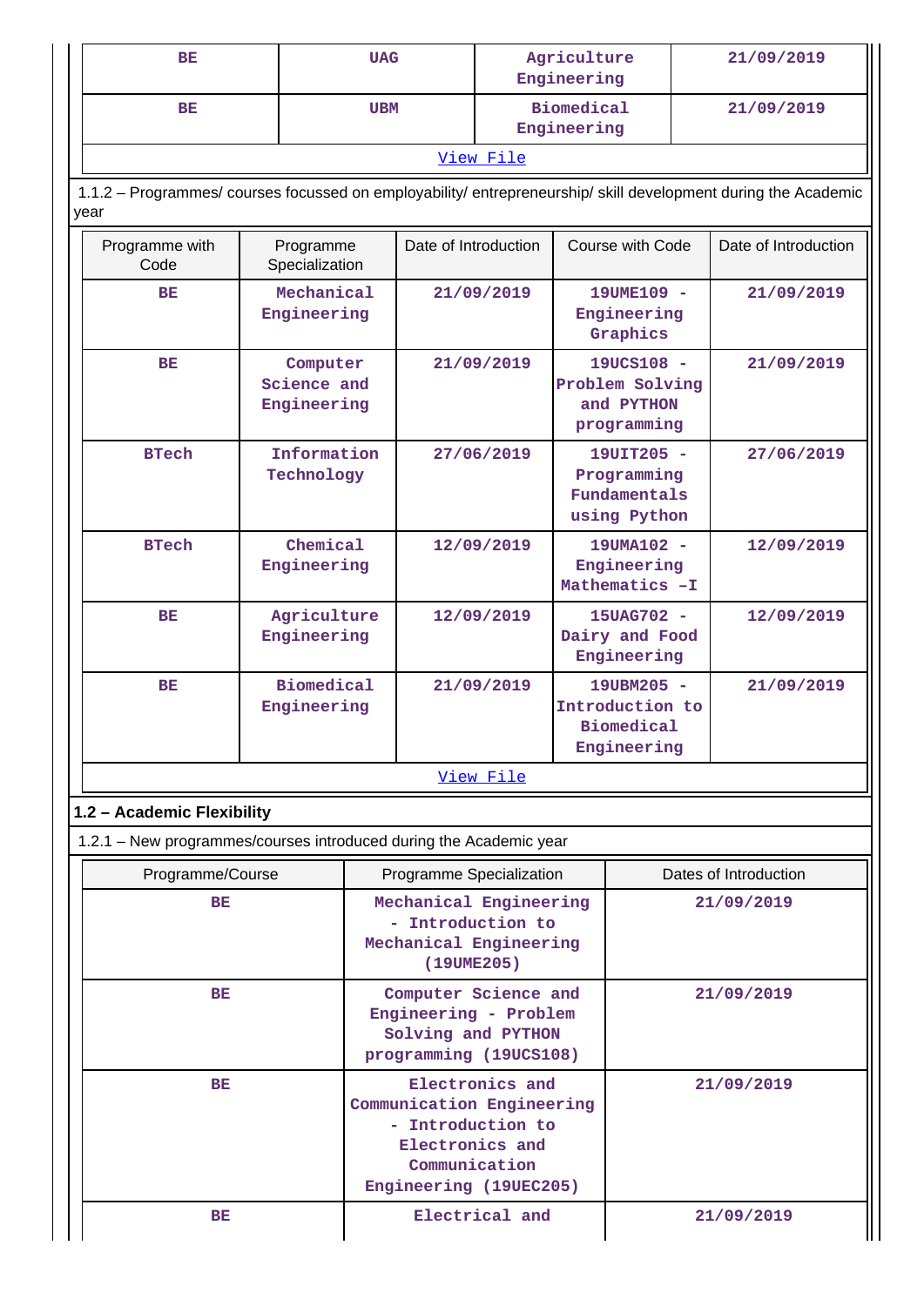| | | | |
|---|---|---|---|
| BE | UAG | Agriculture Engineering | 21/09/2019 |
| BE | UBM | Biomedical Engineering | 21/09/2019 |
| View File | | | |

1.1.2 – Programmes/ courses focussed on employability/ entrepreneurship/ skill development during the Academic year

| Programme with Code | Programme Specialization | Date of Introduction | Course with Code | Date of Introduction |
|---|---|---|---|---|
| BE | Mechanical Engineering | 21/09/2019 | 19UME109 - Engineering Graphics | 21/09/2019 |
| BE | Computer Science and Engineering | 21/09/2019 | 19UCS108 - Problem Solving and PYTHON programming | 21/09/2019 |
| BTech | Information Technology | 27/06/2019 | 19UIT205 - Programming Fundamentals using Python | 27/06/2019 |
| BTech | Chemical Engineering | 12/09/2019 | 19UMA102 - Engineering Mathematics –I | 12/09/2019 |
| BE | Agriculture Engineering | 12/09/2019 | 15UAG702 - Dairy and Food Engineering | 12/09/2019 |
| BE | Biomedical Engineering | 21/09/2019 | 19UBM205 - Introduction to Biomedical Engineering | 21/09/2019 |
| View File | | | | |

## 1.2 – Academic Flexibility

1.2.1 – New programmes/courses introduced during the Academic year

| Programme/Course | Programme Specialization | Dates of Introduction |
|---|---|---|
| BE | Mechanical Engineering - Introduction to Mechanical Engineering (19UME205) | 21/09/2019 |
| BE | Computer Science and Engineering - Problem Solving and PYTHON programming (19UCS108) | 21/09/2019 |
| BE | Electronics and Communication Engineering - Introduction to Electronics and Communication Engineering (19UEC205) | 21/09/2019 |
| BE | Electrical and | 21/09/2019 |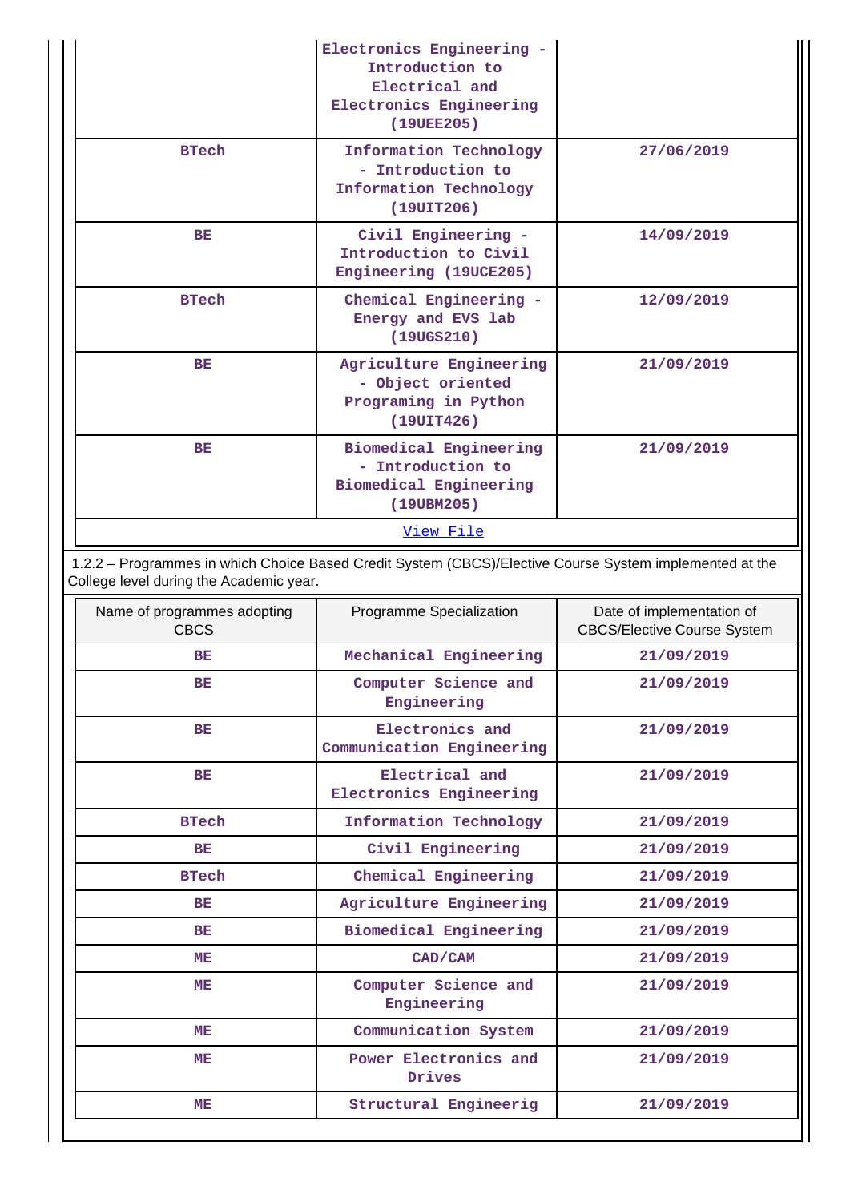| | | |
|---|---|---|
| | Electronics Engineering - Introduction to Electrical and Electronics Engineering (19UEE205) | |
| BTech | Information Technology - Introduction to Information Technology (19UIT206) | 27/06/2019 |
| BE | Civil Engineering - Introduction to Civil Engineering (19UCE205) | 14/09/2019 |
| BTech | Chemical Engineering - Energy and EVS lab (19UGS210) | 12/09/2019 |
| BE | Agriculture Engineering - Object oriented Programing in Python (19UIT426) | 21/09/2019 |
| BE | Biomedical Engineering - Introduction to Biomedical Engineering (19UBM205) | 21/09/2019 |
| View File | | |

1.2.2 – Programmes in which Choice Based Credit System (CBCS)/Elective Course System implemented at the College level during the Academic year.

| Name of programmes adopting CBCS | Programme Specialization | Date of implementation of CBCS/Elective Course System |
|---|---|---|
| BE | Mechanical Engineering | 21/09/2019 |
| BE | Computer Science and Engineering | 21/09/2019 |
| BE | Electronics and Communication Engineering | 21/09/2019 |
| BE | Electrical and Electronics Engineering | 21/09/2019 |
| BTech | Information Technology | 21/09/2019 |
| BE | Civil Engineering | 21/09/2019 |
| BTech | Chemical Engineering | 21/09/2019 |
| BE | Agriculture Engineering | 21/09/2019 |
| BE | Biomedical Engineering | 21/09/2019 |
| ME | CAD/CAM | 21/09/2019 |
| ME | Computer Science and Engineering | 21/09/2019 |
| ME | Communication System | 21/09/2019 |
| ME | Power Electronics and Drives | 21/09/2019 |
| ME | Structural Engineerig | 21/09/2019 |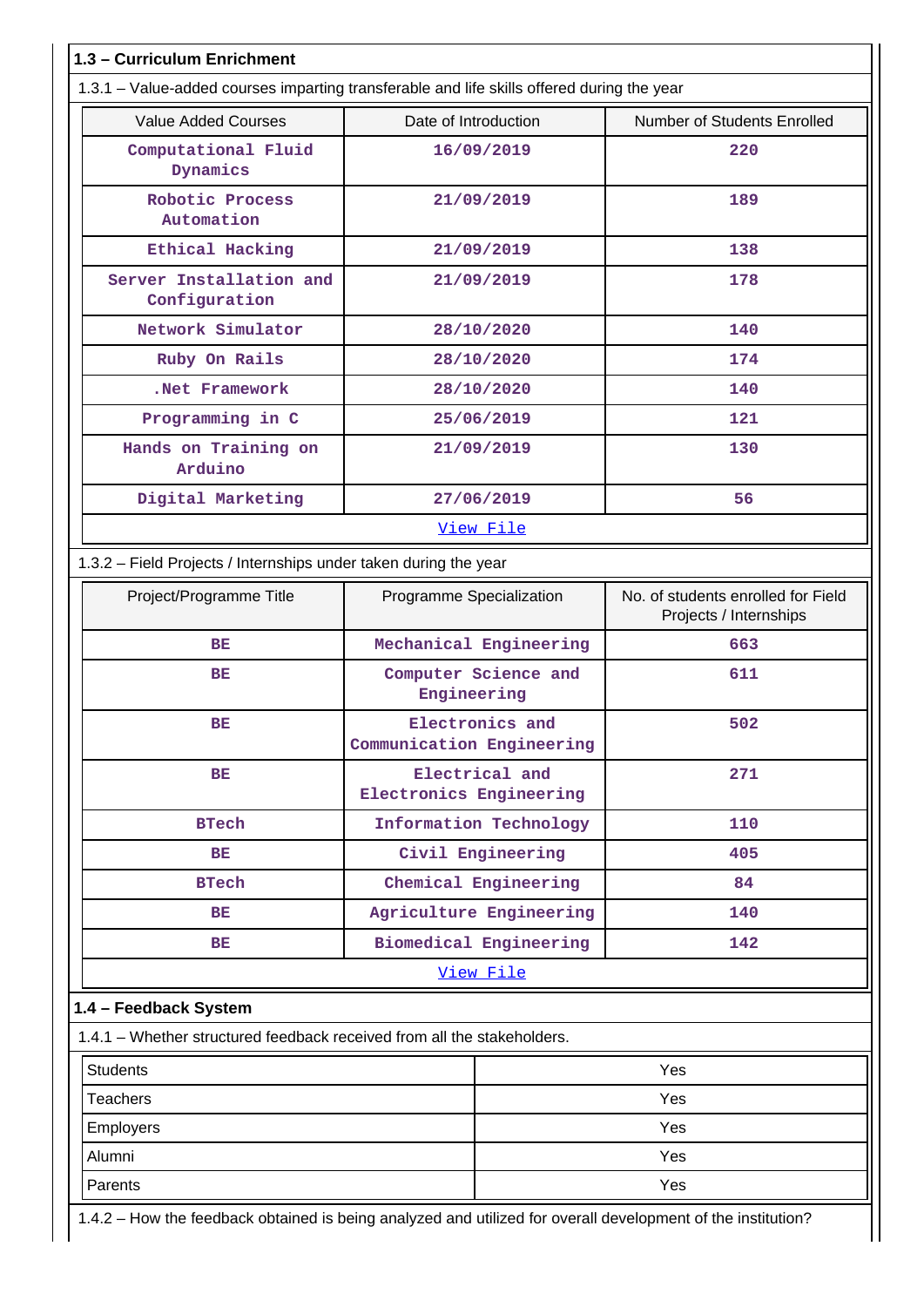## 1.3 – Curriculum Enrichment

1.3.1 – Value-added courses imparting transferable and life skills offered during the year

| Value Added Courses | Date of Introduction | Number of Students Enrolled |
|---|---|---|
| Computational Fluid Dynamics | 16/09/2019 | 220 |
| Robotic Process Automation | 21/09/2019 | 189 |
| Ethical Hacking | 21/09/2019 | 138 |
| Server Installation and Configuration | 21/09/2019 | 178 |
| Network Simulator | 28/10/2020 | 140 |
| Ruby On Rails | 28/10/2020 | 174 |
| .Net Framework | 28/10/2020 | 140 |
| Programming in C | 25/06/2019 | 121 |
| Hands on Training on Arduino | 21/09/2019 | 130 |
| Digital Marketing | 27/06/2019 | 56 |

View File

1.3.2 – Field Projects / Internships under taken during the year

| Project/Programme Title | Programme Specialization | No. of students enrolled for Field Projects / Internships |
|---|---|---|
| BE | Mechanical Engineering | 663 |
| BE | Computer Science and Engineering | 611 |
| BE | Electronics and Communication Engineering | 502 |
| BE | Electrical and Electronics Engineering | 271 |
| BTech | Information Technology | 110 |
| BE | Civil Engineering | 405 |
| BTech | Chemical Engineering | 84 |
| BE | Agriculture Engineering | 140 |
| BE | Biomedical Engineering | 142 |

View File

## 1.4 – Feedback System

1.4.1 – Whether structured feedback received from all the stakeholders.

| | |
|---|---|
| Students | Yes |
| Teachers | Yes |
| Employers | Yes |
| Alumni | Yes |
| Parents | Yes |

1.4.2 – How the feedback obtained is being analyzed and utilized for overall development of the institution?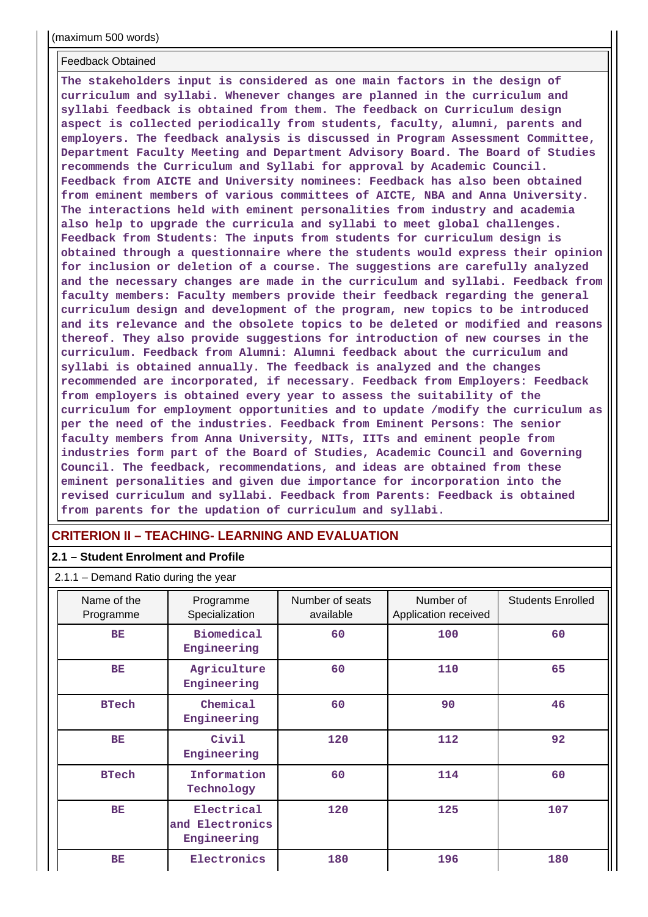(maximum 500 words)

Feedback Obtained

**The stakeholders input is considered as one main factors in the design of curriculum and syllabi. Whenever changes are planned in the curriculum and syllabi feedback is obtained from them. The feedback on Curriculum design aspect is collected periodically from students, faculty, alumni, parents and employers. The feedback analysis is discussed in Program Assessment Committee, Department Faculty Meeting and Department Advisory Board. The Board of Studies recommends the Curriculum and Syllabi for approval by Academic Council. Feedback from AICTE and University nominees: Feedback has also been obtained from eminent members of various committees of AICTE, NBA and Anna University. The interactions held with eminent personalities from industry and academia also help to upgrade the curricula and syllabi to meet global challenges. Feedback from Students: The inputs from students for curriculum design is obtained through a questionnaire where the students would express their opinion for inclusion or deletion of a course. The suggestions are carefully analyzed and the necessary changes are made in the curriculum and syllabi. Feedback from faculty members: Faculty members provide their feedback regarding the general curriculum design and development of the program, new topics to be introduced and its relevance and the obsolete topics to be deleted or modified and reasons thereof. They also provide suggestions for introduction of new courses in the curriculum. Feedback from Alumni: Alumni feedback about the curriculum and syllabi is obtained annually. The feedback is analyzed and the changes recommended are incorporated, if necessary. Feedback from Employers: Feedback from employers is obtained every year to assess the suitability of the curriculum for employment opportunities and to update /modify the curriculum as per the need of the industries. Feedback from Eminent Persons: The senior faculty members from Anna University, NITs, IITs and eminent people from industries form part of the Board of Studies, Academic Council and Governing Council. The feedback, recommendations, and ideas are obtained from these eminent personalities and given due importance for incorporation into the revised curriculum and syllabi. Feedback from Parents: Feedback is obtained from parents for the updation of curriculum and syllabi.**

## CRITERION II – TEACHING- LEARNING AND EVALUATION

### 2.1 – Student Enrolment and Profile

2.1.1 – Demand Ratio during the year

| Name of the Programme | Programme Specialization | Number of seats available | Number of Application received | Students Enrolled |
|---|---|---|---|---|
| BE | Biomedical Engineering | 60 | 100 | 60 |
| BE | Agriculture Engineering | 60 | 110 | 65 |
| BTech | Chemical Engineering | 60 | 90 | 46 |
| BE | Civil Engineering | 120 | 112 | 92 |
| BTech | Information Technology | 60 | 114 | 60 |
| BE | Electrical and Electronics Engineering | 120 | 125 | 107 |
| BE | Electronics | 180 | 196 | 180 |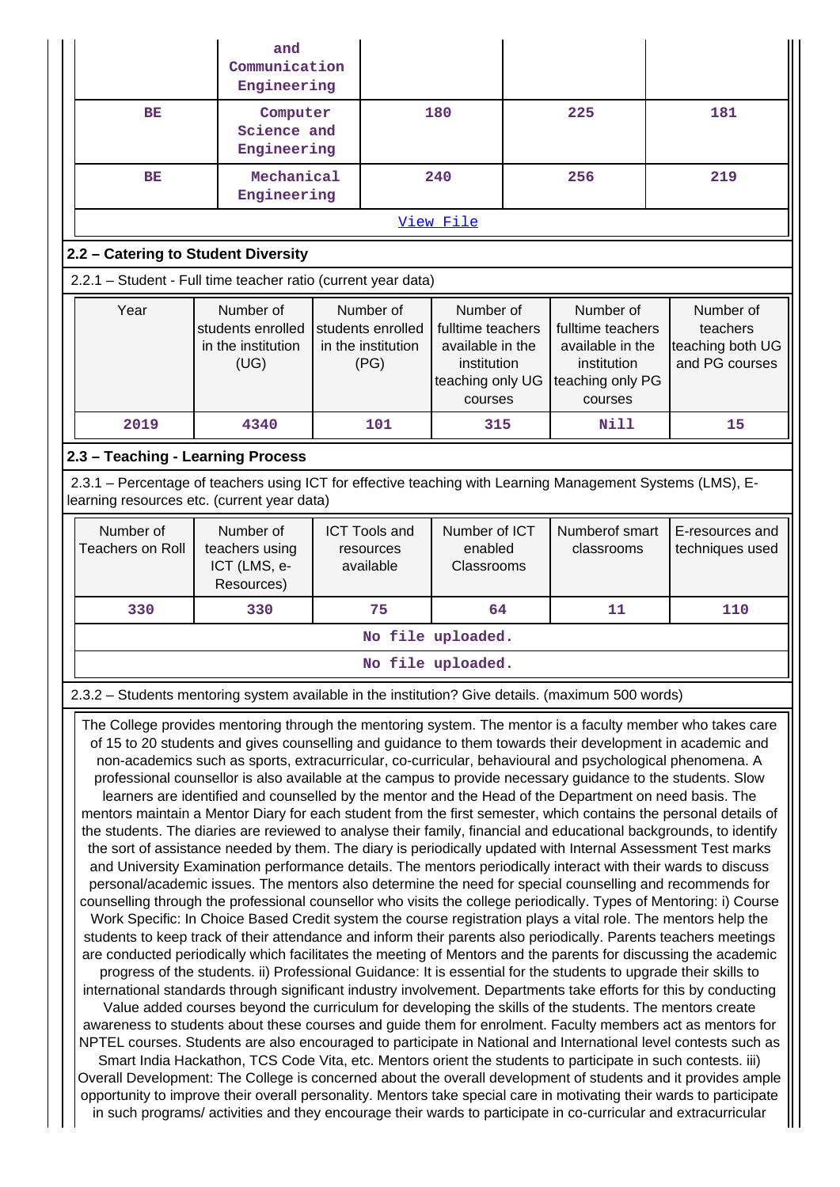|  | and Communication Engineering |  |  |  |
|---|---|---|---|---|
| BE | Computer Science and Engineering | 180 | 225 | 181 |
| BE | Mechanical Engineering | 240 | 256 | 219 |
| View File |  |  |  |  |

## 2.2 – Catering to Student Diversity

2.2.1 – Student - Full time teacher ratio (current year data)

| Year | Number of students enrolled in the institution (UG) | Number of students enrolled in the institution (PG) | Number of fulltime teachers available in the institution teaching only UG courses | Number of fulltime teachers available in the institution teaching only PG courses | Number of teachers teaching both UG and PG courses |
|---|---|---|---|---|---|
| 2019 | 4340 | 101 | 315 | Nill | 15 |

## 2.3 – Teaching - Learning Process

2.3.1 – Percentage of teachers using ICT for effective teaching with Learning Management Systems (LMS), E-learning resources etc. (current year data)

| Number of Teachers on Roll | Number of teachers using ICT (LMS, e-Resources) | ICT Tools and resources available | Number of ICT enabled Classrooms | Numberof smart classrooms | E-resources and techniques used |
|---|---|---|---|---|---|
| 330 | 330 | 75 | 64 | 11 | 110 |
| No file uploaded. |  |  |  |  |  |
| No file uploaded. |  |  |  |  |  |

2.3.2 – Students mentoring system available in the institution? Give details. (maximum 500 words)

The College provides mentoring through the mentoring system. The mentor is a faculty member who takes care of 15 to 20 students and gives counselling and guidance to them towards their development in academic and non-academics such as sports, extracurricular, co-curricular, behavioural and psychological phenomena. A professional counsellor is also available at the campus to provide necessary guidance to the students. Slow learners are identified and counselled by the mentor and the Head of the Department on need basis. The mentors maintain a Mentor Diary for each student from the first semester, which contains the personal details of the students. The diaries are reviewed to analyse their family, financial and educational backgrounds, to identify the sort of assistance needed by them. The diary is periodically updated with Internal Assessment Test marks and University Examination performance details. The mentors periodically interact with their wards to discuss personal/academic issues. The mentors also determine the need for special counselling and recommends for counselling through the professional counsellor who visits the college periodically. Types of Mentoring: i) Course Work Specific: In Choice Based Credit system the course registration plays a vital role. The mentors help the students to keep track of their attendance and inform their parents also periodically. Parents teachers meetings are conducted periodically which facilitates the meeting of Mentors and the parents for discussing the academic progress of the students. ii) Professional Guidance: It is essential for the students to upgrade their skills to international standards through significant industry involvement. Departments take efforts for this by conducting Value added courses beyond the curriculum for developing the skills of the students. The mentors create awareness to students about these courses and guide them for enrolment. Faculty members act as mentors for NPTEL courses. Students are also encouraged to participate in National and International level contests such as Smart India Hackathon, TCS Code Vita, etc. Mentors orient the students to participate in such contests. iii) Overall Development: The College is concerned about the overall development of students and it provides ample opportunity to improve their overall personality. Mentors take special care in motivating their wards to participate in such programs/ activities and they encourage their wards to participate in co-curricular and extracurricular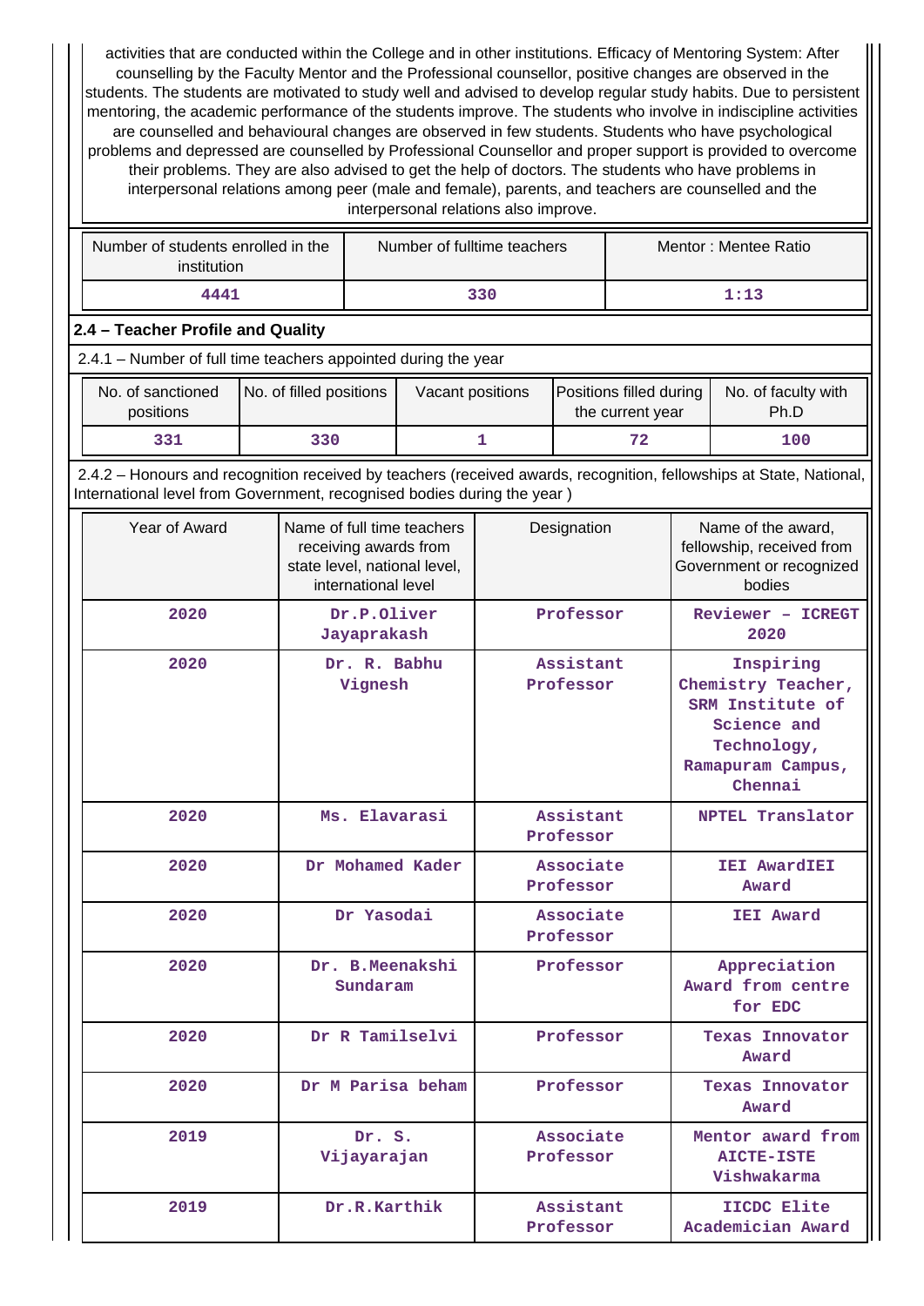activities that are conducted within the College and in other institutions. Efficacy of Mentoring System: After counselling by the Faculty Mentor and the Professional counsellor, positive changes are observed in the students. The students are motivated to study well and advised to develop regular study habits. Due to persistent mentoring, the academic performance of the students improve. The students who involve in indiscipline activities are counselled and behavioural changes are observed in few students. Students who have psychological problems and depressed are counselled by Professional Counsellor and proper support is provided to overcome their problems. They are also advised to get the help of doctors. The students who have problems in interpersonal relations among peer (male and female), parents, and teachers are counselled and the interpersonal relations also improve.

| Number of students enrolled in the institution | Number of fulltime teachers | Mentor : Mentee Ratio |
|---|---|---|
| 4441 | 330 | 1:13 |

### 2.4 – Teacher Profile and Quality

2.4.1 – Number of full time teachers appointed during the year

| No. of sanctioned positions | No. of filled positions | Vacant positions | Positions filled during the current year | No. of faculty with Ph.D |
|---|---|---|---|---|
| 331 | 330 | 1 | 72 | 100 |

2.4.2 – Honours and recognition received by teachers (received awards, recognition, fellowships at State, National, International level from Government, recognised bodies during the year )

| Year of Award | Name of full time teachers receiving awards from state level, national level, international level | Designation | Name of the award, fellowship, received from Government or recognized bodies |
|---|---|---|---|
| 2020 | Dr.P.Oliver Jayaprakash | Professor | Reviewer – ICREGT 2020 |
| 2020 | Dr. R. Babhu Vignesh | Assistant Professor | Inspiring Chemistry Teacher, SRM Institute of Science and Technology, Ramapuram Campus, Chennai |
| 2020 | Ms. Elavarasi | Assistant Professor | NPTEL Translator |
| 2020 | Dr Mohamed Kader | Associate Professor | IEI AwardIEI Award |
| 2020 | Dr Yasodai | Associate Professor | IEI Award |
| 2020 | Dr. B.Meenakshi Sundaram | Professor | Appreciation Award from centre for EDC |
| 2020 | Dr R Tamilselvi | Professor | Texas Innovator Award |
| 2020 | Dr M Parisa beham | Professor | Texas Innovator Award |
| 2019 | Dr. S. Vijayarajan | Associate Professor | Mentor award from AICTE-ISTE Vishwakarma |
| 2019 | Dr.R.Karthik | Assistant Professor | IICDC Elite Academician Award |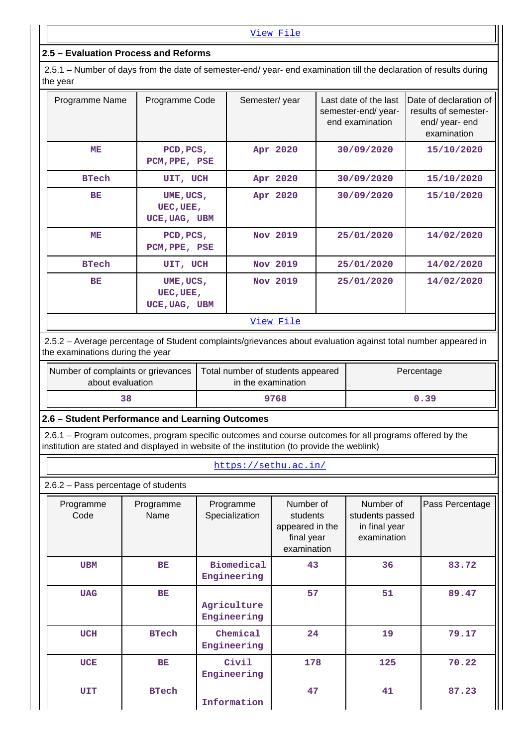View File

## 2.5 – Evaluation Process and Reforms

2.5.1 – Number of days from the date of semester-end/ year- end examination till the declaration of results during the year

| Programme Name | Programme Code | Semester/ year | Last date of the last semester-end/ year- end examination | Date of declaration of results of semester-end/ year- end examination |
|---|---|---|---|---|
| ME | PCD,PCS, PCM,PPE, PSE | Apr 2020 | 30/09/2020 | 15/10/2020 |
| BTech | UIT, UCH | Apr 2020 | 30/09/2020 | 15/10/2020 |
| BE | UME,UCS, UEC,UEE, UCE,UAG, UBM | Apr 2020 | 30/09/2020 | 15/10/2020 |
| ME | PCD,PCS, PCM,PPE, PSE | Nov 2019 | 25/01/2020 | 14/02/2020 |
| BTech | UIT, UCH | Nov 2019 | 25/01/2020 | 14/02/2020 |
| BE | UME,UCS, UEC,UEE, UCE,UAG, UBM | Nov 2019 | 25/01/2020 | 14/02/2020 |

View File

2.5.2 – Average percentage of Student complaints/grievances about evaluation against total number appeared in the examinations during the year

| Number of complaints or grievances about evaluation | Total number of students appeared in the examination | Percentage |
|---|---|---|
| 38 | 9768 | 0.39 |

## 2.6 – Student Performance and Learning Outcomes

2.6.1 – Program outcomes, program specific outcomes and course outcomes for all programs offered by the institution are stated and displayed in website of the institution (to provide the weblink)

https://sethu.ac.in/

2.6.2 – Pass percentage of students

| Programme Code | Programme Name | Programme Specialization | Number of students appeared in the final year examination | Number of students passed in final year examination | Pass Percentage |
|---|---|---|---|---|---|
| UBM | BE | Biomedical Engineering | 43 | 36 | 83.72 |
| UAG | BE | Agriculture Engineering | 57 | 51 | 89.47 |
| UCH | BTech | Chemical Engineering | 24 | 19 | 79.17 |
| UCE | BE | Civil Engineering | 178 | 125 | 70.22 |
| UIT | BTech | Information | 47 | 41 | 87.23 |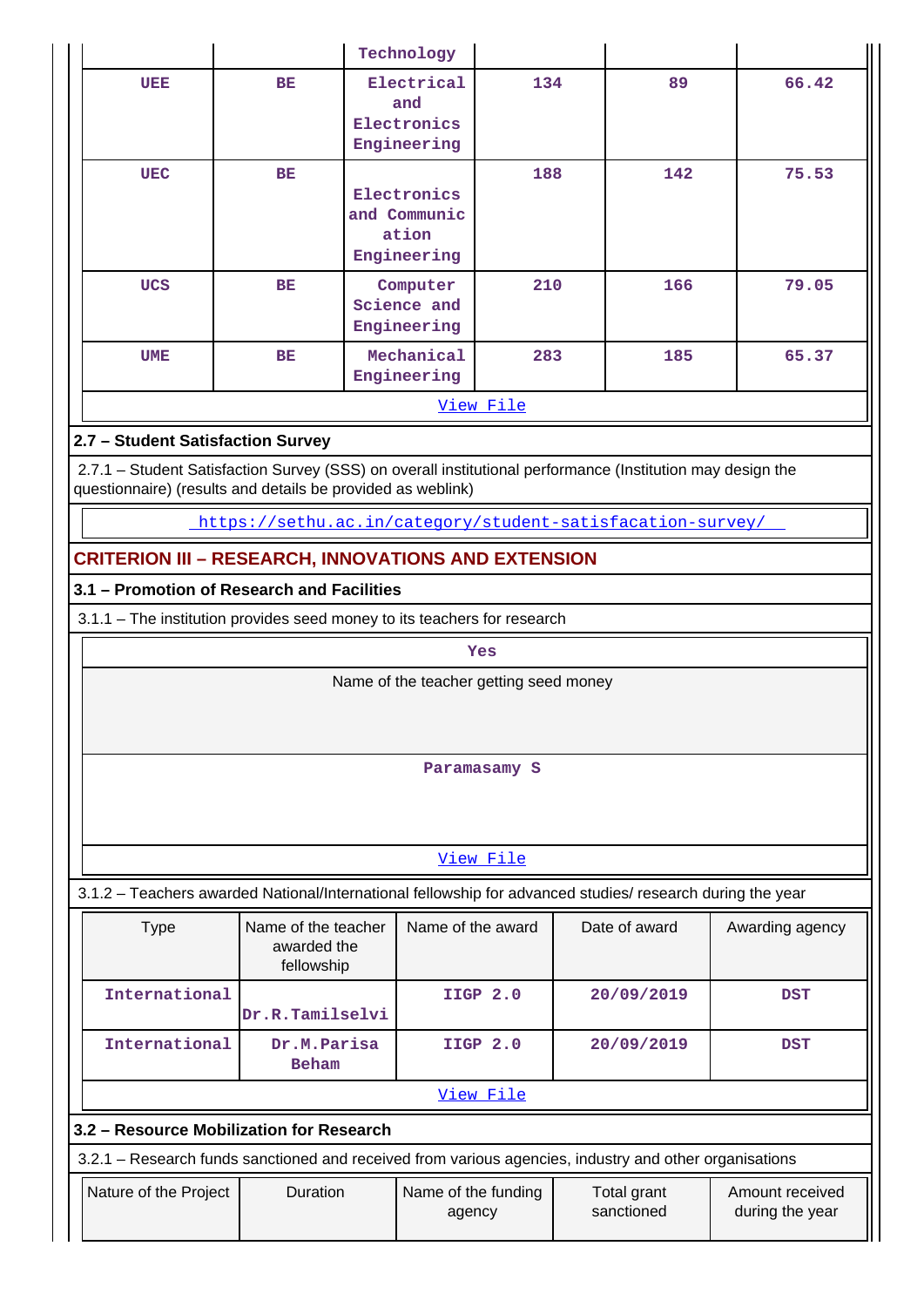|  |  | Technology |  |  |  |
|---|---|---|---|---|---|
| UEE | BE | Electrical and Electronics Engineering | 134 | 89 | 66.42 |
| UEC | BE | Electronics and Communication Engineering | 188 | 142 | 75.53 |
| UCS | BE | Computer Science and Engineering | 210 | 166 | 79.05 |
| UME | BE | Mechanical Engineering | 283 | 185 | 65.37 |

View File

## 2.7 – Student Satisfaction Survey

2.7.1 – Student Satisfaction Survey (SSS) on overall institutional performance (Institution may design the questionnaire) (results and details be provided as weblink)

https://sethu.ac.in/category/student-satisfacation-survey/

# CRITERION III – RESEARCH, INNOVATIONS AND EXTENSION

## 3.1 – Promotion of Research and Facilities

3.1.1 – The institution provides seed money to its teachers for research

Yes

| Name of the teacher getting seed money |
|---|
| Paramasamy S |

View File

3.1.2 – Teachers awarded National/International fellowship for advanced studies/ research during the year

| Type | Name of the teacher awarded the fellowship | Name of the award | Date of award | Awarding agency |
|---|---|---|---|---|
| International | Dr.R.Tamilselvi | IIGP 2.0 | 20/09/2019 | DST |
| International | Dr.M.Parisa Beham | IIGP 2.0 | 20/09/2019 | DST |

View File

## 3.2 – Resource Mobilization for Research

3.2.1 – Research funds sanctioned and received from various agencies, industry and other organisations

| Nature of the Project | Duration | Name of the funding agency | Total grant sanctioned | Amount received during the year |
|---|---|---|---|---|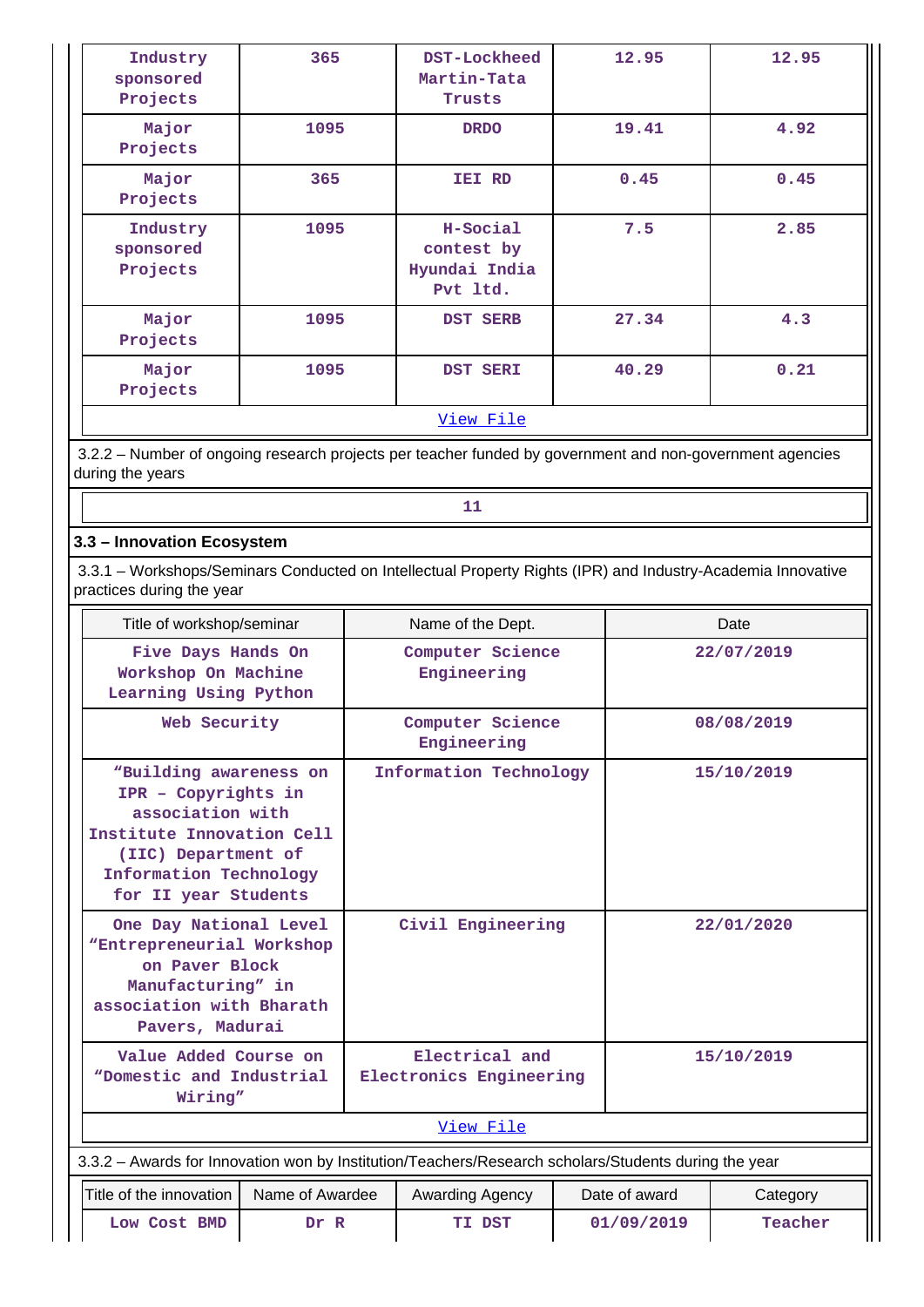| Industry sponsored Projects | 365 | DST-Lockheed Martin-Tata Trusts | 12.95 | 12.95 |
|---|---|---|---|---|
| Major Projects | 1095 | DRDO | 19.41 | 4.92 |
| Major Projects | 365 | IEI RD | 0.45 | 0.45 |
| Industry sponsored Projects | 1095 | H-Social contest by Hyundai India Pvt ltd. | 7.5 | 2.85 |
| Major Projects | 1095 | DST SERB | 27.34 | 4.3 |
| Major Projects | 1095 | DST SERI | 40.29 | 0.21 |
| View File | | | | |

3.2.2 – Number of ongoing research projects per teacher funded by government and non-government agencies during the years

| 11 |
|---|

## 3.3 – Innovation Ecosystem

3.3.1 – Workshops/Seminars Conducted on Intellectual Property Rights (IPR) and Industry-Academia Innovative practices during the year

| Title of workshop/seminar | Name of the Dept. | Date |
|---|---|---|
| Five Days Hands On Workshop On Machine Learning Using Python | Computer Science Engineering | 22/07/2019 |
| Web Security | Computer Science Engineering | 08/08/2019 |
| "Building awareness on IPR – Copyrights in association with Institute Innovation Cell (IIC) Department of Information Technology for II year Students | Information Technology | 15/10/2019 |
| One Day National Level "Entrepreneurial Workshop on Paver Block Manufacturing" in association with Bharath Pavers, Madurai | Civil Engineering | 22/01/2020 |
| Value Added Course on "Domestic and Industrial Wiring" | Electrical and Electronics Engineering | 15/10/2019 |
| View File | | |

3.3.2 – Awards for Innovation won by Institution/Teachers/Research scholars/Students during the year

| Title of the innovation | Name of Awardee | Awarding Agency | Date of award | Category |
|---|---|---|---|---|
| Low Cost BMD | Dr R | TI DST | 01/09/2019 | Teacher |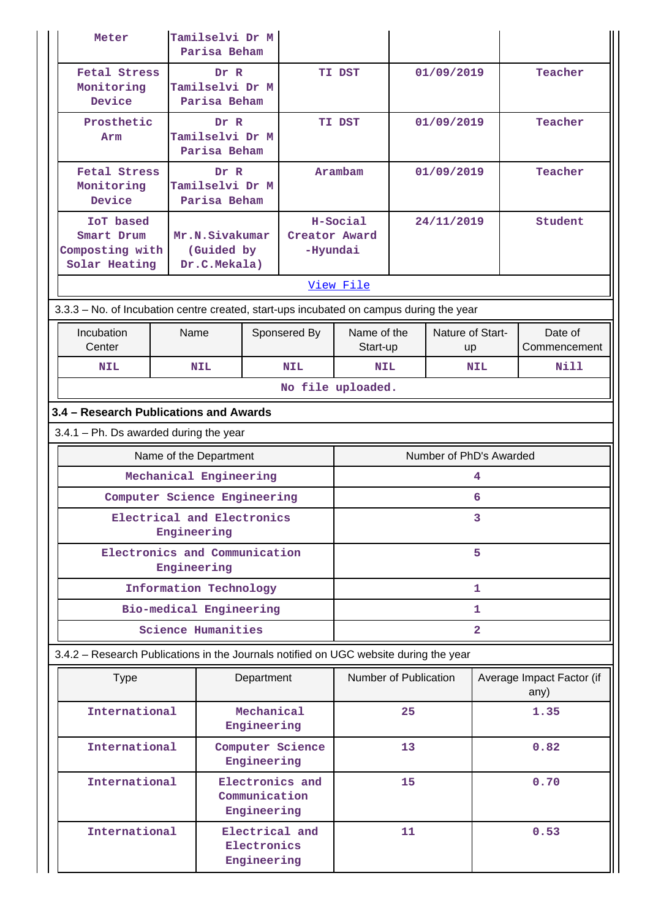| | | | | |
|---|---|---|---|---|
| Meter | Tamilselvi Dr M Parisa Beham | | | |
| Fetal Stress Monitoring Device | Dr R Tamilselvi Dr M Parisa Beham | TI DST | 01/09/2019 | Teacher |
| Prosthetic Arm | Dr R Tamilselvi Dr M Parisa Beham | TI DST | 01/09/2019 | Teacher |
| Fetal Stress Monitoring Device | Dr R Tamilselvi Dr M Parisa Beham | Arambam | 01/09/2019 | Teacher |
| IoT based Smart Drum Composting with Solar Heating | Mr.N.Sivakumar (Guided by Dr.C.Mekala) | H-Social Creator Award -Hyundai | 24/11/2019 | Student |

View File

3.3.3 – No. of Incubation centre created, start-ups incubated on campus during the year

| Incubation Center | Name | Sponsered By | Name of the Start-up | Nature of Start-up | Date of Commencement |
|---|---|---|---|---|---|
| NIL | NIL | NIL | NIL | NIL | Nill |

No file uploaded.

### 3.4 – Research Publications and Awards

3.4.1 – Ph. Ds awarded during the year

| Name of the Department | Number of PhD's Awarded |
|---|---|
| Mechanical Engineering | 4 |
| Computer Science Engineering | 6 |
| Electrical and Electronics Engineering | 3 |
| Electronics and Communication Engineering | 5 |
| Information Technology | 1 |
| Bio-medical Engineering | 1 |
| Science Humanities | 2 |

3.4.2 – Research Publications in the Journals notified on UGC website during the year

| Type | Department | Number of Publication | Average Impact Factor (if any) |
|---|---|---|---|
| International | Mechanical Engineering | 25 | 1.35 |
| International | Computer Science Engineering | 13 | 0.82 |
| International | Electronics and Communication Engineering | 15 | 0.70 |
| International | Electrical and Electronics Engineering | 11 | 0.53 |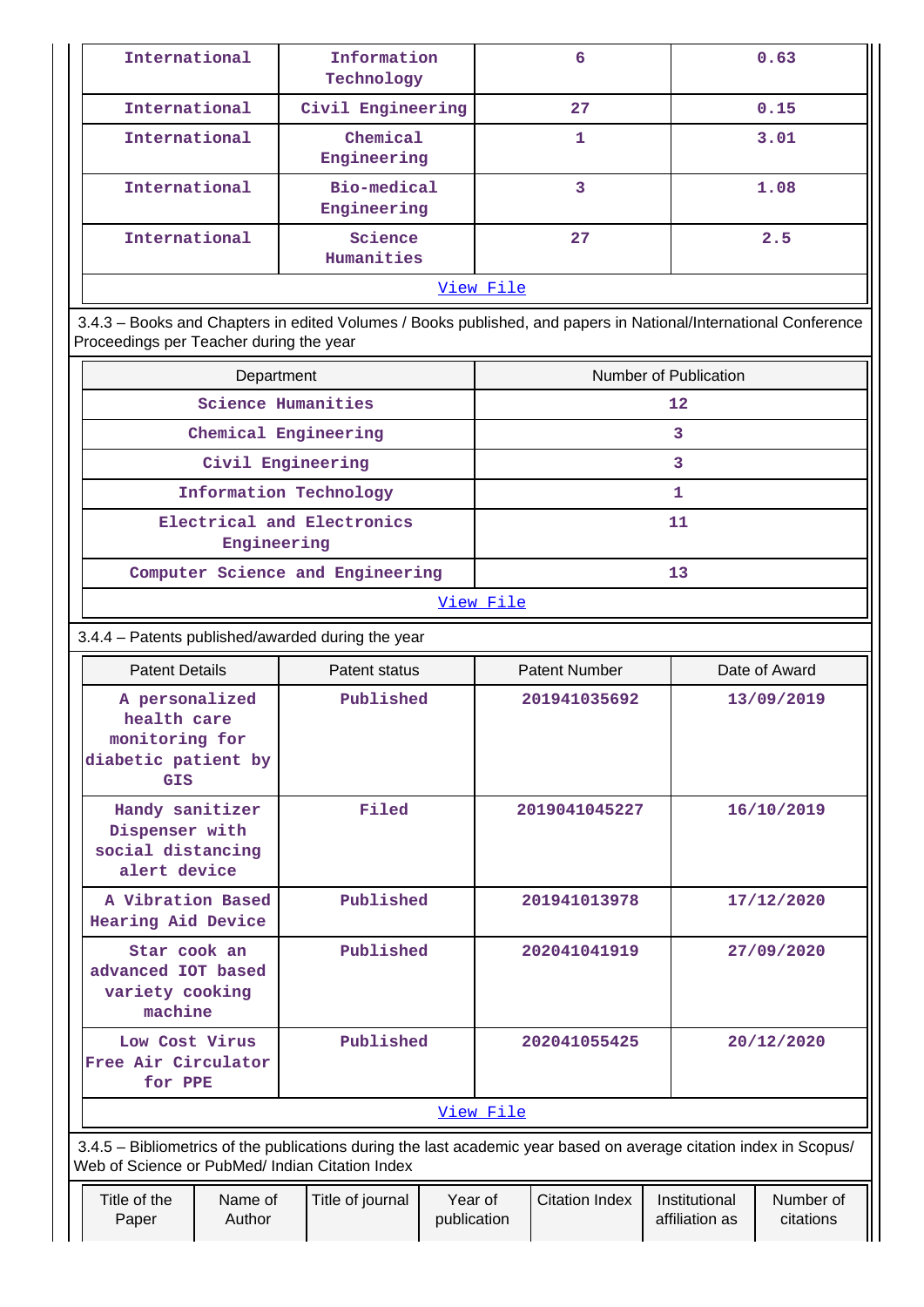| International | Information Technology | 6 | 0.63 |
|---|---|---|---|
| International | Civil Engineering | 27 | 0.15 |
| International | Chemical Engineering | 1 | 3.01 |
| International | Bio-medical Engineering | 3 | 1.08 |
| International | Science Humanities | 27 | 2.5 |

View File

3.4.3 – Books and Chapters in edited Volumes / Books published, and papers in National/International Conference Proceedings per Teacher during the year

| Department | Number of Publication |
|---|---|
| Science Humanities | 12 |
| Chemical Engineering | 3 |
| Civil Engineering | 3 |
| Information Technology | 1 |
| Electrical and Electronics Engineering | 11 |
| Computer Science and Engineering | 13 |

View File

3.4.4 – Patents published/awarded during the year

| Patent Details | Patent status | Patent Number | Date of Award |
|---|---|---|---|
| A personalized health care monitoring for diabetic patient by GIS | Published | 201941035692 | 13/09/2019 |
| Handy sanitizer Dispenser with social distancing alert device | Filed | 2019041045227 | 16/10/2019 |
| A Vibration Based Hearing Aid Device | Published | 201941013978 | 17/12/2020 |
| Star cook an advanced IOT based variety cooking machine | Published | 202041041919 | 27/09/2020 |
| Low Cost Virus Free Air Circulator for PPE | Published | 202041055425 | 20/12/2020 |

View File

3.4.5 – Bibliometrics of the publications during the last academic year based on average citation index in Scopus/ Web of Science or PubMed/ Indian Citation Index

| Title of the Paper | Name of Author | Title of journal | Year of publication | Citation Index | Institutional affiliation as | Number of citations |
|---|---|---|---|---|---|---|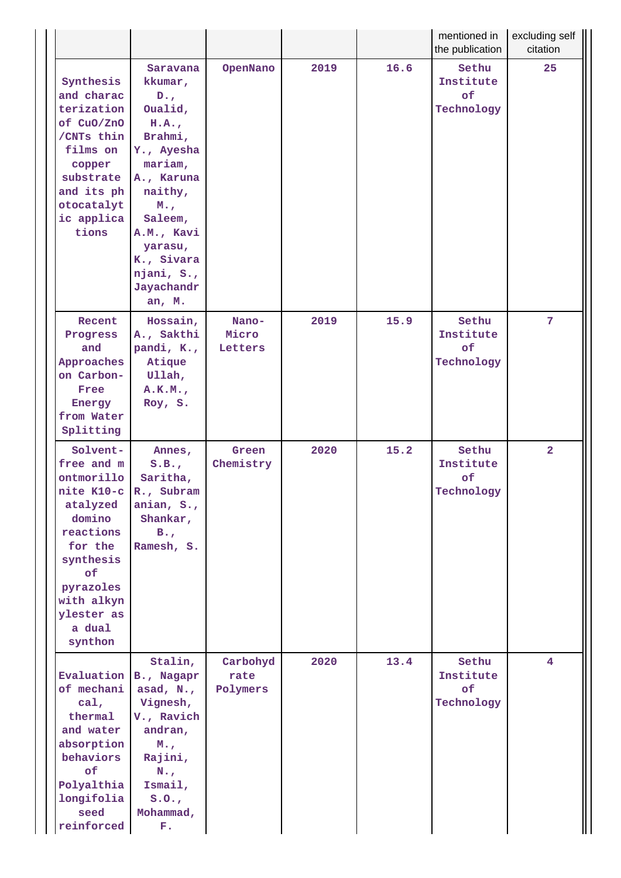| | | | | | mentioned in the publication | excluding self citation |
|---|---|---|---|---|---|---|
| Synthesis and characterization of CuO/ZnO /CNTs thin films on copper substrate and its photocatalytic applications | Saravanakkumar, D., Oualid, H.A., Brahmi, Y., Ayesha mariam, A., Karunanaithy, M., Saleem, A.M., Kaviyarasu, K., Sivaranjani, S., Jayachandran, M. | OpenNano | 2019 | 16.6 | Sethu Institute of Technology | 25 |
| Recent Progress and Approaches on Carbon-Free Energy from Water Splitting | Hossain, A., Sakthipandi, K., Atique Ullah, A.K.M., Roy, S. | Nano-Micro Letters | 2019 | 15.9 | Sethu Institute of Technology | 7 |
| Solvent-free and montmorillonite K10-catalyzed domino reactions for the synthesis of pyrazoles with alkynylester as a dual synthon | Annes, S.B., Saritha, R., Subramanian, S., Shankar, B., Ramesh, S. | Green Chemistry | 2020 | 15.2 | Sethu Institute of Technology | 2 |
| Evaluation of mechanical, thermal and water absorption behaviors of Polyalthia longifolia seed reinforced | Stalin, B., Nagaprasad, N., Vignesh, V., Ravichandran, M., Rajini, N., Ismail, S.O., Mohammad, F. | Carbohydrate Polymers | 2020 | 13.4 | Sethu Institute of Technology | 4 |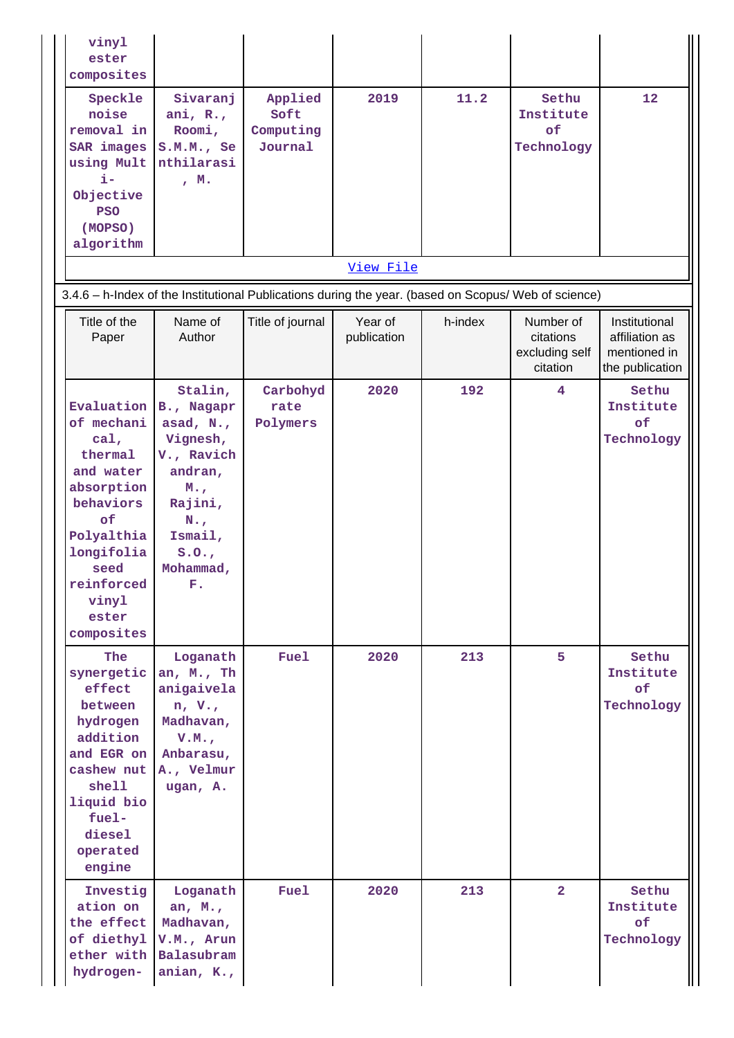| | | | | | | |
|---|---|---|---|---|---|---|
| vinyl ester composites | | | | | | |
| Speckle noise removal in SAR images using Multi-Objective PSO (MOPSO) algorithm | Sivaranjani, R., Roomi, S.M.M., Senthilarasi, M. | Applied Soft Computing Journal | 2019 | 11.2 | Sethu Institute of Technology | 12 |

View File

3.4.6 – h-Index of the Institutional Publications during the year. (based on Scopus/ Web of science)

| Title of the Paper | Name of Author | Title of journal | Year of publication | h-index | Number of citations excluding self citation | Institutional affiliation as mentioned in the publication |
|---|---|---|---|---|---|---|
| Evaluation of mechanical, thermal and water absorption behaviors of Polyalthia longifolia seed reinforced vinyl ester composites | Stalin, B., Nagaprasad, N., Vignesh, V., Ravichandran, M., Rajini, N., Ismail, S.O., Mohammad, F. | Carbohydrate Polymers | 2020 | 192 | 4 | Sethu Institute of Technology |
| The synergetic effect between hydrogen addition and EGR on cashew nut shell liquid bio fuel-diesel operated engine | Loganathan, M., Thanigaivelan, V., Madhavan, V.M., Anbarasu, A., Velmurugan, A. | Fuel | 2020 | 213 | 5 | Sethu Institute of Technology |
| Investigation on the effect of diethyl ether with hydrogen- | Loganathan, M., Madhavan, V.M., Arun Balasubramanian, K., | Fuel | 2020 | 213 | 2 | Sethu Institute of Technology |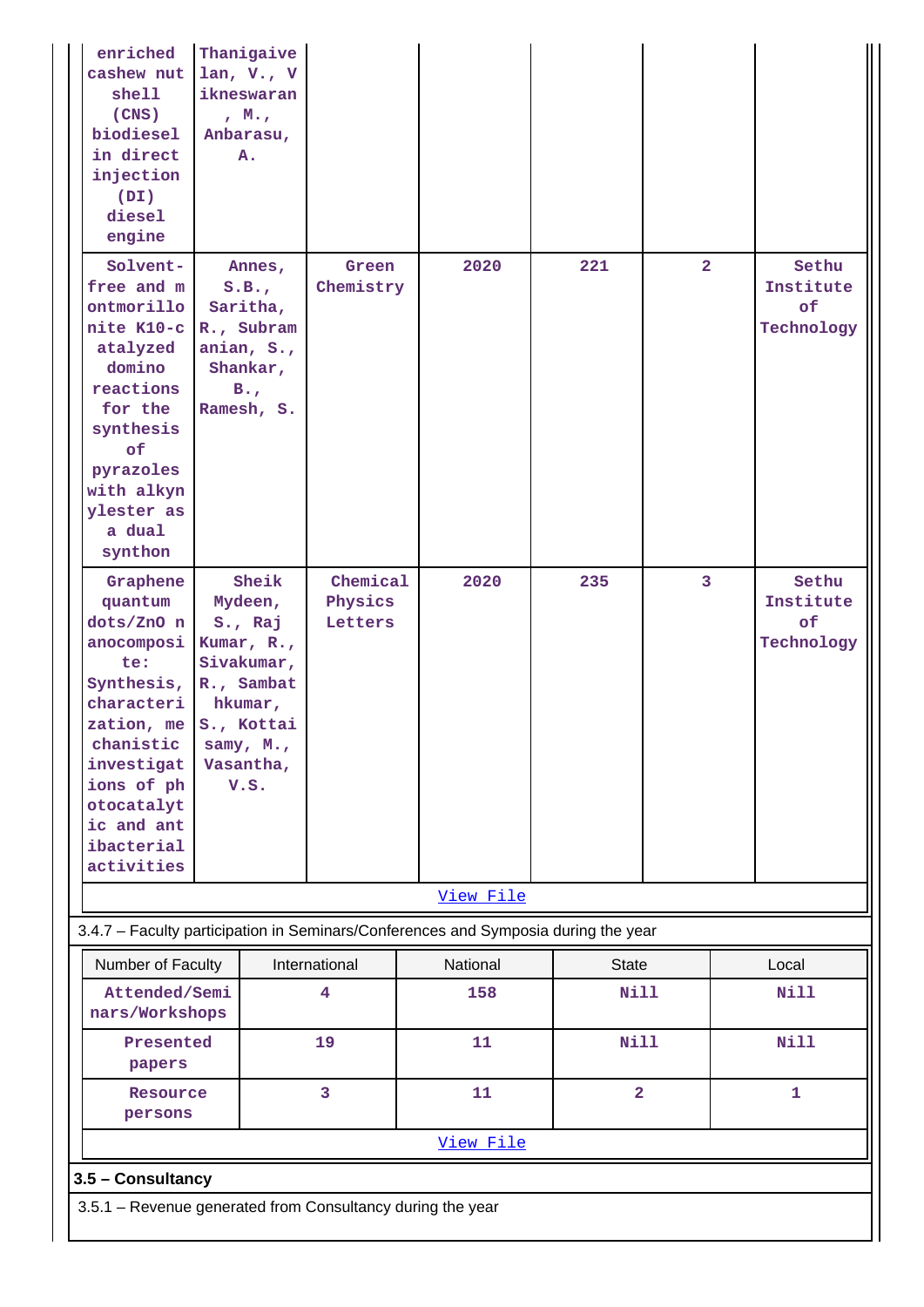| | | | | | | |
|---|---|---|---|---|---|---|
| enriched cashew nut shell (CNS) biodiesel in direct injection (DI) diesel engine | Thanigaivelan, V., Vikneswaran, M., Anbarasu, A. | | | | | |
| Solvent-free and montmorillonite K10-catalyzed domino reactions for the synthesis of pyrazoles with alkynylester as a dual synthon | Annes, S.B., Saritha, R., Subramanian, S., Shankar, B., Ramesh, S. | Green Chemistry | 2020 | 221 | 2 | Sethu Institute of Technology |
| Graphene quantum dots/ZnO nanocomposite: Synthesis, characterization, mechanistic investigations of photocatalytic and antibacterial activities | Sheik Mydeen, S., Raj Kumar, R., Sivakumar, R., Sambathkumar, S., Kottaisamy, M., Vasantha, V.S. | Chemical Physics Letters | 2020 | 235 | 3 | Sethu Institute of Technology |

View File

3.4.7 – Faculty participation in Seminars/Conferences and Symposia during the year

| Number of Faculty | International | National | State | Local |
|---|---|---|---|---|
| Attended/Seminars/Workshops | 4 | 158 | Nill | Nill |
| Presented papers | 19 | 11 | Nill | Nill |
| Resource persons | 3 | 11 | 2 | 1 |

View File

## 3.5 – Consultancy

3.5.1 – Revenue generated from Consultancy during the year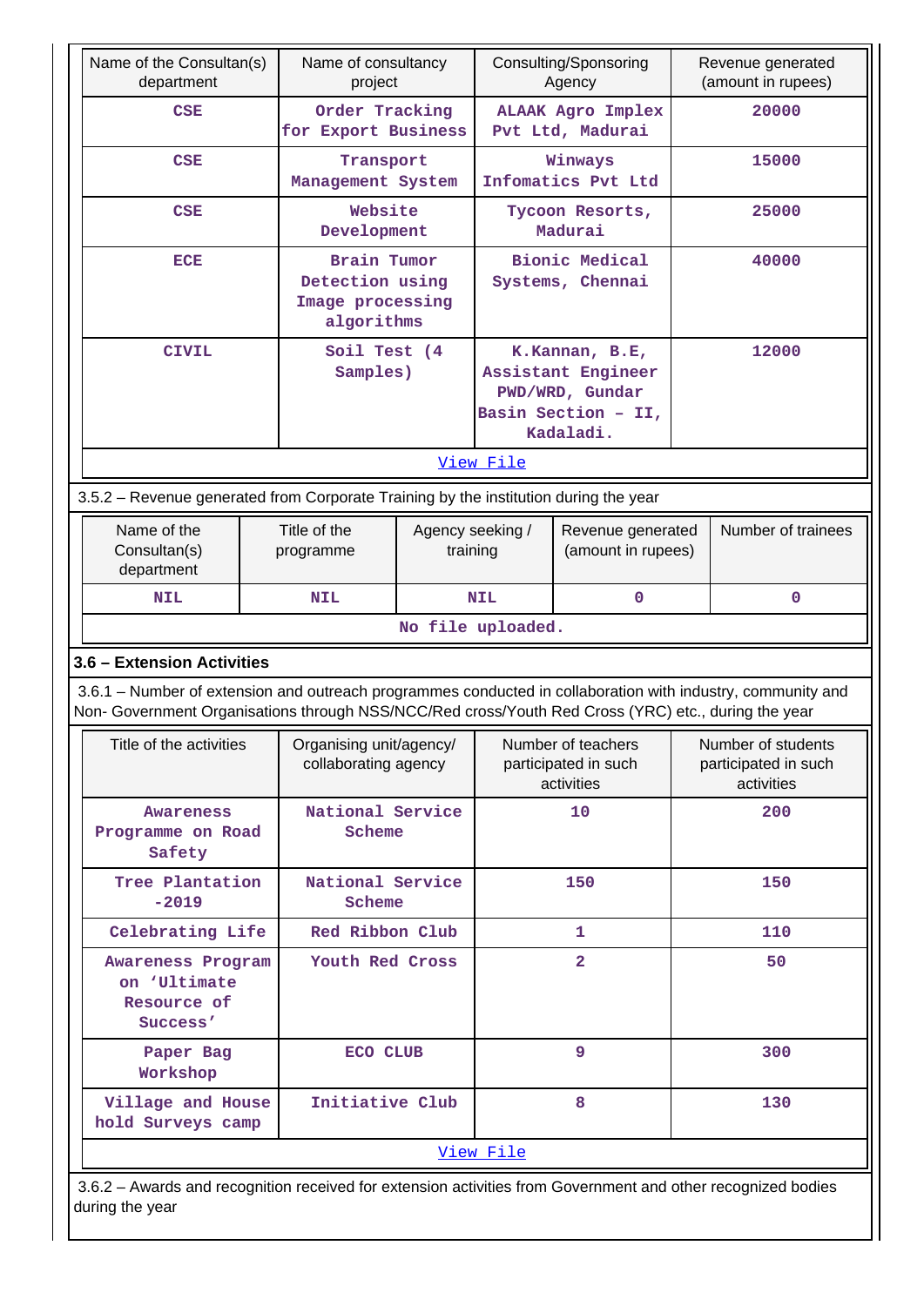| Name of the Consultan(s) department | Name of consultancy project | Consulting/Sponsoring Agency | Revenue generated (amount in rupees) |
|---|---|---|---|
| CSE | Order Tracking for Export Business | ALAAK Agro Implex Pvt Ltd, Madurai | 20000 |
| CSE | Transport Management System | Winways Infomatics Pvt Ltd | 15000 |
| CSE | Website Development | Tycoon Resorts, Madurai | 25000 |
| ECE | Brain Tumor Detection using Image processing algorithms | Bionic Medical Systems, Chennai | 40000 |
| CIVIL | Soil Test (4 Samples) | K.Kannan, B.E, Assistant Engineer PWD/WRD, Gundar Basin Section – II, Kadaladi. | 12000 |
| View File | | | |

3.5.2 – Revenue generated from Corporate Training by the institution during the year

| Name of the Consultan(s) department | Title of the programme | Agency seeking / training | Revenue generated (amount in rupees) | Number of trainees |
|---|---|---|---|---|
| NIL | NIL | NIL | 0 | 0 |
| No file uploaded. | | | | |

### 3.6 – Extension Activities

3.6.1 – Number of extension and outreach programmes conducted in collaboration with industry, community and Non- Government Organisations through NSS/NCC/Red cross/Youth Red Cross (YRC) etc., during the year

| Title of the activities | Organising unit/agency/ collaborating agency | Number of teachers participated in such activities | Number of students participated in such activities |
|---|---|---|---|
| Awareness Programme on Road Safety | National Service Scheme | 10 | 200 |
| Tree Plantation -2019 | National Service Scheme | 150 | 150 |
| Celebrating Life | Red Ribbon Club | 1 | 110 |
| Awareness Program on 'Ultimate Resource of Success' | Youth Red Cross | 2 | 50 |
| Paper Bag Workshop | ECO CLUB | 9 | 300 |
| Village and House hold Surveys camp | Initiative Club | 8 | 130 |
| View File | | | |

3.6.2 – Awards and recognition received for extension activities from Government and other recognized bodies during the year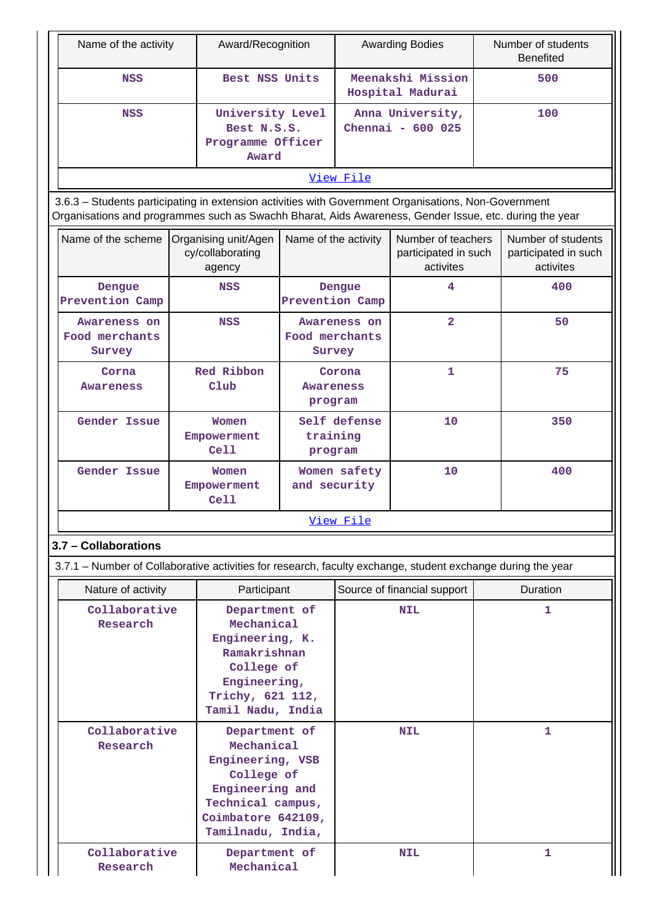| Name of the activity | Award/Recognition | Awarding Bodies | Number of students Benefited |
|---|---|---|---|
| NSS | Best NSS Units | Meenakshi Mission Hospital Madurai | 500 |
| NSS | University Level Best N.S.S. Programme Officer Award | Anna University, Chennai - 600 025 | 100 |

View File

3.6.3 – Students participating in extension activities with Government Organisations, Non-Government Organisations and programmes such as Swachh Bharat, Aids Awareness, Gender Issue, etc. during the year

| Name of the scheme | Organising unit/Agency/collaborating agency | Name of the activity | Number of teachers participated in such activites | Number of students participated in such activites |
|---|---|---|---|---|
| Dengue Prevention Camp | NSS | Dengue Prevention Camp | 4 | 400 |
| Awareness on Food merchants Survey | NSS | Awareness on Food merchants Survey | 2 | 50 |
| Corna Awareness | Red Ribbon Club | Corona Awareness program | 1 | 75 |
| Gender Issue | Women Empowerment Cell | Self defense training program | 10 | 350 |
| Gender Issue | Women Empowerment Cell | Women safety and security | 10 | 400 |

View File

### 3.7 – Collaborations

3.7.1 – Number of Collaborative activities for research, faculty exchange, student exchange during the year

| Nature of activity | Participant | Source of financial support | Duration |
|---|---|---|---|
| Collaborative Research | Department of Mechanical Engineering, K. Ramakrishnan College of Engineering, Trichy, 621 112, Tamil Nadu, India | NIL | 1 |
| Collaborative Research | Department of Mechanical Engineering, VSB College of Engineering and Technical campus, Coimbatore 642109, Tamilnadu, India, | NIL | 1 |
| Collaborative Research | Department of Mechanical | NIL | 1 |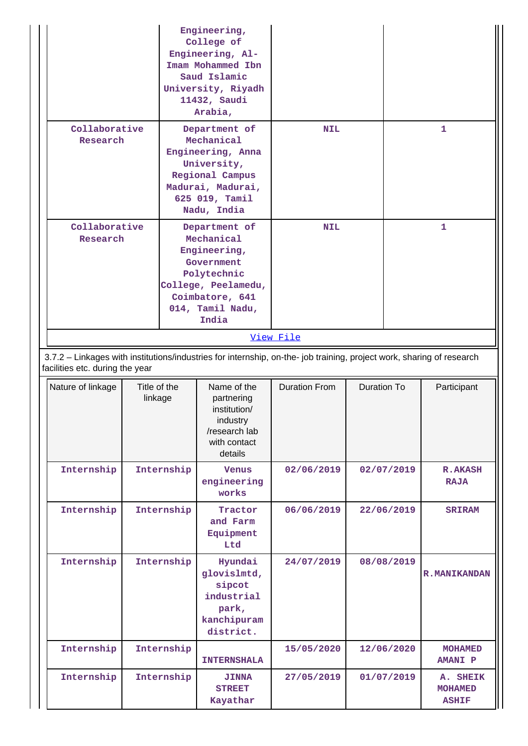| | | | |
|---|---|---|---|
| | Engineering, College of Engineering, Al-Imam Mohammed Ibn Saud Islamic University, Riyadh 11432, Saudi Arabia, | | |
| Collaborative Research | Department of Mechanical Engineering, Anna University, Regional Campus Madurai, Madurai, 625 019, Tamil Nadu, India | NIL | 1 |
| Collaborative Research | Department of Mechanical Engineering, Government Polytechnic College, Peelamedu, Coimbatore, 641 014, Tamil Nadu, India | NIL | 1 |

View File

3.7.2 – Linkages with institutions/industries for internship, on-the- job training, project work, sharing of research facilities etc. during the year

| Nature of linkage | Title of the linkage | Name of the partnering institution/ industry /research lab with contact details | Duration From | Duration To | Participant |
|---|---|---|---|---|---|
| Internship | Internship | Venus engineering works | 02/06/2019 | 02/07/2019 | R.AKASH RAJA |
| Internship | Internship | Tractor and Farm Equipment Ltd | 06/06/2019 | 22/06/2019 | SRIRAM |
| Internship | Internship | Hyundai glovislmtd, sipcot industrial park, kanchipuram district. | 24/07/2019 | 08/08/2019 | R.MANIKANDAN |
| Internship | Internship | INTERNSHALA | 15/05/2020 | 12/06/2020 | MOHAMED AMANI P |
| Internship | Internship | JINNA STREET Kayathar | 27/05/2019 | 01/07/2019 | A. SHEIK MOHAMED ASHIF |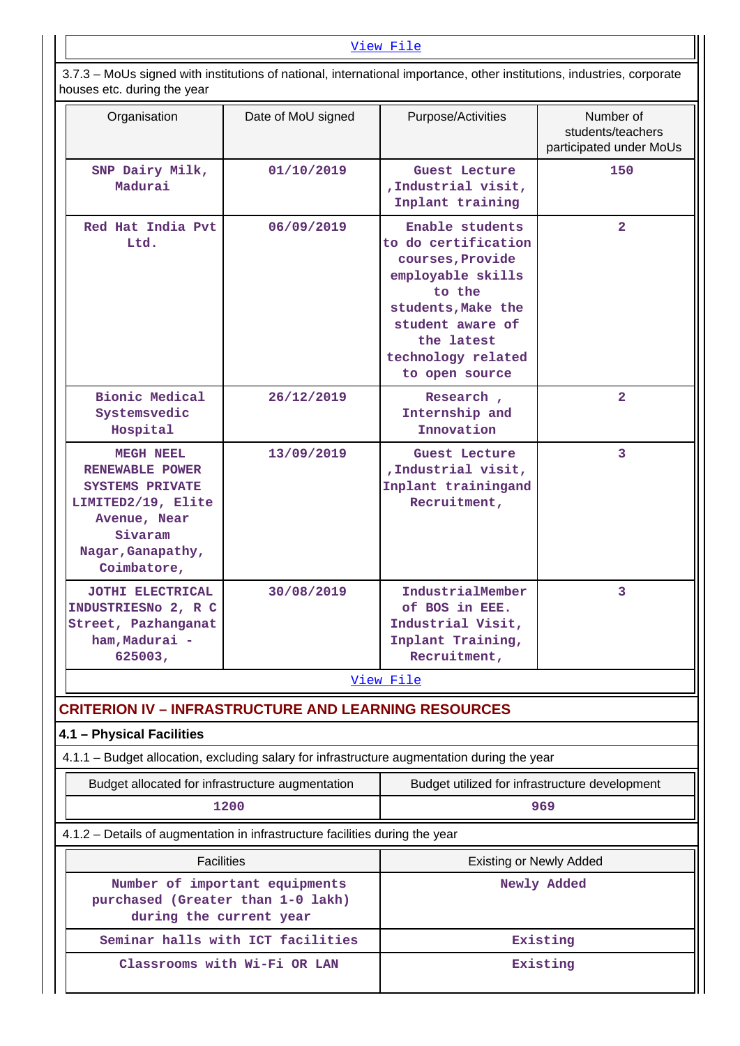View File

3.7.3 – MoUs signed with institutions of national, international importance, other institutions, industries, corporate houses etc. during the year

| Organisation | Date of MoU signed | Purpose/Activities | Number of students/teachers participated under MoUs |
|---|---|---|---|
| SNP Dairy Milk, Madurai | 01/10/2019 | Guest Lecture ,Industrial visit, Inplant training | 150 |
| Red Hat India Pvt Ltd. | 06/09/2019 | Enable students to do certification courses,Provide employable skills to the students,Make the student aware of the latest technology related to open source | 2 |
| Bionic Medical Systemsvedic Hospital | 26/12/2019 | Research , Internship and Innovation | 2 |
| MEGH NEEL RENEWABLE POWER SYSTEMS PRIVATE LIMITED2/19, Elite Avenue, Near Sivaram Nagar,Ganapathy, Coimbatore, | 13/09/2019 | Guest Lecture ,Industrial visit, Inplant trainingand Recruitment, | 3 |
| JOTHI ELECTRICAL INDUSTRIESNo 2, R C Street, Pazhanganatham,Madurai - 625003, | 30/08/2019 | IndustrialMember of BOS in EEE. Industrial Visit, Inplant Training, Recruitment, | 3 |

View File

## CRITERION IV – INFRASTRUCTURE AND LEARNING RESOURCES

### 4.1 – Physical Facilities

4.1.1 – Budget allocation, excluding salary for infrastructure augmentation during the year

| Budget allocated for infrastructure augmentation | Budget utilized for infrastructure development |
|---|---|
| 1200 | 969 |

4.1.2 – Details of augmentation in infrastructure facilities during the year

| Facilities | Existing or Newly Added |
|---|---|
| Number of important equipments purchased (Greater than 1-0 lakh) during the current year | Newly Added |
| Seminar halls with ICT facilities | Existing |
| Classrooms with Wi-Fi OR LAN | Existing |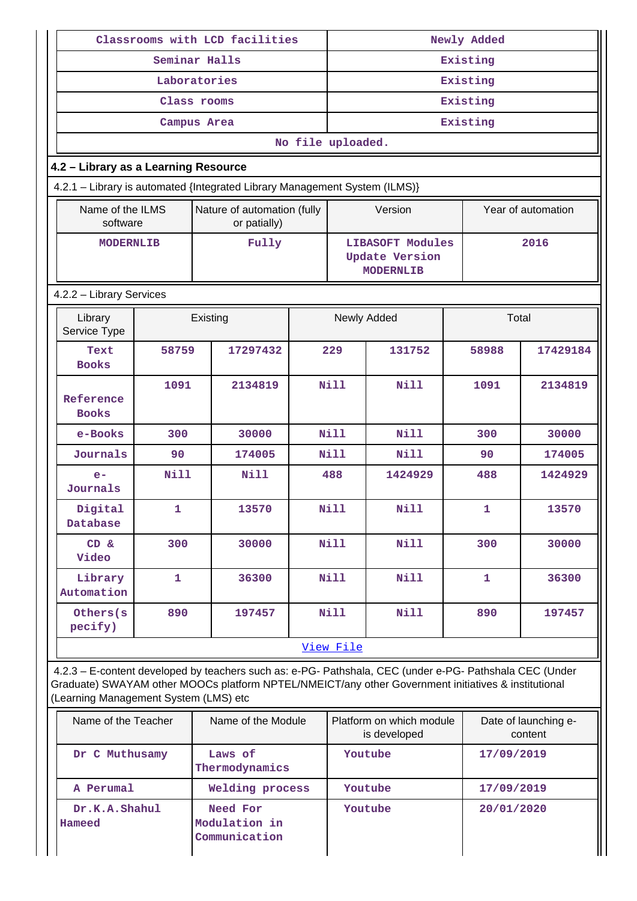| Classrooms with LCD facilities | Newly Added |
|---|---|
| Seminar Halls | Existing |
| Laboratories | Existing |
| Class rooms | Existing |
| Campus Area | Existing |
| No file uploaded. | |

## 4.2 – Library as a Learning Resource

4.2.1 – Library is automated {Integrated Library Management System (ILMS)}

| Name of the ILMS software | Nature of automation (fully or patially) | Version | Year of automation |
|---|---|---|---|
| MODERNLIB | Fully | LIBASOFT Modules Update Version MODERNLIB | 2016 |

4.2.2 – Library Services

| Library Service Type | Existing | | Newly Added | | Total | |
|---|---|---|---|---|---|---|
| Text Books | 58759 | 17297432 | 229 | 131752 | 58988 | 17429184 |
| Reference Books | 1091 | 2134819 | Nill | Nill | 1091 | 2134819 |
| e-Books | 300 | 30000 | Nill | Nill | 300 | 30000 |
| Journals | 90 | 174005 | Nill | Nill | 90 | 174005 |
| e-Journals | Nill | Nill | 488 | 1424929 | 488 | 1424929 |
| Digital Database | 1 | 13570 | Nill | Nill | 1 | 13570 |
| CD & Video | 300 | 30000 | Nill | Nill | 300 | 30000 |
| Library Automation | 1 | 36300 | Nill | Nill | 1 | 36300 |
| Others(specify) | 890 | 197457 | Nill | Nill | 890 | 197457 |
| View File | | | | | | |

4.2.3 – E-content developed by teachers such as: e-PG- Pathshala, CEC (under e-PG- Pathshala CEC (Under Graduate) SWAYAM other MOOCs platform NPTEL/NMEICT/any other Government initiatives & institutional (Learning Management System (LMS) etc

| Name of the Teacher | Name of the Module | Platform on which module is developed | Date of launching e-content |
|---|---|---|---|
| Dr C Muthusamy | Laws of Thermodynamics | Youtube | 17/09/2019 |
| A Perumal | Welding process | Youtube | 17/09/2019 |
| Dr.K.A.Shahul Hameed | Need For Modulation in Communication | Youtube | 20/01/2020 |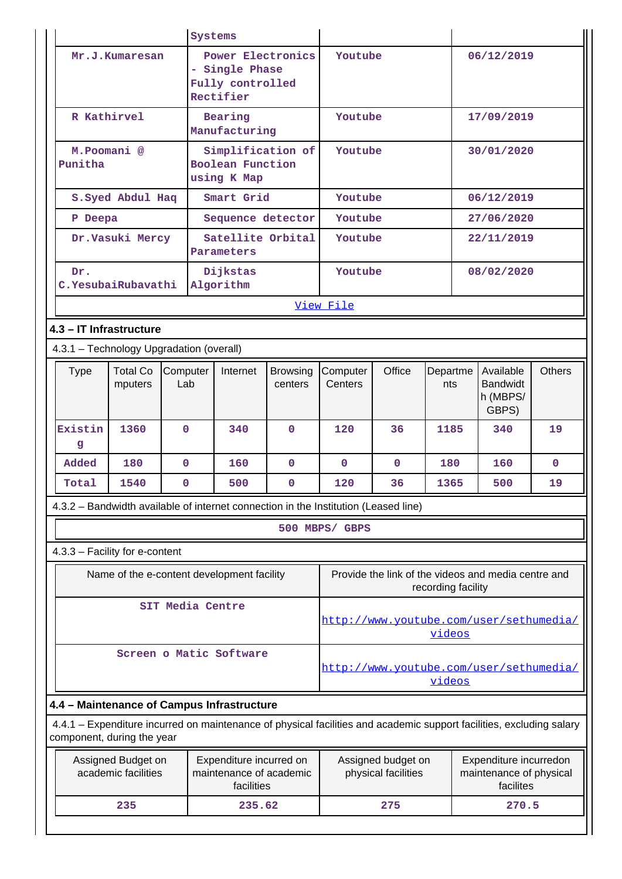| | Systems | | |
|---|---|---|---|
| Mr.J.Kumaresan | Power Electronics - Single Phase Fully controlled Rectifier | Youtube | 06/12/2019 |
| R Kathirvel | Bearing Manufacturing | Youtube | 17/09/2019 |
| M.Poomani @ Punitha | Simplification of Boolean Function using K Map | Youtube | 30/01/2020 |
| S.Syed Abdul Haq | Smart Grid | Youtube | 06/12/2019 |
| P Deepa | Sequence detector | Youtube | 27/06/2020 |
| Dr.Vasuki Mercy | Satellite Orbital Parameters | Youtube | 22/11/2019 |
| Dr. C.YesubaiRubavathi | Dijkstas Algorithm | Youtube | 08/02/2020 |

View File

## 4.3 – IT Infrastructure

4.3.1 – Technology Upgradation (overall)

| Type | Total Computers | Computer Lab | Internet | Browsing centers | Computer Centers | Office | Departments | Available Bandwidth (MBPS/ GBPS) | Others |
|---|---|---|---|---|---|---|---|---|---|
| Existing | 1360 | 0 | 340 | 0 | 120 | 36 | 1185 | 340 | 19 |
| Added | 180 | 0 | 160 | 0 | 0 | 0 | 180 | 160 | 0 |
| Total | 1540 | 0 | 500 | 0 | 120 | 36 | 1365 | 500 | 19 |

4.3.2 – Bandwidth available of internet connection in the Institution (Leased line)

500 MBPS/ GBPS

4.3.3 – Facility for e-content

| Name of the e-content development facility | Provide the link of the videos and media centre and recording facility |
|---|---|
| SIT Media Centre | http://www.youtube.com/user/sethumedia/videos |
| Screen o Matic Software | http://www.youtube.com/user/sethumedia/videos |

## 4.4 – Maintenance of Campus Infrastructure

4.4.1 – Expenditure incurred on maintenance of physical facilities and academic support facilities, excluding salary component, during the year

| Assigned Budget on academic facilities | Expenditure incurred on maintenance of academic facilities | Assigned budget on physical facilities | Expenditure incurredon maintenance of physical facilites |
|---|---|---|---|
| 235 | 235.62 | 275 | 270.5 |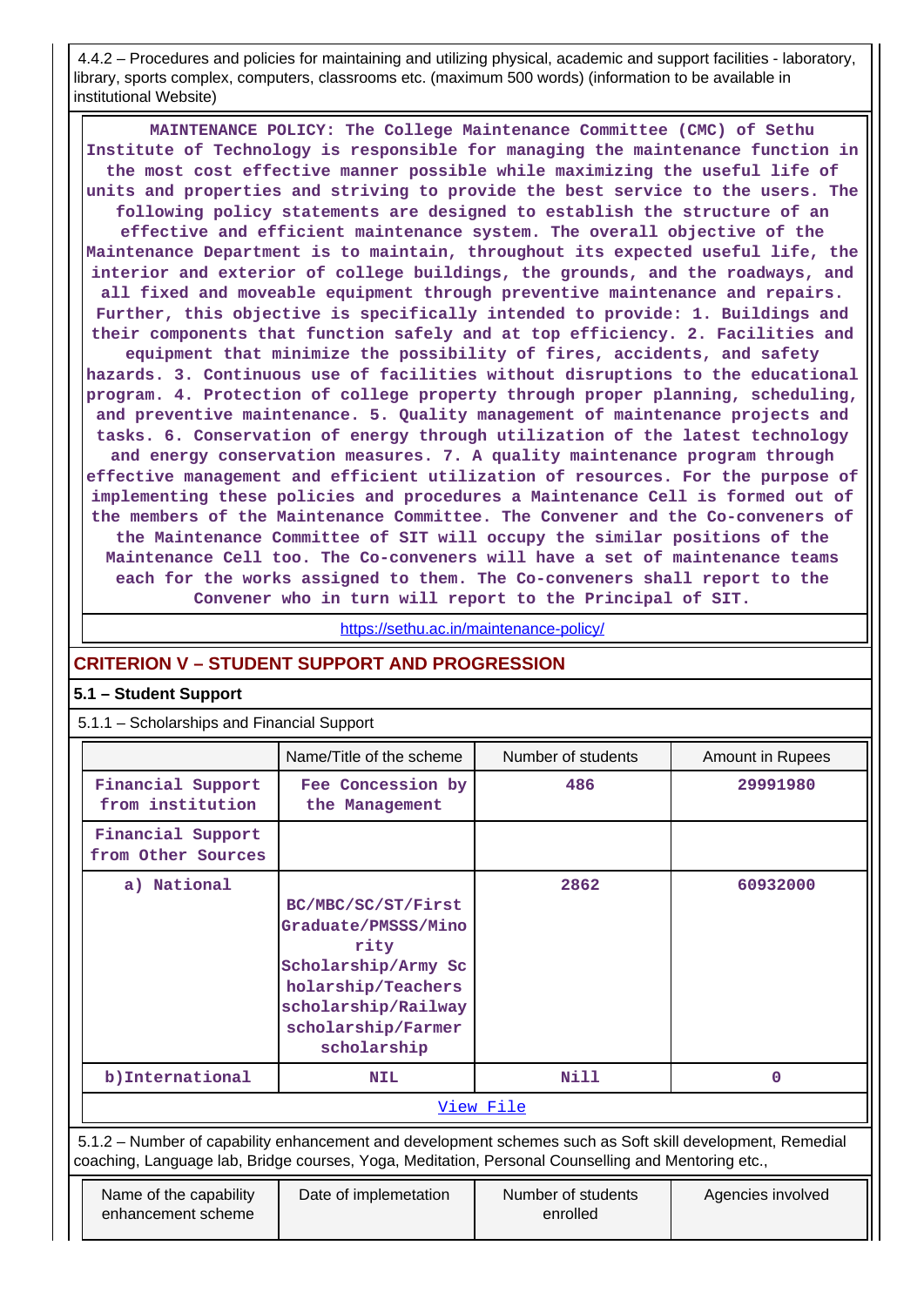4.4.2 – Procedures and policies for maintaining and utilizing physical, academic and support facilities - laboratory, library, sports complex, computers, classrooms etc. (maximum 500 words) (information to be available in institutional Website)

**MAINTENANCE POLICY: The College Maintenance Committee (CMC) of Sethu Institute of Technology is responsible for managing the maintenance function in the most cost effective manner possible while maximizing the useful life of units and properties and striving to provide the best service to the users. The following policy statements are designed to establish the structure of an effective and efficient maintenance system. The overall objective of the Maintenance Department is to maintain, throughout its expected useful life, the interior and exterior of college buildings, the grounds, and the roadways, and all fixed and moveable equipment through preventive maintenance and repairs. Further, this objective is specifically intended to provide: 1. Buildings and their components that function safely and at top efficiency. 2. Facilities and equipment that minimize the possibility of fires, accidents, and safety hazards. 3. Continuous use of facilities without disruptions to the educational program. 4. Protection of college property through proper planning, scheduling, and preventive maintenance. 5. Quality management of maintenance projects and tasks. 6. Conservation of energy through utilization of the latest technology and energy conservation measures. 7. A quality maintenance program through effective management and efficient utilization of resources. For the purpose of implementing these policies and procedures a Maintenance Cell is formed out of the members of the Maintenance Committee. The Convener and the Co-conveners of the Maintenance Committee of SIT will occupy the similar positions of the Maintenance Cell too. The Co-conveners will have a set of maintenance teams each for the works assigned to them. The Co-conveners shall report to the Convener who in turn will report to the Principal of SIT.**

https://sethu.ac.in/maintenance-policy/

## CRITERION V – STUDENT SUPPORT AND PROGRESSION

### 5.1 – Student Support

5.1.1 – Scholarships and Financial Support

| | Name/Title of the scheme | Number of students | Amount in Rupees |
|---|---|---|---|
| Financial Support from institution | Fee Concession by the Management | 486 | 29991980 |
| Financial Support from Other Sources | | | |
| a) National | BC/MBC/SC/ST/First Graduate/PMSSS/Minority Scholarship/Army Scholarship/Teachers scholarship/Railway scholarship/Farmer scholarship | 2862 | 60932000 |
| b)International | NIL | Nill | 0 |

View File

5.1.2 – Number of capability enhancement and development schemes such as Soft skill development, Remedial coaching, Language lab, Bridge courses, Yoga, Meditation, Personal Counselling and Mentoring etc.,

| Name of the capability enhancement scheme | Date of implemetation | Number of students enrolled | Agencies involved |
|---|---|---|---|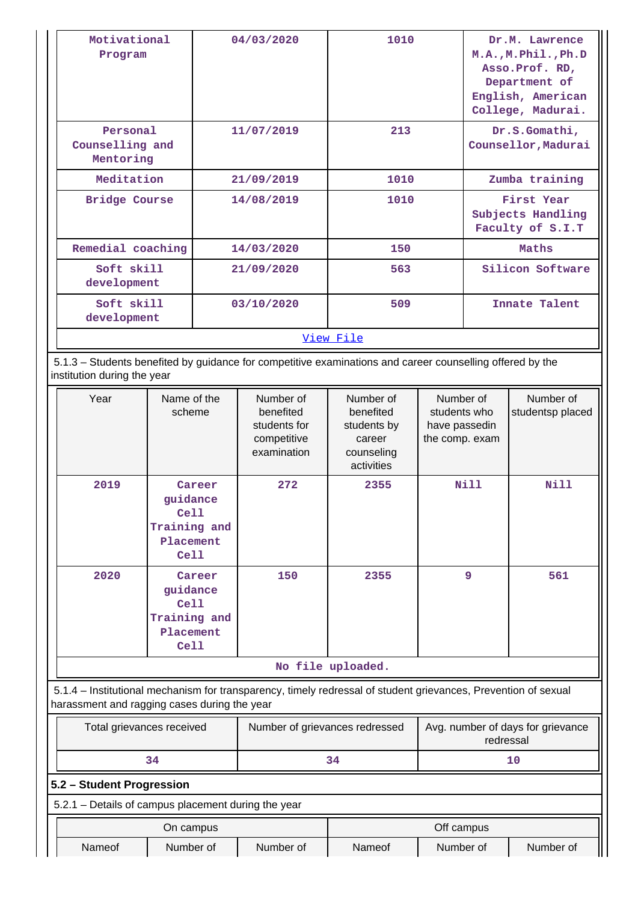| | | | |
|---|---|---|---|
| Motivational Program | 04/03/2020 | 1010 | Dr.M. Lawrence M.A.,M.Phil.,Ph.D Asso.Prof. RD, Department of English, American College, Madurai. |
| Personal Counselling and Mentoring | 11/07/2019 | 213 | Dr.S.Gomathi, Counsellor,Madurai |
| Meditation | 21/09/2019 | 1010 | Zumba training |
| Bridge Course | 14/08/2019 | 1010 | First Year Subjects Handling Faculty of S.I.T |
| Remedial coaching | 14/03/2020 | 150 | Maths |
| Soft skill development | 21/09/2020 | 563 | Silicon Software |
| Soft skill development | 03/10/2020 | 509 | Innate Talent |

View File

5.1.3 – Students benefited by guidance for competitive examinations and career counselling offered by the institution during the year

| Year | Name of the scheme | Number of benefited students for competitive examination | Number of benefited students by career counseling activities | Number of students who have passedin the comp. exam | Number of studentsp placed |
|---|---|---|---|---|---|
| 2019 | Career guidance Cell Training and Placement Cell | 272 | 2355 | Nill | Nill |
| 2020 | Career guidance Cell Training and Placement Cell | 150 | 2355 | 9 | 561 |

No file uploaded.

5.1.4 – Institutional mechanism for transparency, timely redressal of student grievances, Prevention of sexual harassment and ragging cases during the year

| Total grievances received | Number of grievances redressed | Avg. number of days for grievance redressal |
|---|---|---|
| 34 | 34 | 10 |

**5.2 – Student Progression**

5.2.1 – Details of campus placement during the year

| On campus | | | Off campus | | |
|---|---|---|---|---|---|
| Nameof | Number of | Number of | Nameof | Number of | Number of |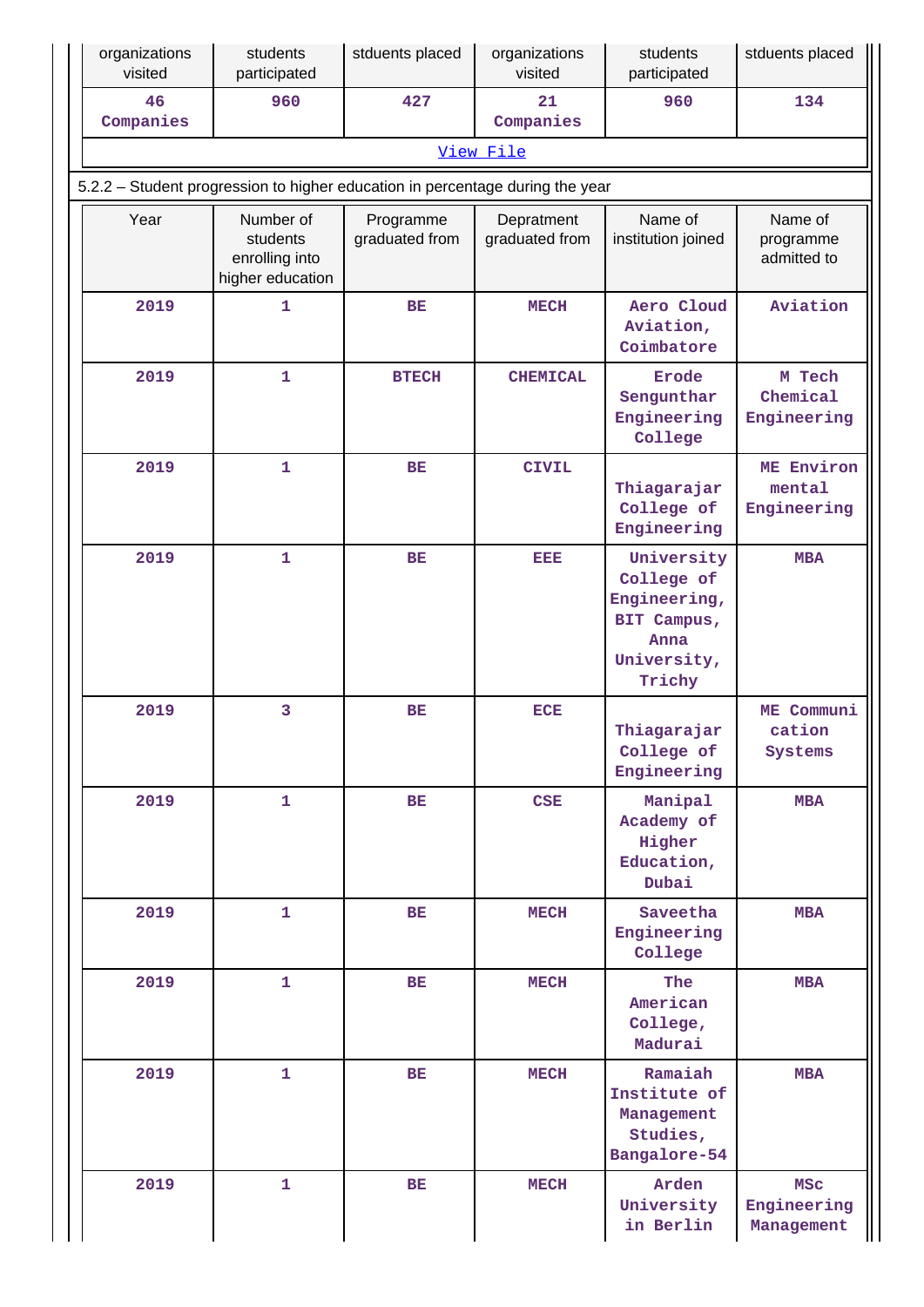| organizations visited | students participated | stduents placed | organizations visited | students participated | stduents placed |
|---|---|---|---|---|---|
| 46 Companies | 960 | 427 | 21 Companies | 960 | 134 |

View File

5.2.2 – Student progression to higher education in percentage during the year

| Year | Number of students enrolling into higher education | Programme graduated from | Depratment graduated from | Name of institution joined | Name of programme admitted to |
|---|---|---|---|---|---|
| 2019 | 1 | BE | MECH | Aero Cloud Aviation, Coimbatore | Aviation |
| 2019 | 1 | BTECH | CHEMICAL | Erode Sengunthar Engineering College | M Tech Chemical Engineering |
| 2019 | 1 | BE | CIVIL | Thiagarajar College of Engineering | ME Environ mental Engineering |
| 2019 | 1 | BE | EEE | University College of Engineering, BIT Campus, Anna University, Trichy | MBA |
| 2019 | 3 | BE | ECE | Thiagarajar College of Engineering | ME Communi cation Systems |
| 2019 | 1 | BE | CSE | Manipal Academy of Higher Education, Dubai | MBA |
| 2019 | 1 | BE | MECH | Saveetha Engineering College | MBA |
| 2019 | 1 | BE | MECH | The American College, Madurai | MBA |
| 2019 | 1 | BE | MECH | Ramaiah Institute of Management Studies, Bangalore-54 | MBA |
| 2019 | 1 | BE | MECH | Arden University in Berlin | MSc Engineering Management |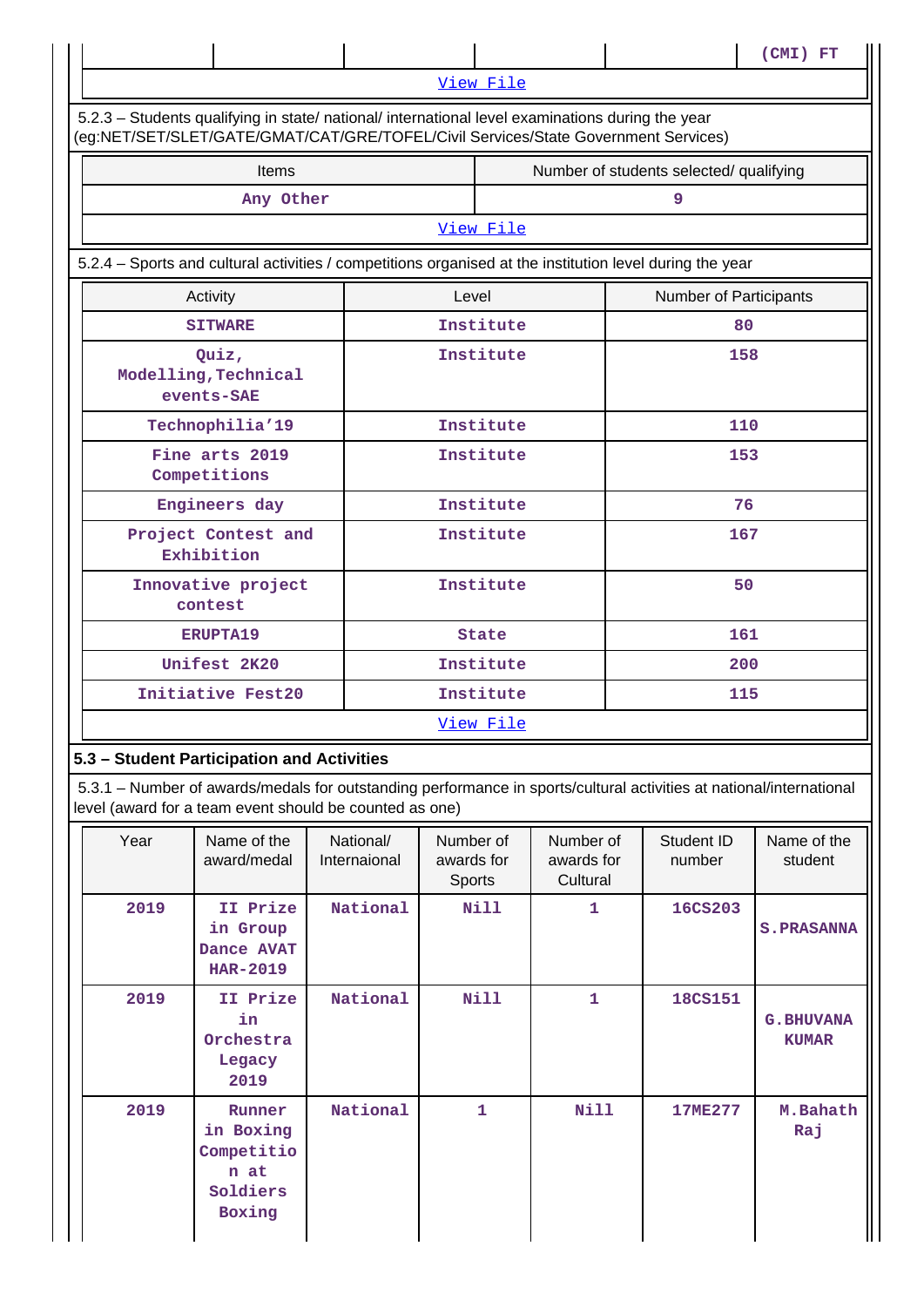| | | | | | (CMI) FT |
|---|---|---|---|---|---|

View File

5.2.3 – Students qualifying in state/ national/ international level examinations during the year (eg:NET/SET/SLET/GATE/GMAT/CAT/GRE/TOFEL/Civil Services/State Government Services)

| Items | Number of students selected/ qualifying |
|---|---|
| Any Other | 9 |

View File

5.2.4 – Sports and cultural activities / competitions organised at the institution level during the year

| Activity | Level | Number of Participants |
|---|---|---|
| SITWARE | Institute | 80 |
| Quiz, Modelling,Technical events-SAE | Institute | 158 |
| Technophilia'19 | Institute | 110 |
| Fine arts 2019 Competitions | Institute | 153 |
| Engineers day | Institute | 76 |
| Project Contest and Exhibition | Institute | 167 |
| Innovative project contest | Institute | 50 |
| ERUPTA19 | State | 161 |
| Unifest 2K20 | Institute | 200 |
| Initiative Fest20 | Institute | 115 |

View File

### 5.3 – Student Participation and Activities

5.3.1 – Number of awards/medals for outstanding performance in sports/cultural activities at national/international level (award for a team event should be counted as one)

| Year | Name of the award/medal | National/ Internaional | Number of awards for Sports | Number of awards for Cultural | Student ID number | Name of the student |
|---|---|---|---|---|---|---|
| 2019 | II Prize in Group Dance AVAT HAR-2019 | National | Nill | 1 | 16CS203 | S.PRASANNA |
| 2019 | II Prize in Orchestra Legacy 2019 | National | Nill | 1 | 18CS151 | G.BHUVANA KUMAR |
| 2019 | Runner in Boxing Competition at Soldiers Boxing | National | 1 | Nill | 17ME277 | M.Bahath Raj |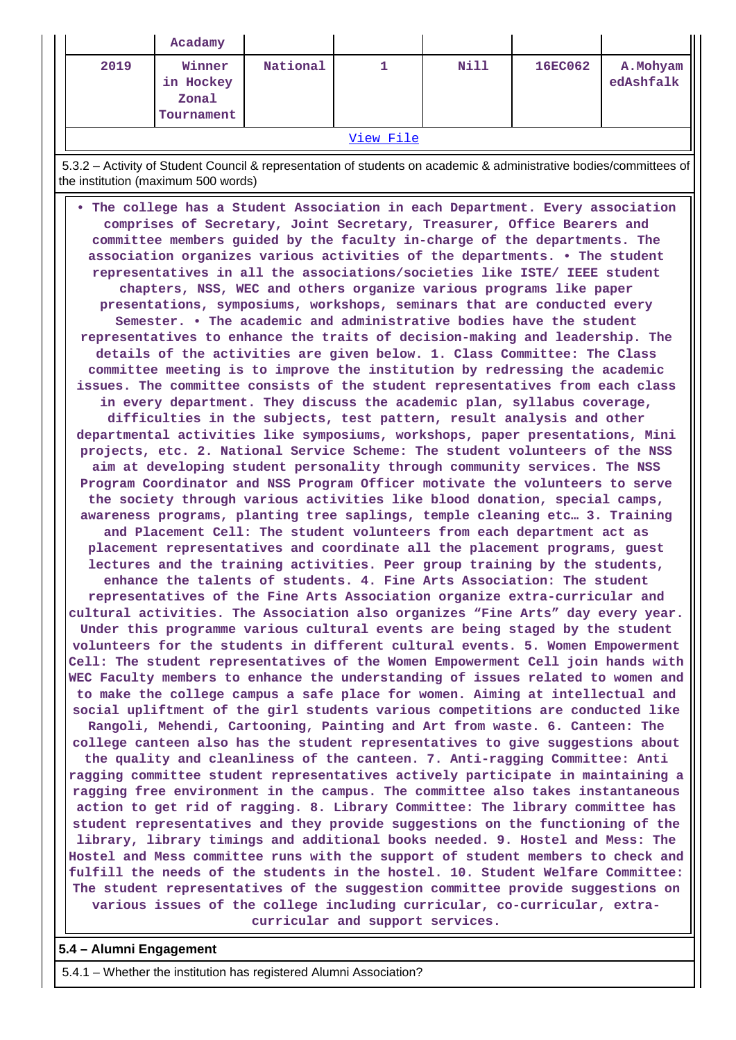| | Acadamy | | | | | |
|---|---|---|---|---|---|---|
| 2019 | Winner in Hockey Zonal Tournament | National | 1 | Nill | 16EC062 | A.MohyamedAshfalk |
| [View File](#) | | | | | | |

5.3.2 – Activity of Student Council & representation of students on academic & administrative bodies/committees of the institution (maximum 500 words)

• The college has a Student Association in each Department. Every association comprises of Secretary, Joint Secretary, Treasurer, Office Bearers and committee members guided by the faculty in-charge of the departments. The association organizes various activities of the departments. • The student representatives in all the associations/societies like ISTE/ IEEE student chapters, NSS, WEC and others organize various programs like paper presentations, symposiums, workshops, seminars that are conducted every Semester. • The academic and administrative bodies have the student representatives to enhance the traits of decision-making and leadership. The details of the activities are given below. 1. Class Committee: The Class committee meeting is to improve the institution by redressing the academic issues. The committee consists of the student representatives from each class in every department. They discuss the academic plan, syllabus coverage, difficulties in the subjects, test pattern, result analysis and other departmental activities like symposiums, workshops, paper presentations, Mini projects, etc. 2. National Service Scheme: The student volunteers of the NSS aim at developing student personality through community services. The NSS Program Coordinator and NSS Program Officer motivate the volunteers to serve the society through various activities like blood donation, special camps, awareness programs, planting tree saplings, temple cleaning etc… 3. Training and Placement Cell: The student volunteers from each department act as placement representatives and coordinate all the placement programs, guest lectures and the training activities. Peer group training by the students, enhance the talents of students. 4. Fine Arts Association: The student representatives of the Fine Arts Association organize extra-curricular and cultural activities. The Association also organizes “Fine Arts” day every year. Under this programme various cultural events are being staged by the student volunteers for the students in different cultural events. 5. Women Empowerment Cell: The student representatives of the Women Empowerment Cell join hands with WEC Faculty members to enhance the understanding of issues related to women and to make the college campus a safe place for women. Aiming at intellectual and social upliftment of the girl students various competitions are conducted like Rangoli, Mehendi, Cartooning, Painting and Art from waste. 6. Canteen: The college canteen also has the student representatives to give suggestions about the quality and cleanliness of the canteen. 7. Anti-ragging Committee: Anti ragging committee student representatives actively participate in maintaining a ragging free environment in the campus. The committee also takes instantaneous action to get rid of ragging. 8. Library Committee: The library committee has student representatives and they provide suggestions on the functioning of the library, library timings and additional books needed. 9. Hostel and Mess: The Hostel and Mess committee runs with the support of student members to check and fulfill the needs of the students in the hostel. 10. Student Welfare Committee: The student representatives of the suggestion committee provide suggestions on various issues of the college including curricular, co-curricular, extra-curricular and support services.

**5.4 – Alumni Engagement**

5.4.1 – Whether the institution has registered Alumni Association?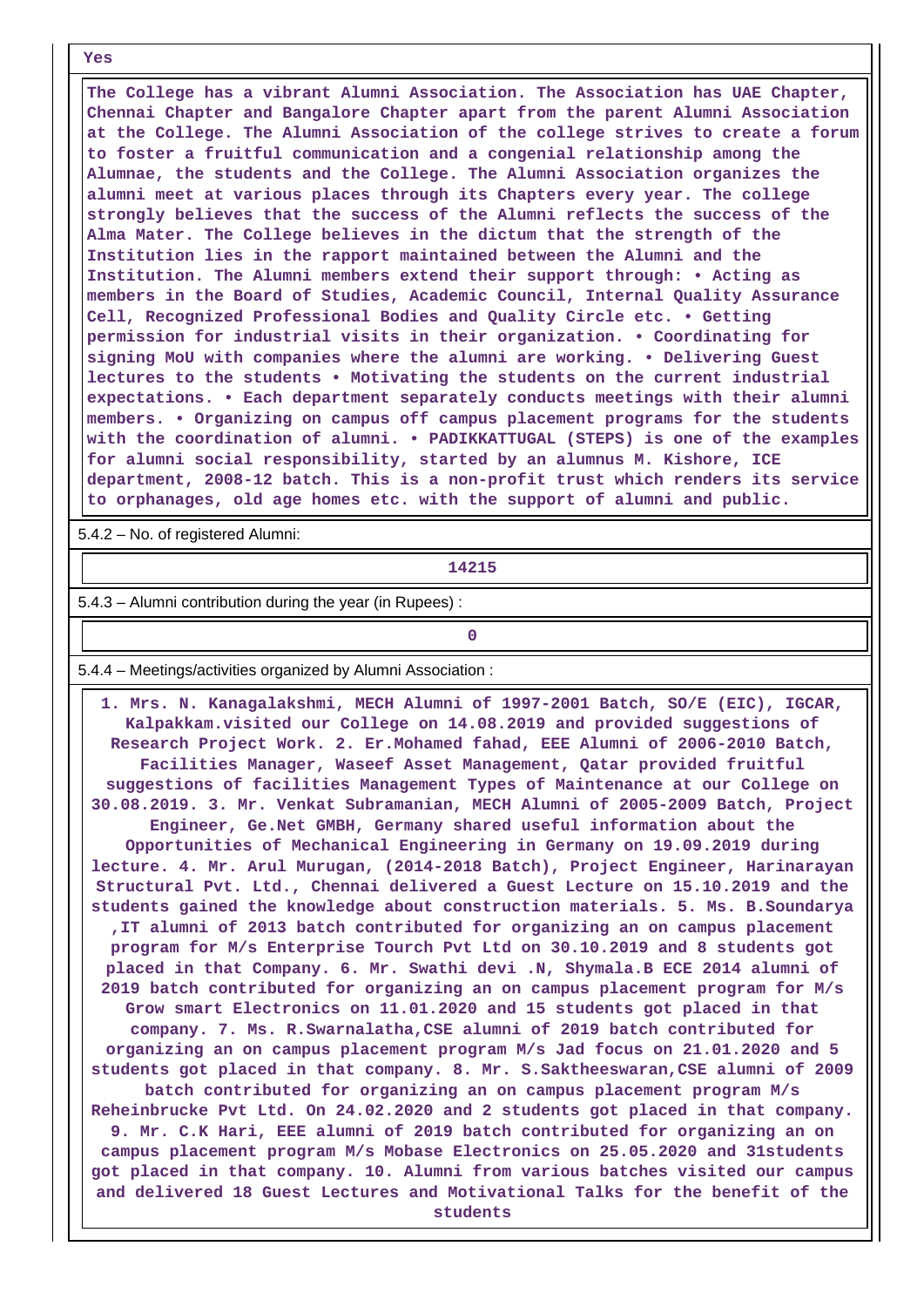Yes

**The College has a vibrant Alumni Association. The Association has UAE Chapter, Chennai Chapter and Bangalore Chapter apart from the parent Alumni Association at the College. The Alumni Association of the college strives to create a forum to foster a fruitful communication and a congenial relationship among the Alumnae, the students and the College. The Alumni Association organizes the alumni meet at various places through its Chapters every year. The college strongly believes that the success of the Alumni reflects the success of the Alma Mater. The College believes in the dictum that the strength of the Institution lies in the rapport maintained between the Alumni and the Institution. The Alumni members extend their support through: • Acting as members in the Board of Studies, Academic Council, Internal Quality Assurance Cell, Recognized Professional Bodies and Quality Circle etc. • Getting permission for industrial visits in their organization. • Coordinating for signing MoU with companies where the alumni are working. • Delivering Guest lectures to the students • Motivating the students on the current industrial expectations. • Each department separately conducts meetings with their alumni members. • Organizing on campus off campus placement programs for the students with the coordination of alumni. • PADIKKATTUGAL (STEPS) is one of the examples for alumni social responsibility, started by an alumnus M. Kishore, ICE department, 2008-12 batch. This is a non-profit trust which renders its service to orphanages, old age homes etc. with the support of alumni and public.**

5.4.2 – No. of registered Alumni:

**14215**

5.4.3 – Alumni contribution during the year (in Rupees) :

**0**

5.4.4 – Meetings/activities organized by Alumni Association :

**1. Mrs. N. Kanagalakshmi, MECH Alumni of 1997-2001 Batch, SO/E (EIC), IGCAR, Kalpakkam.visited our College on 14.08.2019 and provided suggestions of Research Project Work. 2. Er.Mohamed fahad, EEE Alumni of 2006-2010 Batch, Facilities Manager, Waseef Asset Management, Qatar provided fruitful suggestions of facilities Management Types of Maintenance at our College on 30.08.2019. 3. Mr. Venkat Subramanian, MECH Alumni of 2005-2009 Batch, Project Engineer, Ge.Net GMBH, Germany shared useful information about the Opportunities of Mechanical Engineering in Germany on 19.09.2019 during lecture. 4. Mr. Arul Murugan, (2014-2018 Batch), Project Engineer, Harinarayan Structural Pvt. Ltd., Chennai delivered a Guest Lecture on 15.10.2019 and the students gained the knowledge about construction materials. 5. Ms. B.Soundarya ,IT alumni of 2013 batch contributed for organizing an on campus placement program for M/s Enterprise Tourch Pvt Ltd on 30.10.2019 and 8 students got placed in that Company. 6. Mr. Swathi devi .N, Shymala.B ECE 2014 alumni of 2019 batch contributed for organizing an on campus placement program for M/s Grow smart Electronics on 11.01.2020 and 15 students got placed in that company. 7. Ms. R.Swarnalatha,CSE alumni of 2019 batch contributed for organizing an on campus placement program M/s Jad focus on 21.01.2020 and 5 students got placed in that company. 8. Mr. S.Saktheeswaran,CSE alumni of 2009 batch contributed for organizing an on campus placement program M/s Reheinbrucke Pvt Ltd. On 24.02.2020 and 2 students got placed in that company. 9. Mr. C.K Hari, EEE alumni of 2019 batch contributed for organizing an on campus placement program M/s Mobase Electronics on 25.05.2020 and 31students got placed in that company. 10. Alumni from various batches visited our campus and delivered 18 Guest Lectures and Motivational Talks for the benefit of the students**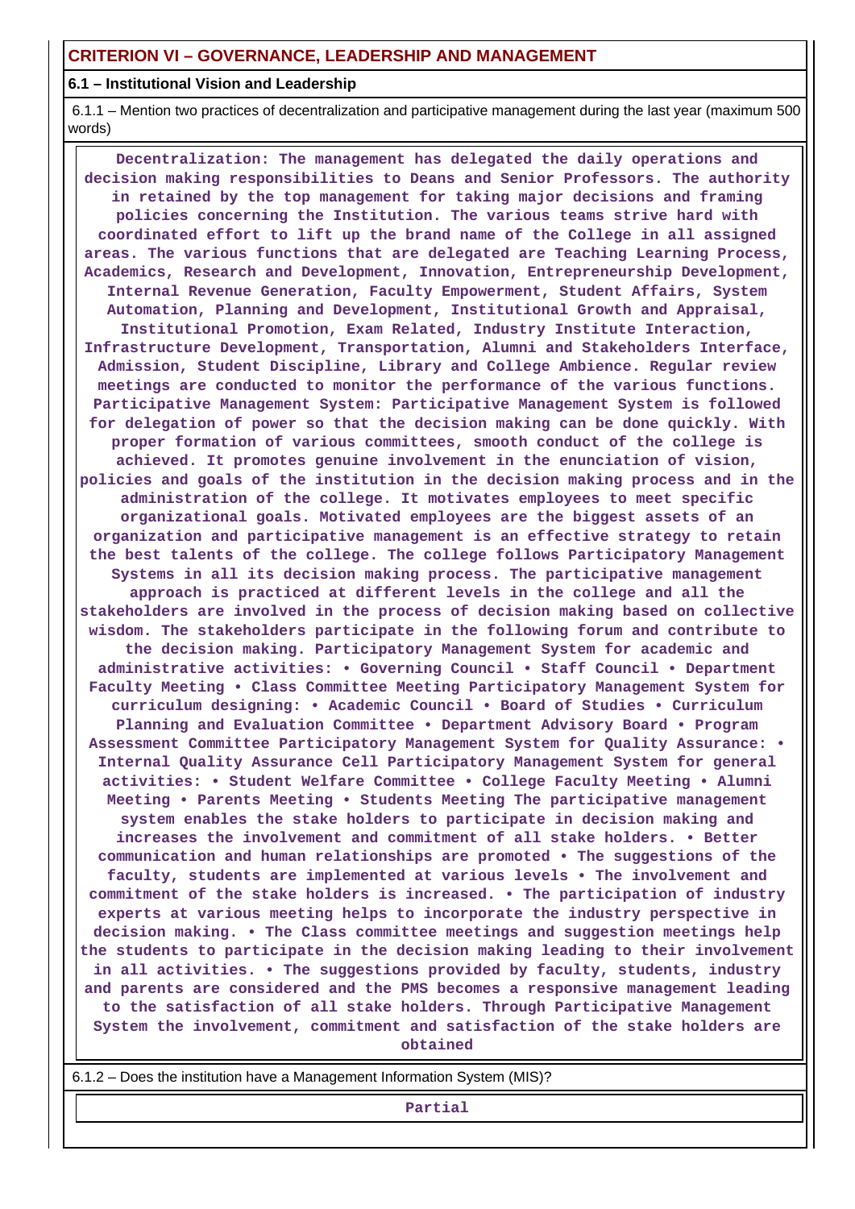## CRITERION VI – GOVERNANCE, LEADERSHIP AND MANAGEMENT

### 6.1 – Institutional Vision and Leadership

6.1.1 – Mention two practices of decentralization and participative management during the last year (maximum 500 words)

**Decentralization: The management has delegated the daily operations and decision making responsibilities to Deans and Senior Professors. The authority in retained by the top management for taking major decisions and framing policies concerning the Institution. The various teams strive hard with coordinated effort to lift up the brand name of the College in all assigned areas. The various functions that are delegated are Teaching Learning Process, Academics, Research and Development, Innovation, Entrepreneurship Development, Internal Revenue Generation, Faculty Empowerment, Student Affairs, System Automation, Planning and Development, Institutional Growth and Appraisal, Institutional Promotion, Exam Related, Industry Institute Interaction, Infrastructure Development, Transportation, Alumni and Stakeholders Interface, Admission, Student Discipline, Library and College Ambience. Regular review meetings are conducted to monitor the performance of the various functions. Participative Management System: Participative Management System is followed for delegation of power so that the decision making can be done quickly. With proper formation of various committees, smooth conduct of the college is achieved. It promotes genuine involvement in the enunciation of vision, policies and goals of the institution in the decision making process and in the administration of the college. It motivates employees to meet specific organizational goals. Motivated employees are the biggest assets of an organization and participative management is an effective strategy to retain the best talents of the college. The college follows Participatory Management Systems in all its decision making process. The participative management approach is practiced at different levels in the college and all the stakeholders are involved in the process of decision making based on collective wisdom. The stakeholders participate in the following forum and contribute to the decision making. Participatory Management System for academic and administrative activities: • Governing Council • Staff Council • Department Faculty Meeting • Class Committee Meeting Participatory Management System for curriculum designing: • Academic Council • Board of Studies • Curriculum Planning and Evaluation Committee • Department Advisory Board • Program Assessment Committee Participatory Management System for Quality Assurance: • Internal Quality Assurance Cell Participatory Management System for general activities: • Student Welfare Committee • College Faculty Meeting • Alumni Meeting • Parents Meeting • Students Meeting The participative management system enables the stake holders to participate in decision making and increases the involvement and commitment of all stake holders. • Better communication and human relationships are promoted • The suggestions of the faculty, students are implemented at various levels • The involvement and commitment of the stake holders is increased. • The participation of industry experts at various meeting helps to incorporate the industry perspective in decision making. • The Class committee meetings and suggestion meetings help the students to participate in the decision making leading to their involvement in all activities. • The suggestions provided by faculty, students, industry and parents are considered and the PMS becomes a responsive management leading to the satisfaction of all stake holders. Through Participative Management System the involvement, commitment and satisfaction of the stake holders are obtained**

6.1.2 – Does the institution have a Management Information System (MIS)?

**Partial**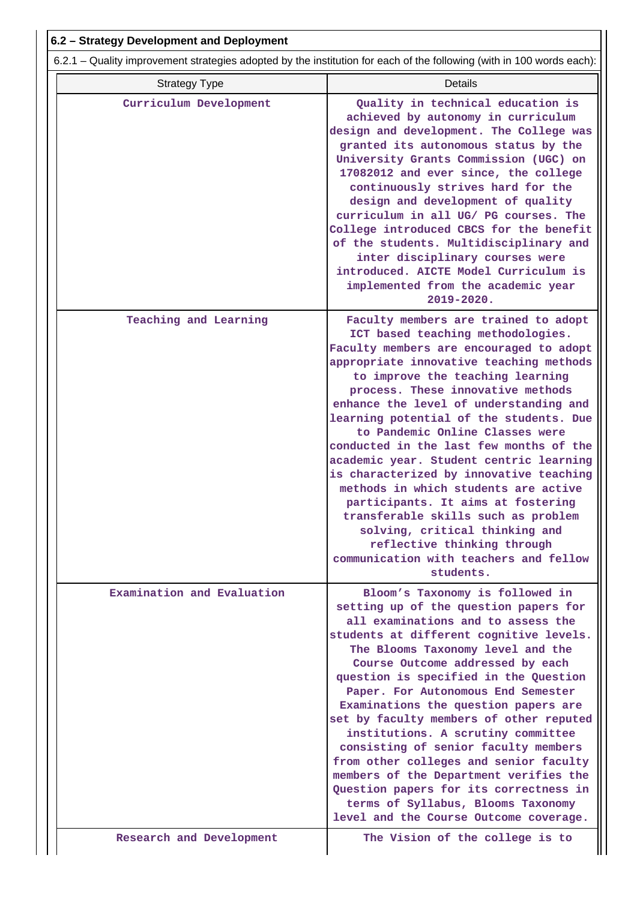**6.2 – Strategy Development and Deployment**

6.2.1 – Quality improvement strategies adopted by the institution for each of the following (with in 100 words each):

| Strategy Type | Details |
| --- | --- |
| Curriculum Development | Quality in technical education is achieved by autonomy in curriculum design and development. The College was granted its autonomous status by the University Grants Commission (UGC) on 17082012 and ever since, the college continuously strives hard for the design and development of quality curriculum in all UG/ PG courses. The College introduced CBCS for the benefit of the students. Multidisciplinary and inter disciplinary courses were introduced. AICTE Model Curriculum is implemented from the academic year 2019-2020. |
| Teaching and Learning | Faculty members are trained to adopt ICT based teaching methodologies. Faculty members are encouraged to adopt appropriate innovative teaching methods to improve the teaching learning process. These innovative methods enhance the level of understanding and learning potential of the students. Due to Pandemic Online Classes were conducted in the last few months of the academic year. Student centric learning is characterized by innovative teaching methods in which students are active participants. It aims at fostering transferable skills such as problem solving, critical thinking and reflective thinking through communication with teachers and fellow students. |
| Examination and Evaluation | Bloom's Taxonomy is followed in setting up of the question papers for all examinations and to assess the students at different cognitive levels. The Blooms Taxonomy level and the Course Outcome addressed by each question is specified in the Question Paper. For Autonomous End Semester Examinations the question papers are set by faculty members of other reputed institutions. A scrutiny committee consisting of senior faculty members from other colleges and senior faculty members of the Department verifies the Question papers for its correctness in terms of Syllabus, Blooms Taxonomy level and the Course Outcome coverage. |
| Research and Development | The Vision of the college is to |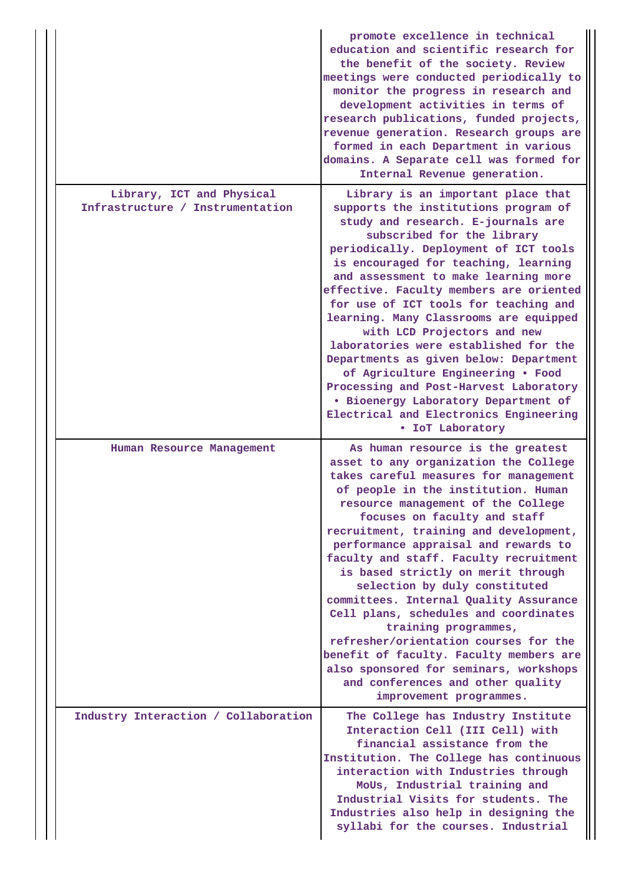| | |
|---|---|
| | promote excellence in technical education and scientific research for the benefit of the society. Review meetings were conducted periodically to monitor the progress in research and development activities in terms of research publications, funded projects, revenue generation. Research groups are formed in each Department in various domains. A Separate cell was formed for Internal Revenue generation. |
| Library, ICT and Physical Infrastructure / Instrumentation | Library is an important place that supports the institutions program of study and research. E-journals are subscribed for the library periodically. Deployment of ICT tools is encouraged for teaching, learning and assessment to make learning more effective. Faculty members are oriented for use of ICT tools for teaching and learning. Many Classrooms are equipped with LCD Projectors and new laboratories were established for the Departments as given below: Department of Agriculture Engineering • Food Processing and Post-Harvest Laboratory • Bioenergy Laboratory Department of Electrical and Electronics Engineering • IoT Laboratory |
| Human Resource Management | As human resource is the greatest asset to any organization the College takes careful measures for management of people in the institution. Human resource management of the College focuses on faculty and staff recruitment, training and development, performance appraisal and rewards to faculty and staff. Faculty recruitment is based strictly on merit through selection by duly constituted committees. Internal Quality Assurance Cell plans, schedules and coordinates training programmes, refresher/orientation courses for the benefit of faculty. Faculty members are also sponsored for seminars, workshops and conferences and other quality improvement programmes. |
| Industry Interaction / Collaboration | The College has Industry Institute Interaction Cell (III Cell) with financial assistance from the Institution. The College has continuous interaction with Industries through MoUs, Industrial training and Industrial Visits for students. The Industries also help in designing the syllabi for the courses. Industrial |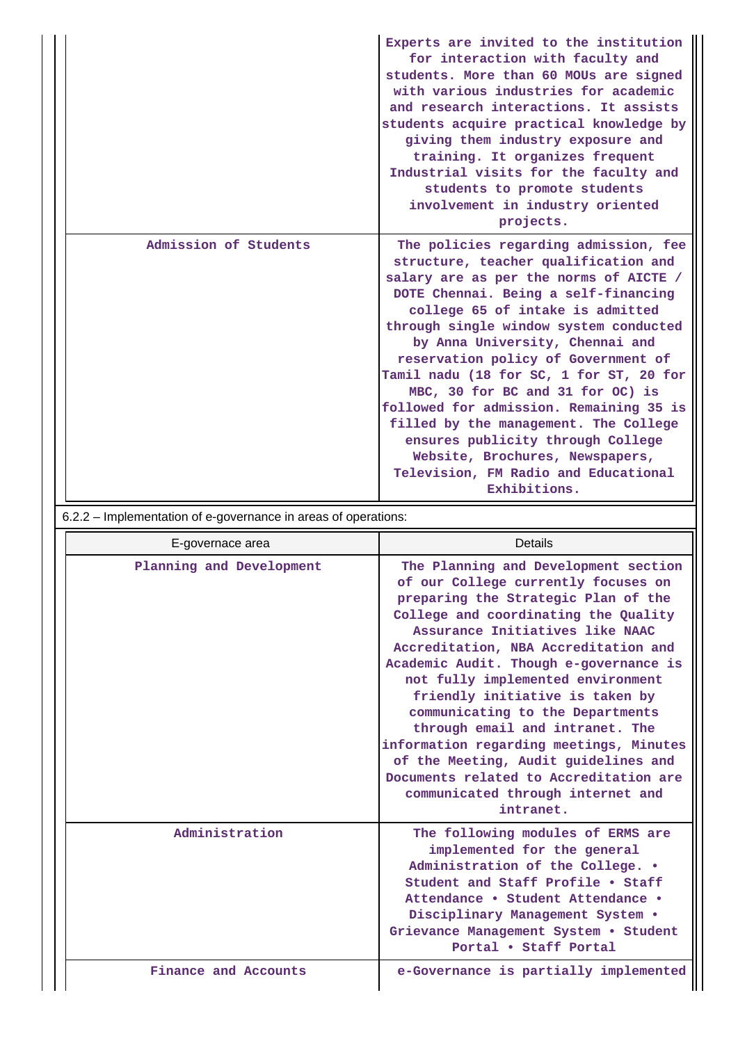| | |
|---|---|
| | Experts are invited to the institution for interaction with faculty and students. More than 60 MOUs are signed with various industries for academic and research interactions. It assists students acquire practical knowledge by giving them industry exposure and training. It organizes frequent Industrial visits for the faculty and students to promote students involvement in industry oriented projects. |
| Admission of Students | The policies regarding admission, fee structure, teacher qualification and salary are as per the norms of AICTE / DOTE Chennai. Being a self-financing college 65 of intake is admitted through single window system conducted by Anna University, Chennai and reservation policy of Government of Tamil nadu (18 for SC, 1 for ST, 20 for MBC, 30 for BC and 31 for OC) is followed for admission. Remaining 35 is filled by the management. The College ensures publicity through College Website, Brochures, Newspapers, Television, FM Radio and Educational Exhibitions. |

6.2.2 – Implementation of e-governance in areas of operations:

| E-governace area | Details |
|---|---|
| Planning and Development | The Planning and Development section of our College currently focuses on preparing the Strategic Plan of the College and coordinating the Quality Assurance Initiatives like NAAC Accreditation, NBA Accreditation and Academic Audit. Though e-governance is not fully implemented environment friendly initiative is taken by communicating to the Departments through email and intranet. The information regarding meetings, Minutes of the Meeting, Audit guidelines and Documents related to Accreditation are communicated through internet and intranet. |
| Administration | The following modules of ERMS are implemented for the general Administration of the College. • Student and Staff Profile • Staff Attendance • Student Attendance • Disciplinary Management System • Grievance Management System • Student Portal • Staff Portal |
| Finance and Accounts | e-Governance is partially implemented |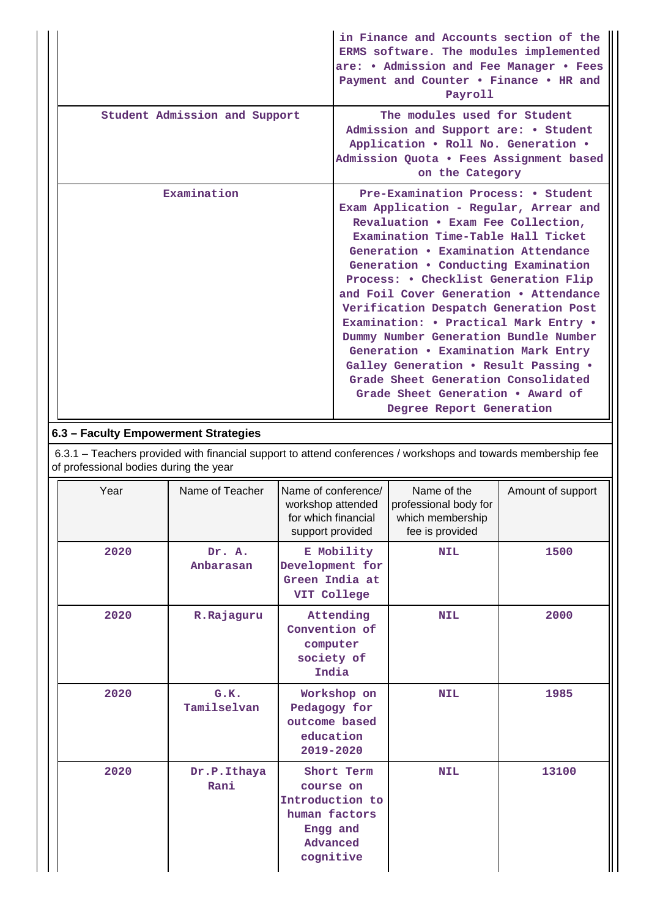| | |
|---|---|
| | in Finance and Accounts section of the ERMS software. The modules implemented are: • Admission and Fee Manager • Fees Payment and Counter • Finance • HR and Payroll |
| Student Admission and Support | The modules used for Student Admission and Support are: • Student Application • Roll No. Generation • Admission Quota • Fees Assignment based on the Category |
| Examination | Pre-Examination Process: • Student Exam Application - Regular, Arrear and Revaluation • Exam Fee Collection, Examination Time-Table Hall Ticket Generation • Examination Attendance Generation • Conducting Examination Process: • Checklist Generation Flip and Foil Cover Generation • Attendance Verification Despatch Generation Post Examination: • Practical Mark Entry • Dummy Number Generation Bundle Number Generation • Examination Mark Entry Galley Generation • Result Passing • Grade Sheet Generation Consolidated Grade Sheet Generation • Award of Degree Report Generation |

**6.3 – Faculty Empowerment Strategies**

6.3.1 – Teachers provided with financial support to attend conferences / workshops and towards membership fee of professional bodies during the year

| Year | Name of Teacher | Name of conference/ workshop attended for which financial support provided | Name of the professional body for which membership fee is provided | Amount of support |
|---|---|---|---|---|
| 2020 | Dr. A. Anbarasan | E Mobility Development for Green India at VIT College | NIL | 1500 |
| 2020 | R.Rajaguru | Attending Convention of computer society of India | NIL | 2000 |
| 2020 | G.K. Tamilselvan | Workshop on Pedagogy for outcome based education 2019-2020 | NIL | 1985 |
| 2020 | Dr.P.Ithaya Rani | Short Term course on Introduction to human factors Engg and Advanced cognitive | NIL | 13100 |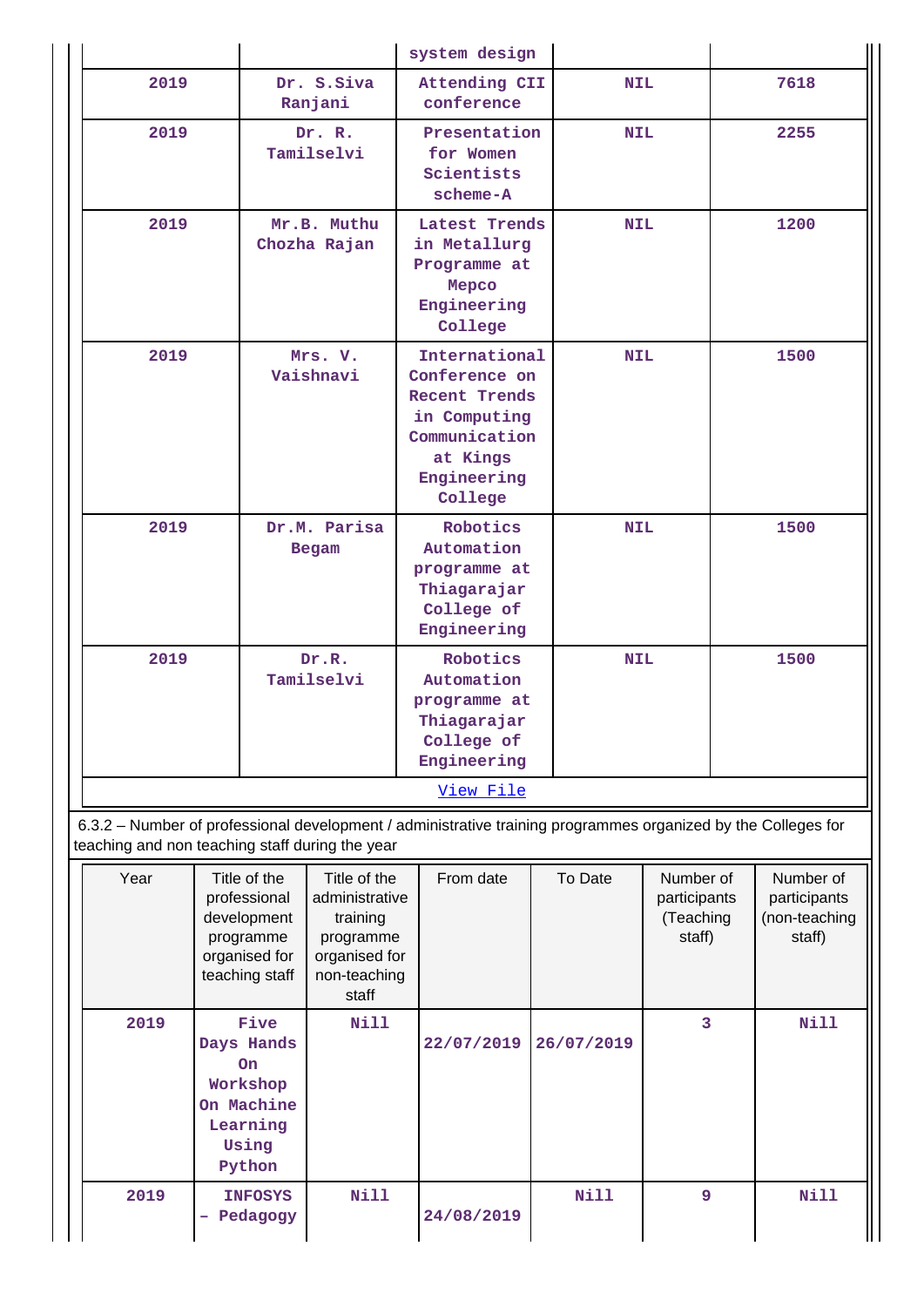|  |  | system design |  |  |
|---|---|---|---|---|
| 2019 | Dr. S.Siva Ranjani | Attending CII conference | NIL | 7618 |
| 2019 | Dr. R. Tamilselvi | Presentation for Women Scientists scheme-A | NIL | 2255 |
| 2019 | Mr.B. Muthu Chozha Rajan | Latest Trends in Metallurg Programme at Mepco Engineering College | NIL | 1200 |
| 2019 | Mrs. V. Vaishnavi | International Conference on Recent Trends in Computing Communication at Kings Engineering College | NIL | 1500 |
| 2019 | Dr.M. Parisa Begam | Robotics Automation programme at Thiagarajar College of Engineering | NIL | 1500 |
| 2019 | Dr.R. Tamilselvi | Robotics Automation programme at Thiagarajar College of Engineering | NIL | 1500 |

View File

6.3.2 – Number of professional development / administrative training programmes organized by the Colleges for teaching and non teaching staff during the year

| Year | Title of the professional development programme organised for teaching staff | Title of the administrative training programme organised for non-teaching staff | From date | To Date | Number of participants (Teaching staff) | Number of participants (non-teaching staff) |
|---|---|---|---|---|---|---|
| 2019 | Five Days Hands On Workshop On Machine Learning Using Python | Nill | 22/07/2019 | 26/07/2019 | 3 | Nill |
| 2019 | INFOSYS – Pedagogy | Nill | 24/08/2019 | Nill | 9 | Nill |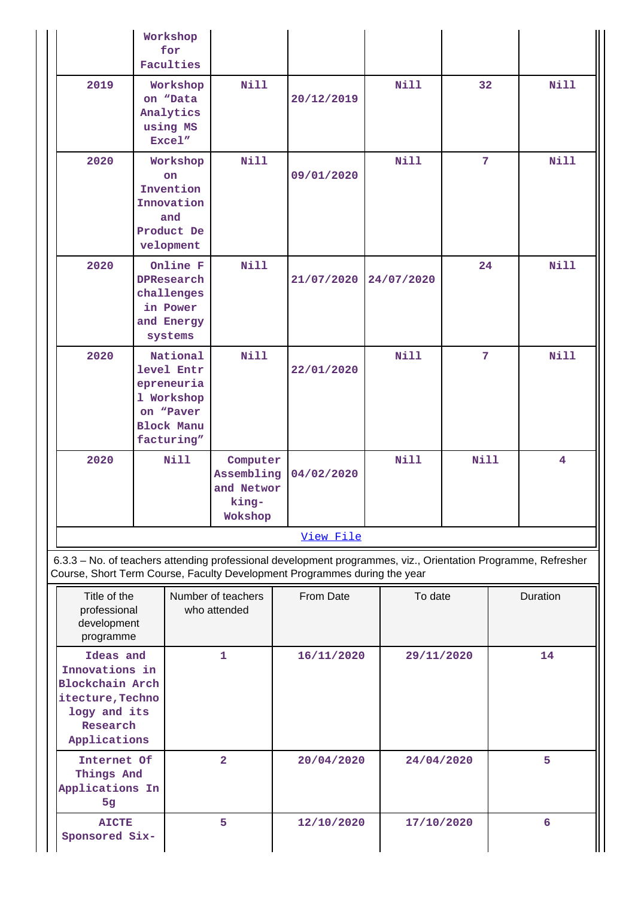|  |  |  |  |  |  |  |
|---|---|---|---|---|---|---|
|  | Workshop for Faculties |  |  |  |  |  |
| 2019 | Workshop on “Data Analytics using MS Excel” | Nill | 20/12/2019 | Nill | 32 | Nill |
| 2020 | Workshop on Invention Innovation and Product Development | Nill | 09/01/2020 | Nill | 7 | Nill |
| 2020 | Online FDPResearch challenges in Power and Energy systems | Nill | 21/07/2020 | 24/07/2020 | 24 | Nill |
| 2020 | National level Entrepreneurial Workshop on “Paver Block Manufacturing” | Nill | 22/01/2020 | Nill | 7 | Nill |
| 2020 | Nill | Computer Assembling and Networking-Wokshop | 04/02/2020 | Nill | Nill | 4 |

[View File]

6.3.3 – No. of teachers attending professional development programmes, viz., Orientation Programme, Refresher Course, Short Term Course, Faculty Development Programmes during the year

| Title of the professional development programme | Number of teachers who attended | From Date | To date | Duration |
|---|---|---|---|---|
| Ideas and Innovations in Blockchain Architecture,Technology and its Research Applications | 1 | 16/11/2020 | 29/11/2020 | 14 |
| Internet Of Things And Applications In 5g | 2 | 20/04/2020 | 24/04/2020 | 5 |
| AICTE Sponsored Six- | 5 | 12/10/2020 | 17/10/2020 | 6 |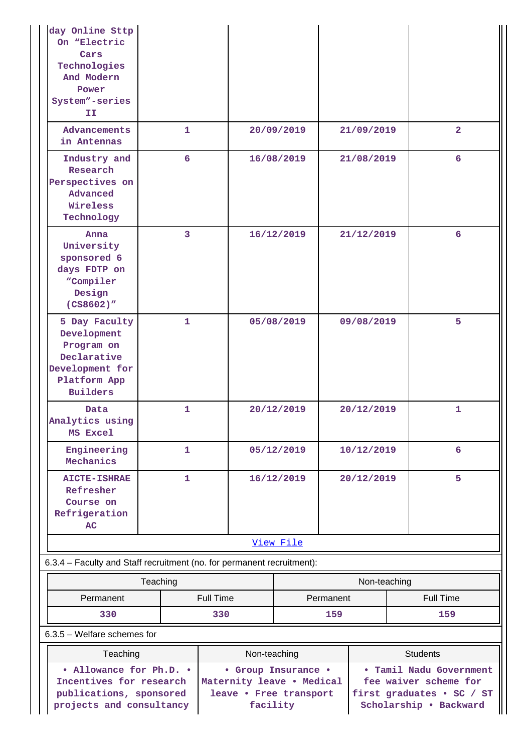| | | | | |
|---|---|---|---|---|
| day Online Sttp On “Electric Cars Technologies And Modern Power System”-series II | | | | |
| Advancements in Antennas | 1 | 20/09/2019 | 21/09/2019 | 2 |
| Industry and Research Perspectives on Advanced Wireless Technology | 6 | 16/08/2019 | 21/08/2019 | 6 |
| Anna University sponsored 6 days FDTP on “Compiler Design (CS8602)” | 3 | 16/12/2019 | 21/12/2019 | 6 |
| 5 Day Faculty Development Program on Declarative Development for Platform App Builders | 1 | 05/08/2019 | 09/08/2019 | 5 |
| Data Analytics using MS Excel | 1 | 20/12/2019 | 20/12/2019 | 1 |
| Engineering Mechanics | 1 | 05/12/2019 | 10/12/2019 | 6 |
| AICTE-ISHRAE Refresher Course on Refrigeration AC | 1 | 16/12/2019 | 20/12/2019 | 5 |

View File

6.3.4 – Faculty and Staff recruitment (no. for permanent recruitment):

| Teaching | | Non-teaching | |
|---|---|---|---|
| Permanent | Full Time | Permanent | Full Time |
| 330 | 330 | 159 | 159 |

6.3.5 – Welfare schemes for

| Teaching | Non-teaching | Students |
|---|---|---|
| • Allowance for Ph.D. • Incentives for research publications, sponsored projects and consultancy | • Group Insurance • Maternity leave • Medical leave • Free transport facility | • Tamil Nadu Government fee waiver scheme for first graduates • SC / ST Scholarship • Backward |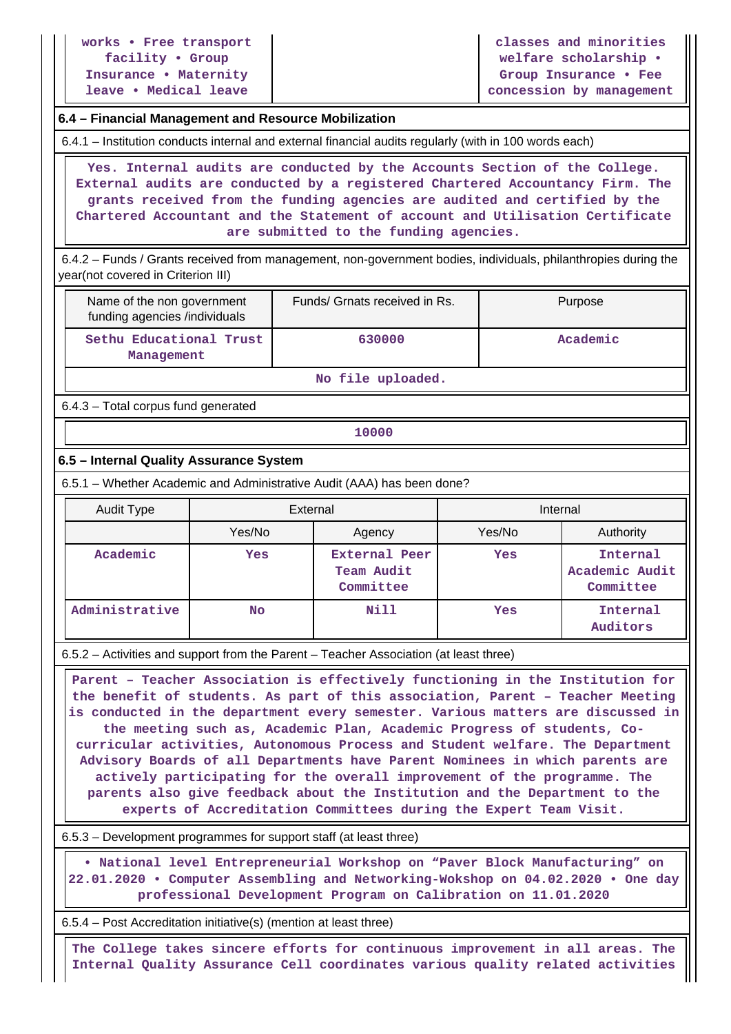| works • Free transport facility • Group Insurance • Maternity leave • Medical leave | | classes and minorities welfare scholarship • Group Insurance • Fee concession by management |
|---|---|---|

### 6.4 – Financial Management and Resource Mobilization

6.4.1 – Institution conducts internal and external financial audits regularly (with in 100 words each)

Yes. Internal audits are conducted by the Accounts Section of the College. External audits are conducted by a registered Chartered Accountancy Firm. The grants received from the funding agencies are audited and certified by the Chartered Accountant and the Statement of account and Utilisation Certificate are submitted to the funding agencies.

6.4.2 – Funds / Grants received from management, non-government bodies, individuals, philanthropies during the year(not covered in Criterion III)

| Name of the non government funding agencies /individuals | Funds/ Grnats received in Rs. | Purpose |
|---|---|---|
| Sethu Educational Trust Management | 630000 | Academic |

No file uploaded.

6.4.3 – Total corpus fund generated

10000

### 6.5 – Internal Quality Assurance System

6.5.1 – Whether Academic and Administrative Audit (AAA) has been done?

| Audit Type | External | | Internal | |
|---|---|---|---|---|
| | Yes/No | Agency | Yes/No | Authority |
| Academic | Yes | External Peer Team Audit Committee | Yes | Internal Academic Audit Committee |
| Administrative | No | Nill | Yes | Internal Auditors |

6.5.2 – Activities and support from the Parent – Teacher Association (at least three)

Parent – Teacher Association is effectively functioning in the Institution for the benefit of students. As part of this association, Parent – Teacher Meeting is conducted in the department every semester. Various matters are discussed in the meeting such as, Academic Plan, Academic Progress of students, Co-curricular activities, Autonomous Process and Student welfare. The Department Advisory Boards of all Departments have Parent Nominees in which parents are actively participating for the overall improvement of the programme. The parents also give feedback about the Institution and the Department to the experts of Accreditation Committees during the Expert Team Visit.

6.5.3 – Development programmes for support staff (at least three)

• National level Entrepreneurial Workshop on "Paver Block Manufacturing" on 22.01.2020 • Computer Assembling and Networking-Wokshop on 04.02.2020 • One day professional Development Program on Calibration on 11.01.2020

6.5.4 – Post Accreditation initiative(s) (mention at least three)

The College takes sincere efforts for continuous improvement in all areas. The Internal Quality Assurance Cell coordinates various quality related activities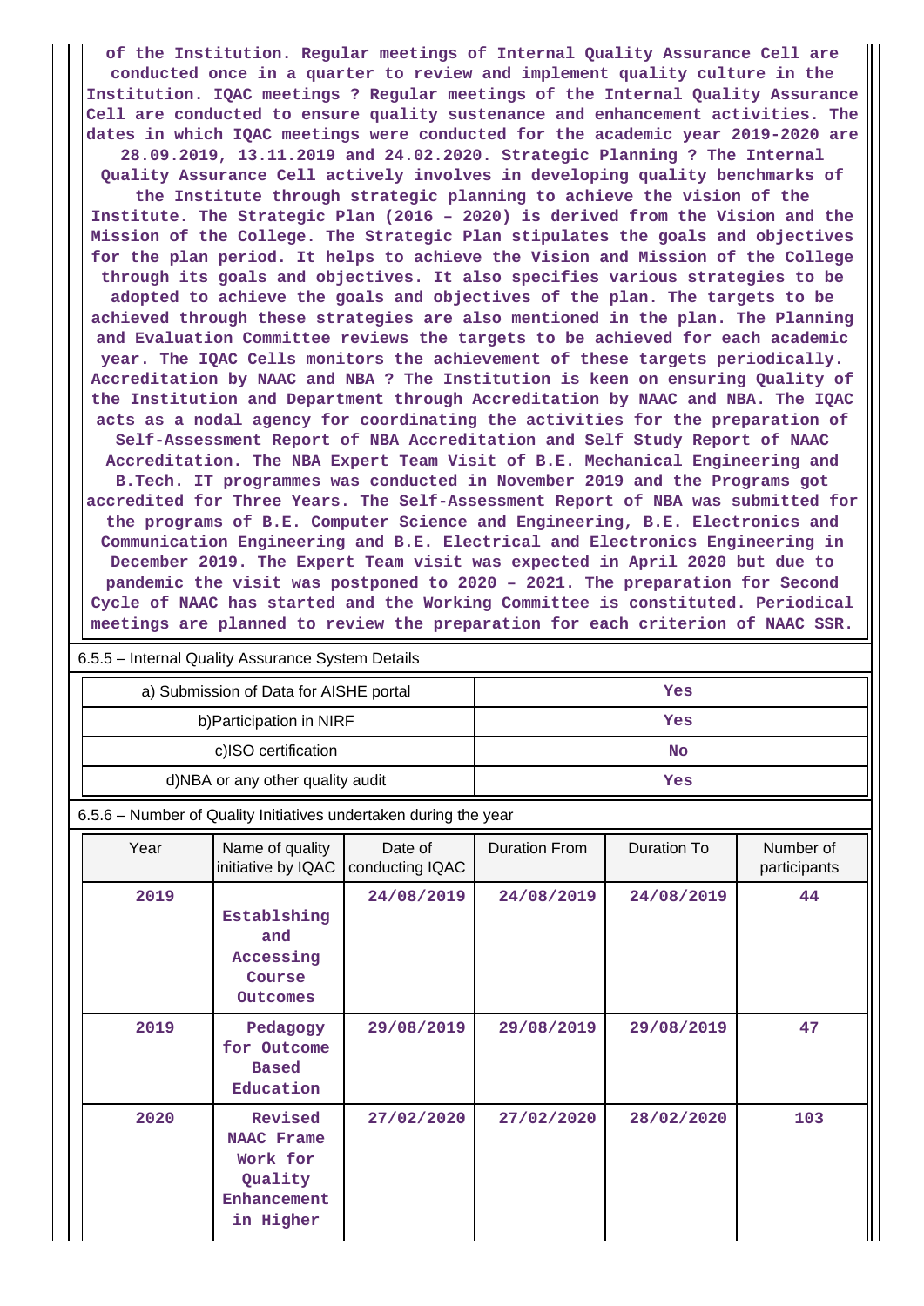of the Institution. Regular meetings of Internal Quality Assurance Cell are conducted once in a quarter to review and implement quality culture in the Institution. IQAC meetings ? Regular meetings of the Internal Quality Assurance Cell are conducted to ensure quality sustenance and enhancement activities. The dates in which IQAC meetings were conducted for the academic year 2019-2020 are 28.09.2019, 13.11.2019 and 24.02.2020. Strategic Planning ? The Internal Quality Assurance Cell actively involves in developing quality benchmarks of the Institute through strategic planning to achieve the vision of the Institute. The Strategic Plan (2016 – 2020) is derived from the Vision and the Mission of the College. The Strategic Plan stipulates the goals and objectives for the plan period. It helps to achieve the Vision and Mission of the College through its goals and objectives. It also specifies various strategies to be adopted to achieve the goals and objectives of the plan. The targets to be achieved through these strategies are also mentioned in the plan. The Planning and Evaluation Committee reviews the targets to be achieved for each academic year. The IQAC Cells monitors the achievement of these targets periodically. Accreditation by NAAC and NBA ? The Institution is keen on ensuring Quality of the Institution and Department through Accreditation by NAAC and NBA. The IQAC acts as a nodal agency for coordinating the activities for the preparation of Self-Assessment Report of NBA Accreditation and Self Study Report of NAAC Accreditation. The NBA Expert Team Visit of B.E. Mechanical Engineering and B.Tech. IT programmes was conducted in November 2019 and the Programs got accredited for Three Years. The Self-Assessment Report of NBA was submitted for the programs of B.E. Computer Science and Engineering, B.E. Electronics and Communication Engineering and B.E. Electrical and Electronics Engineering in December 2019. The Expert Team visit was expected in April 2020 but due to pandemic the visit was postponed to 2020 – 2021. The preparation for Second Cycle of NAAC has started and the Working Committee is constituted. Periodical meetings are planned to review the preparation for each criterion of NAAC SSR.

6.5.5 – Internal Quality Assurance System Details

| | |
|---|---|
| a) Submission of Data for AISHE portal | Yes |
| b)Participation in NIRF | Yes |
| c)ISO certification | No |
| d)NBA or any other quality audit | Yes |

6.5.6 – Number of Quality Initiatives undertaken during the year

| Year | Name of quality initiative by IQAC | Date of conducting IQAC | Duration From | Duration To | Number of participants |
|---|---|---|---|---|---|
| 2019 | Establshing and Accessing Course Outcomes | 24/08/2019 | 24/08/2019 | 24/08/2019 | 44 |
| 2019 | Pedagogy for Outcome Based Education | 29/08/2019 | 29/08/2019 | 29/08/2019 | 47 |
| 2020 | Revised NAAC Frame Work for Quality Enhancement in Higher | 27/02/2020 | 27/02/2020 | 28/02/2020 | 103 |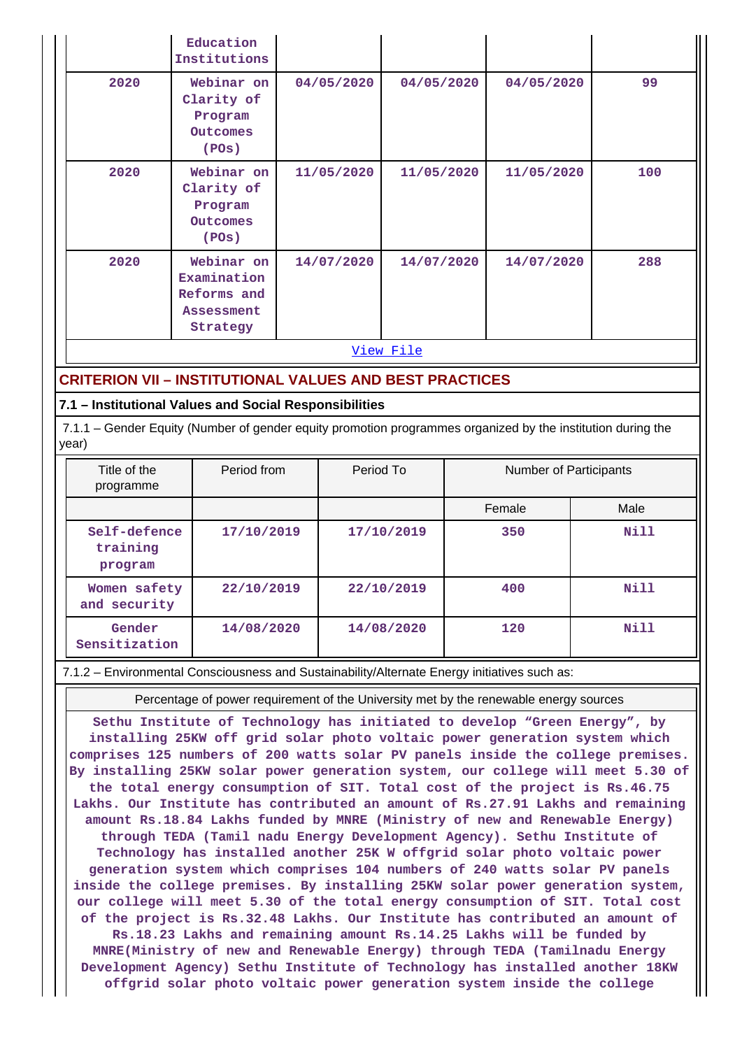| | Education Institutions | | | | |
|---|---|---|---|---|---|
| 2020 | Webinar on Clarity of Program Outcomes (POs) | 04/05/2020 | 04/05/2020 | 04/05/2020 | 99 |
| 2020 | Webinar on Clarity of Program Outcomes (POs) | 11/05/2020 | 11/05/2020 | 11/05/2020 | 100 |
| 2020 | Webinar on Examination Reforms and Assessment Strategy | 14/07/2020 | 14/07/2020 | 14/07/2020 | 288 |

View File

## CRITERION VII – INSTITUTIONAL VALUES AND BEST PRACTICES

### 7.1 – Institutional Values and Social Responsibilities

7.1.1 – Gender Equity (Number of gender equity promotion programmes organized by the institution during the year)

| Title of the programme | Period from | Period To | Number of Participants | |
|---|---|---|---|---|
| | | | Female | Male |
| Self-defence training program | 17/10/2019 | 17/10/2019 | 350 | Nill |
| Women safety and security | 22/10/2019 | 22/10/2019 | 400 | Nill |
| Gender Sensitization | 14/08/2020 | 14/08/2020 | 120 | Nill |

7.1.2 – Environmental Consciousness and Sustainability/Alternate Energy initiatives such as:

Percentage of power requirement of the University met by the renewable energy sources

Sethu Institute of Technology has initiated to develop “Green Energy”, by installing 25KW off grid solar photo voltaic power generation system which comprises 125 numbers of 200 watts solar PV panels inside the college premises. By installing 25KW solar power generation system, our college will meet 5.30 of the total energy consumption of SIT. Total cost of the project is Rs.46.75 Lakhs. Our Institute has contributed an amount of Rs.27.91 Lakhs and remaining amount Rs.18.84 Lakhs funded by MNRE (Ministry of new and Renewable Energy) through TEDA (Tamil nadu Energy Development Agency). Sethu Institute of Technology has installed another 25K W offgrid solar photo voltaic power generation system which comprises 104 numbers of 240 watts solar PV panels inside the college premises. By installing 25KW solar power generation system, our college will meet 5.30 of the total energy consumption of SIT. Total cost of the project is Rs.32.48 Lakhs. Our Institute has contributed an amount of Rs.18.23 Lakhs and remaining amount Rs.14.25 Lakhs will be funded by MNRE(Ministry of new and Renewable Energy) through TEDA (Tamilnadu Energy Development Agency) Sethu Institute of Technology has installed another 18KW offgrid solar photo voltaic power generation system inside the college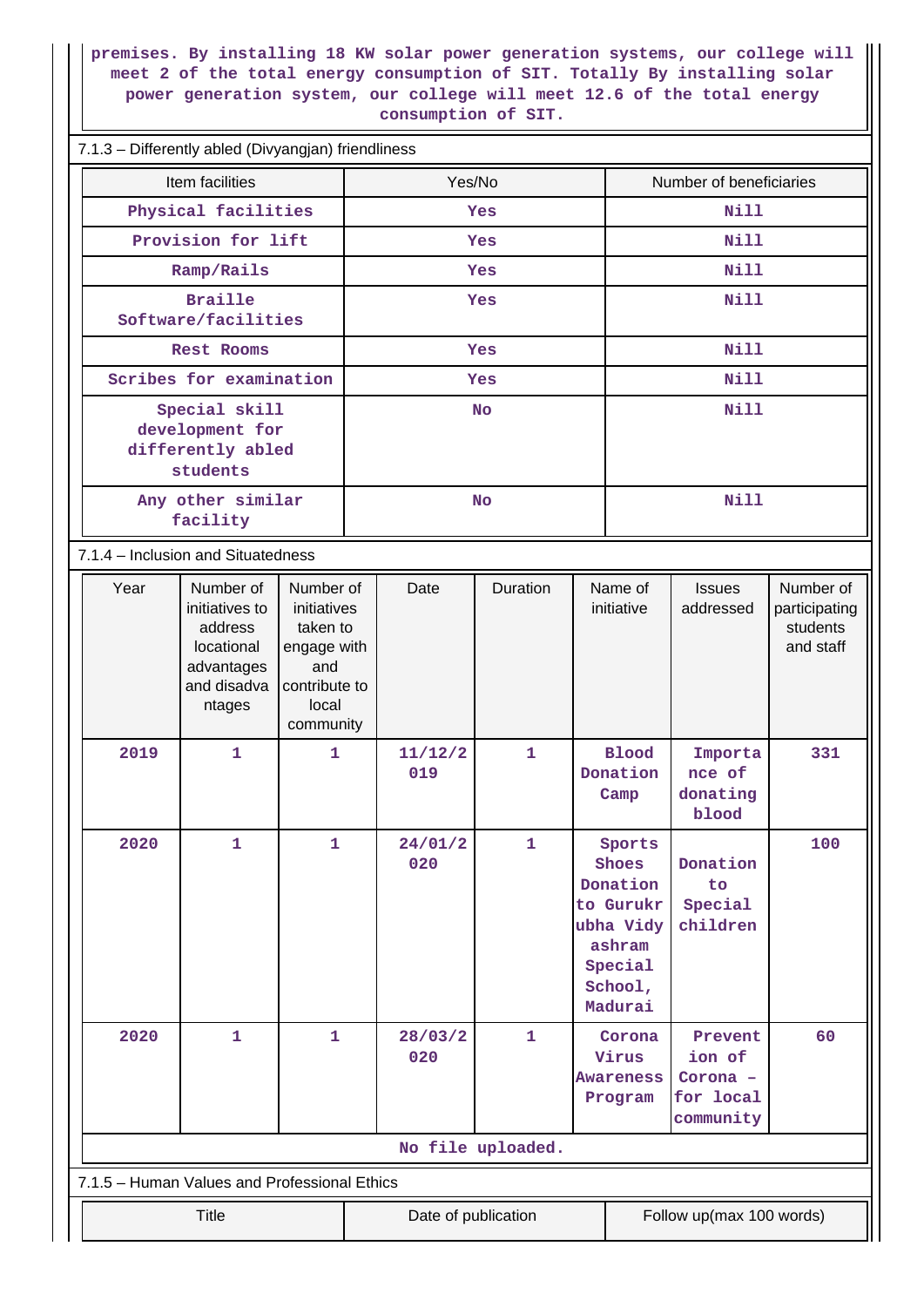premises. By installing 18 KW solar power generation systems, our college will meet 2 of the total energy consumption of SIT. Totally By installing solar power generation system, our college will meet 12.6 of the total energy consumption of SIT.

7.1.3 – Differently abled (Divyangjan) friendliness

| Item facilities | Yes/No | Number of beneficiaries |
|---|---|---|
| Physical facilities | Yes | Nill |
| Provision for lift | Yes | Nill |
| Ramp/Rails | Yes | Nill |
| Braille Software/facilities | Yes | Nill |
| Rest Rooms | Yes | Nill |
| Scribes for examination | Yes | Nill |
| Special skill development for differently abled students | No | Nill |
| Any other similar facility | No | Nill |

7.1.4 – Inclusion and Situatedness

| Year | Number of initiatives to address locational advantages and disadvantages | Number of initiatives taken to engage with and contribute to local community | Date | Duration | Name of initiative | Issues addressed | Number of participating students and staff |
|---|---|---|---|---|---|---|---|
| 2019 | 1 | 1 | 11/12/2019 | 1 | Blood Donation Camp | Importance of donating blood | 331 |
| 2020 | 1 | 1 | 24/01/2020 | 1 | Sports Shoes Donation to Gurukrubha Vidyashram Special School, Madurai | Donation to Special children | 100 |
| 2020 | 1 | 1 | 28/03/2020 | 1 | Corona Virus Awareness Program | Prevention of Corona – for local community | 60 |

No file uploaded.

7.1.5 – Human Values and Professional Ethics

| Title | Date of publication | Follow up(max 100 words) |
|---|---|---|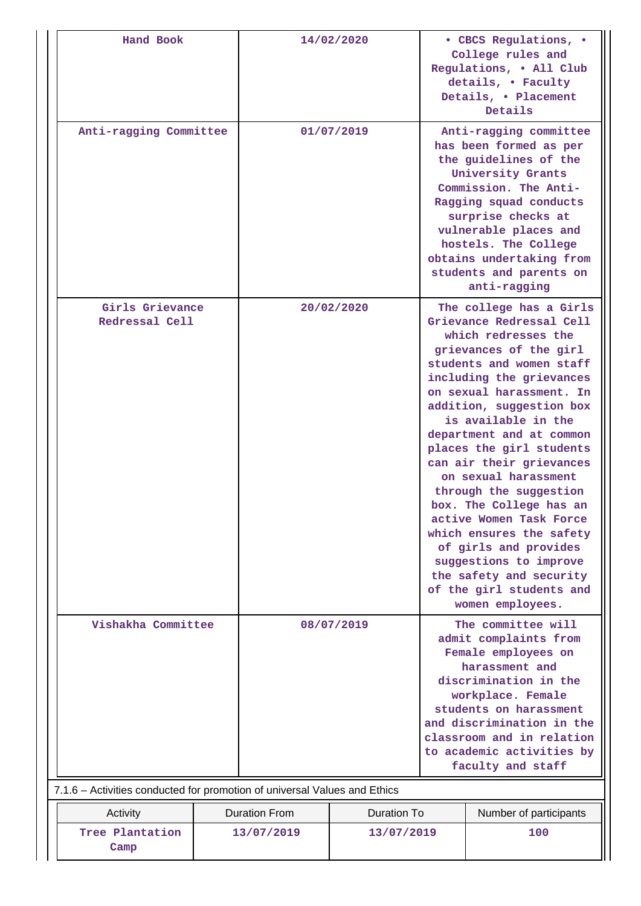| Hand Book | 14/02/2020 | • CBCS Regulations, • College rules and Regulations, • All Club details, • Faculty Details, • Placement Details |
|---|---|---|
| Anti-ragging Committee | 01/07/2019 | Anti-ragging committee has been formed as per the guidelines of the University Grants Commission. The Anti-Ragging squad conducts surprise checks at vulnerable places and hostels. The College obtains undertaking from students and parents on anti-ragging |
| Girls Grievance Redressal Cell | 20/02/2020 | The college has a Girls Grievance Redressal Cell which redresses the grievances of the girl students and women staff including the grievances on sexual harassment. In addition, suggestion box is available in the department and at common places the girl students can air their grievances on sexual harassment through the suggestion box. The College has an active Women Task Force which ensures the safety of girls and provides suggestions to improve the safety and security of the girl students and women employees. |
| Vishakha Committee | 08/07/2019 | The committee will admit complaints from Female employees on harassment and discrimination in the workplace. Female students on harassment and discrimination in the classroom and in relation to academic activities by faculty and staff |

7.1.6 – Activities conducted for promotion of universal Values and Ethics

| Activity | Duration From | Duration To | Number of participants |
|---|---|---|---|
| Tree Plantation Camp | 13/07/2019 | 13/07/2019 | 100 |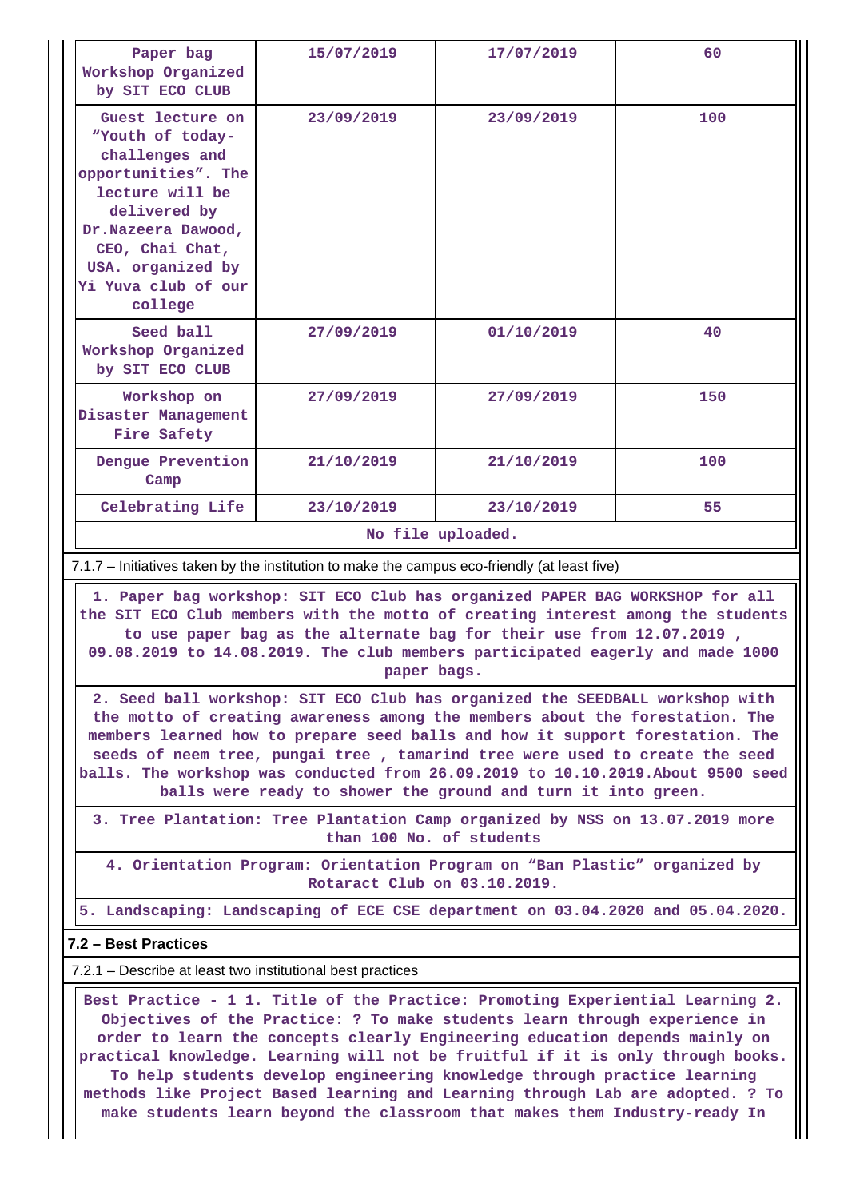| | | | |
|---|---|---|---|
| Paper bag Workshop Organized by SIT ECO CLUB | 15/07/2019 | 17/07/2019 | 60 |
| Guest lecture on "Youth of today-challenges and opportunities". The lecture will be delivered by Dr.Nazeera Dawood, CEO, Chai Chat, USA. organized by Yi Yuva club of our college | 23/09/2019 | 23/09/2019 | 100 |
| Seed ball Workshop Organized by SIT ECO CLUB | 27/09/2019 | 01/10/2019 | 40 |
| Workshop on Disaster Management Fire Safety | 27/09/2019 | 27/09/2019 | 150 |
| Dengue Prevention Camp | 21/10/2019 | 21/10/2019 | 100 |
| Celebrating Life | 23/10/2019 | 23/10/2019 | 55 |

No file uploaded.

7.1.7 – Initiatives taken by the institution to make the campus eco-friendly (at least five)

1. Paper bag workshop: SIT ECO Club has organized PAPER BAG WORKSHOP for all the SIT ECO Club members with the motto of creating interest among the students to use paper bag as the alternate bag for their use from 12.07.2019 , 09.08.2019 to 14.08.2019. The club members participated eagerly and made 1000 paper bags.

2. Seed ball workshop: SIT ECO Club has organized the SEEDBALL workshop with the motto of creating awareness among the members about the forestation. The members learned how to prepare seed balls and how it support forestation. The seeds of neem tree, pungai tree , tamarind tree were used to create the seed balls. The workshop was conducted from 26.09.2019 to 10.10.2019.About 9500 seed balls were ready to shower the ground and turn it into green.

3. Tree Plantation: Tree Plantation Camp organized by NSS on 13.07.2019 more than 100 No. of students

4. Orientation Program: Orientation Program on "Ban Plastic" organized by Rotaract Club on 03.10.2019.

5. Landscaping: Landscaping of ECE CSE department on 03.04.2020 and 05.04.2020.

**7.2 – Best Practices**

7.2.1 – Describe at least two institutional best practices

Best Practice - 1 1. Title of the Practice: Promoting Experiential Learning 2. Objectives of the Practice: ? To make students learn through experience in order to learn the concepts clearly Engineering education depends mainly on practical knowledge. Learning will not be fruitful if it is only through books. To help students develop engineering knowledge through practice learning methods like Project Based learning and Learning through Lab are adopted. ? To make students learn beyond the classroom that makes them Industry-ready In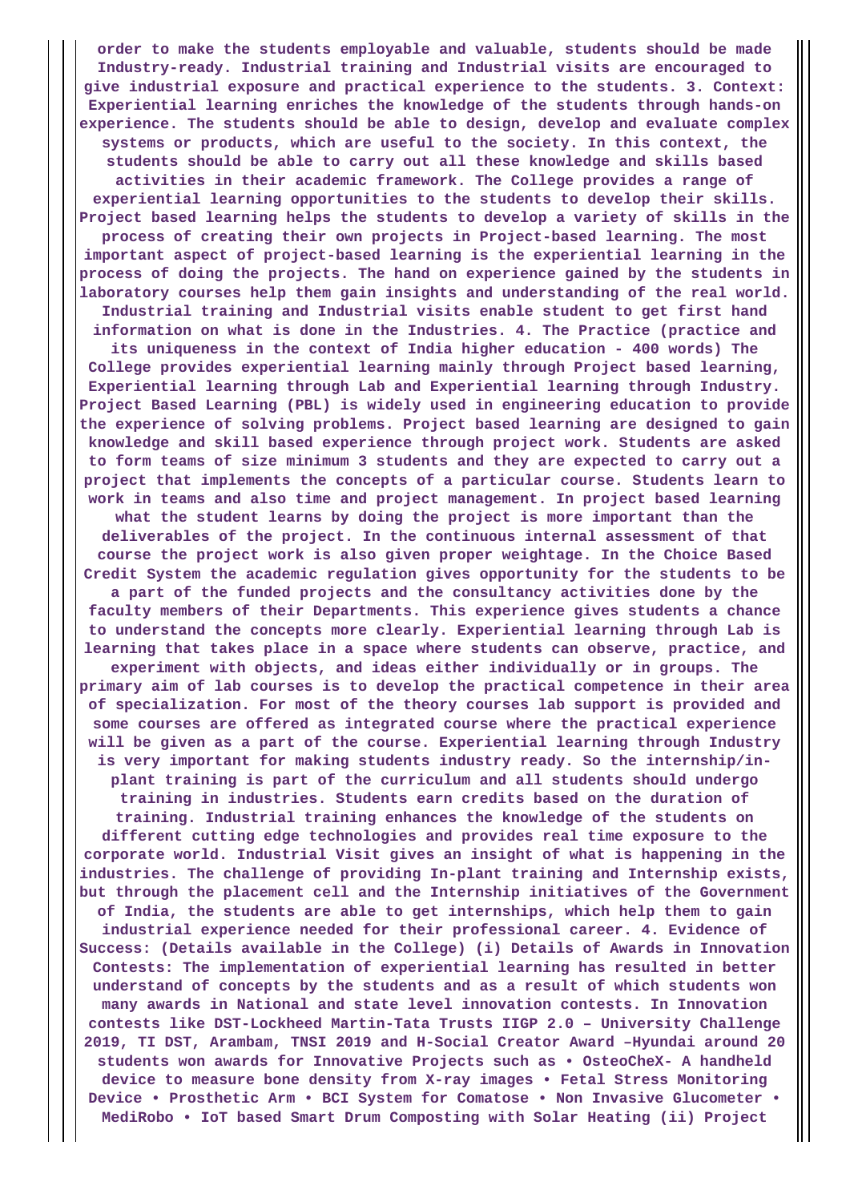order to make the students employable and valuable, students should be made Industry-ready. Industrial training and Industrial visits are encouraged to give industrial exposure and practical experience to the students. 3. Context: Experiential learning enriches the knowledge of the students through hands-on experience. The students should be able to design, develop and evaluate complex systems or products, which are useful to the society. In this context, the students should be able to carry out all these knowledge and skills based activities in their academic framework. The College provides a range of experiential learning opportunities to the students to develop their skills. Project based learning helps the students to develop a variety of skills in the process of creating their own projects in Project-based learning. The most important aspect of project-based learning is the experiential learning in the process of doing the projects. The hand on experience gained by the students in laboratory courses help them gain insights and understanding of the real world. Industrial training and Industrial visits enable student to get first hand information on what is done in the Industries. 4. The Practice (practice and its uniqueness in the context of India higher education - 400 words) The College provides experiential learning mainly through Project based learning, Experiential learning through Lab and Experiential learning through Industry. Project Based Learning (PBL) is widely used in engineering education to provide the experience of solving problems. Project based learning are designed to gain knowledge and skill based experience through project work. Students are asked to form teams of size minimum 3 students and they are expected to carry out a project that implements the concepts of a particular course. Students learn to work in teams and also time and project management. In project based learning what the student learns by doing the project is more important than the deliverables of the project. In the continuous internal assessment of that course the project work is also given proper weightage. In the Choice Based Credit System the academic regulation gives opportunity for the students to be a part of the funded projects and the consultancy activities done by the faculty members of their Departments. This experience gives students a chance to understand the concepts more clearly. Experiential learning through Lab is learning that takes place in a space where students can observe, practice, and experiment with objects, and ideas either individually or in groups. The primary aim of lab courses is to develop the practical competence in their area of specialization. For most of the theory courses lab support is provided and some courses are offered as integrated course where the practical experience will be given as a part of the course. Experiential learning through Industry is very important for making students industry ready. So the internship/in-plant training is part of the curriculum and all students should undergo training in industries. Students earn credits based on the duration of training. Industrial training enhances the knowledge of the students on different cutting edge technologies and provides real time exposure to the corporate world. Industrial Visit gives an insight of what is happening in the industries. The challenge of providing In-plant training and Internship exists, but through the placement cell and the Internship initiatives of the Government of India, the students are able to get internships, which help them to gain industrial experience needed for their professional career. 4. Evidence of Success: (Details available in the College) (i) Details of Awards in Innovation Contests: The implementation of experiential learning has resulted in better understand of concepts by the students and as a result of which students won many awards in National and state level innovation contests. In Innovation contests like DST-Lockheed Martin-Tata Trusts IIGP 2.0 – University Challenge 2019, TI DST, Arambam, TNSI 2019 and H-Social Creator Award –Hyundai around 20 students won awards for Innovative Projects such as • OsteoCheX- A handheld device to measure bone density from X-ray images • Fetal Stress Monitoring Device • Prosthetic Arm • BCI System for Comatose • Non Invasive Glucometer • MediRobo • IoT based Smart Drum Composting with Solar Heating (ii) Project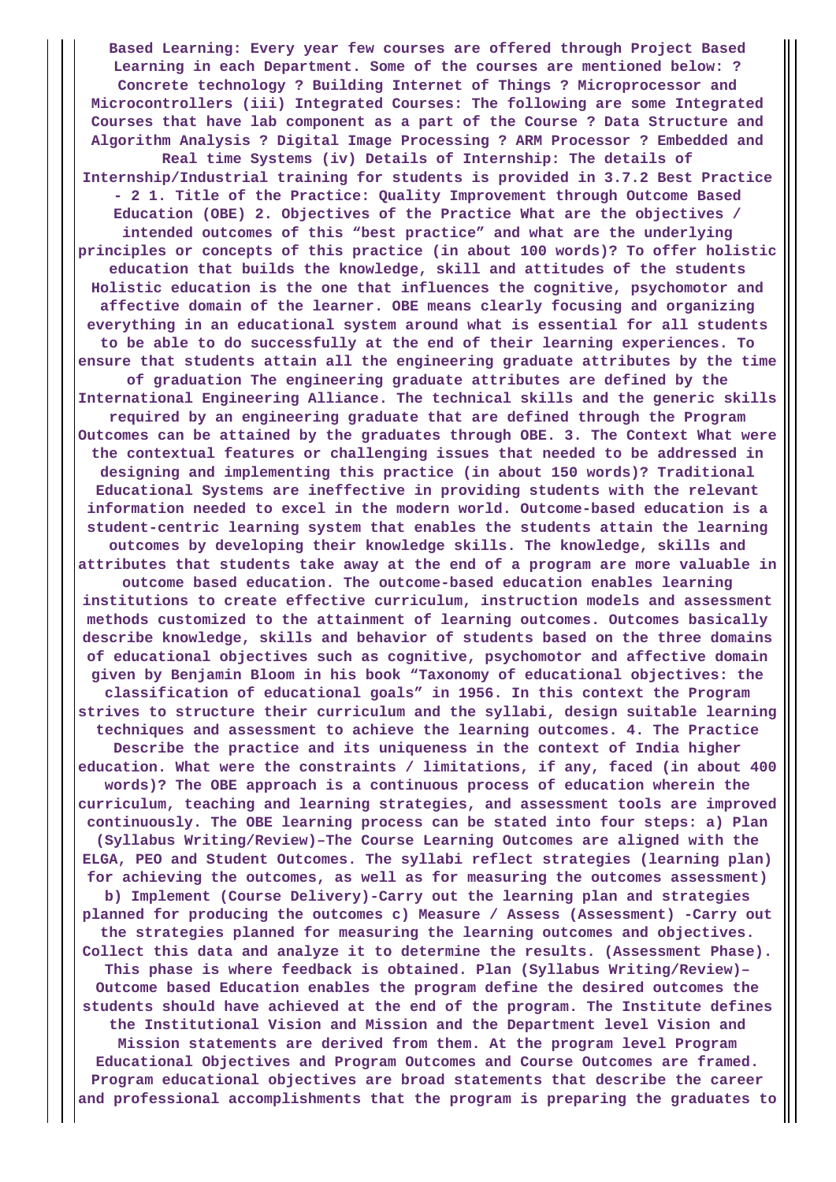Based Learning: Every year few courses are offered through Project Based Learning in each Department. Some of the courses are mentioned below: ? Concrete technology ? Building Internet of Things ? Microprocessor and Microcontrollers (iii) Integrated Courses: The following are some Integrated Courses that have lab component as a part of the Course ? Data Structure and Algorithm Analysis ? Digital Image Processing ? ARM Processor ? Embedded and Real time Systems (iv) Details of Internship: The details of Internship/Industrial training for students is provided in 3.7.2 Best Practice - 2 1. Title of the Practice: Quality Improvement through Outcome Based Education (OBE) 2. Objectives of the Practice What are the objectives / intended outcomes of this "best practice" and what are the underlying principles or concepts of this practice (in about 100 words)? To offer holistic education that builds the knowledge, skill and attitudes of the students Holistic education is the one that influences the cognitive, psychomotor and affective domain of the learner. OBE means clearly focusing and organizing everything in an educational system around what is essential for all students to be able to do successfully at the end of their learning experiences. To ensure that students attain all the engineering graduate attributes by the time of graduation The engineering graduate attributes are defined by the International Engineering Alliance. The technical skills and the generic skills required by an engineering graduate that are defined through the Program Outcomes can be attained by the graduates through OBE. 3. The Context What were the contextual features or challenging issues that needed to be addressed in designing and implementing this practice (in about 150 words)? Traditional Educational Systems are ineffective in providing students with the relevant information needed to excel in the modern world. Outcome-based education is a student-centric learning system that enables the students attain the learning outcomes by developing their knowledge skills. The knowledge, skills and attributes that students take away at the end of a program are more valuable in outcome based education. The outcome-based education enables learning institutions to create effective curriculum, instruction models and assessment methods customized to the attainment of learning outcomes. Outcomes basically describe knowledge, skills and behavior of students based on the three domains of educational objectives such as cognitive, psychomotor and affective domain given by Benjamin Bloom in his book "Taxonomy of educational objectives: the classification of educational goals" in 1956. In this context the Program strives to structure their curriculum and the syllabi, design suitable learning techniques and assessment to achieve the learning outcomes. 4. The Practice Describe the practice and its uniqueness in the context of India higher education. What were the constraints / limitations, if any, faced (in about 400 words)? The OBE approach is a continuous process of education wherein the curriculum, teaching and learning strategies, and assessment tools are improved continuously. The OBE learning process can be stated into four steps: a) Plan (Syllabus Writing/Review)–The Course Learning Outcomes are aligned with the ELGA, PEO and Student Outcomes. The syllabi reflect strategies (learning plan) for achieving the outcomes, as well as for measuring the outcomes assessment) b) Implement (Course Delivery)-Carry out the learning plan and strategies planned for producing the outcomes c) Measure / Assess (Assessment) -Carry out the strategies planned for measuring the learning outcomes and objectives. Collect this data and analyze it to determine the results. (Assessment Phase). This phase is where feedback is obtained. Plan (Syllabus Writing/Review)– Outcome based Education enables the program define the desired outcomes the students should have achieved at the end of the program. The Institute defines the Institutional Vision and Mission and the Department level Vision and Mission statements are derived from them. At the program level Program Educational Objectives and Program Outcomes and Course Outcomes are framed. Program educational objectives are broad statements that describe the career and professional accomplishments that the program is preparing the graduates to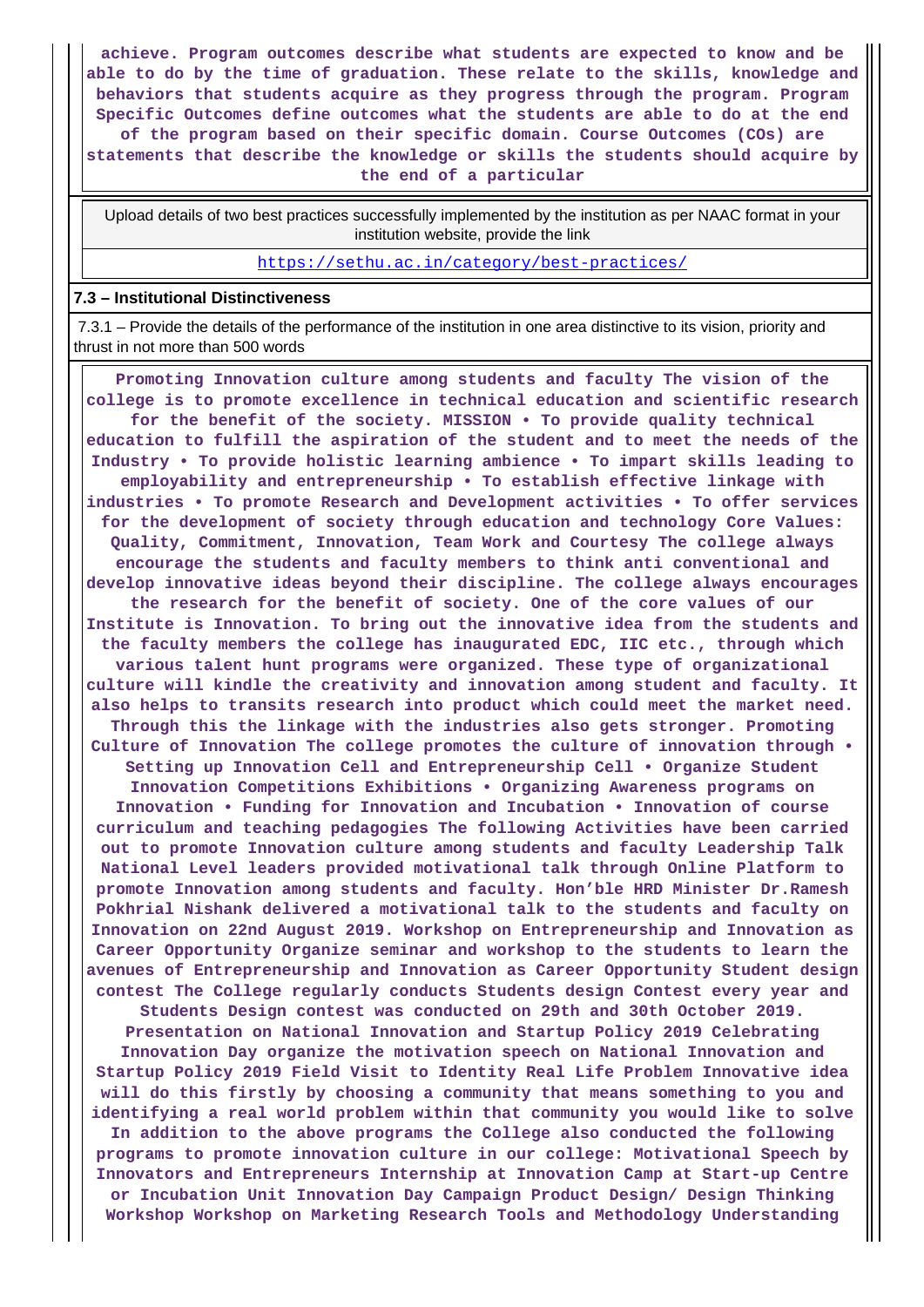**achieve. Program outcomes describe what students are expected to know and be able to do by the time of graduation. These relate to the skills, knowledge and behaviors that students acquire as they progress through the program. Program Specific Outcomes define outcomes what the students are able to do at the end of the program based on their specific domain. Course Outcomes (COs) are statements that describe the knowledge or skills the students should acquire by the end of a particular**

| Upload details of two best practices successfully implemented by the institution as per NAAC format in your institution website, provide the link |
|---|
| https://sethu.ac.in/category/best-practices/ |

**7.3 – Institutional Distinctiveness**

7.3.1 – Provide the details of the performance of the institution in one area distinctive to its vision, priority and thrust in not more than 500 words

**Promoting Innovation culture among students and faculty The vision of the college is to promote excellence in technical education and scientific research for the benefit of the society. MISSION • To provide quality technical education to fulfill the aspiration of the student and to meet the needs of the Industry • To provide holistic learning ambience • To impart skills leading to employability and entrepreneurship • To establish effective linkage with industries • To promote Research and Development activities • To offer services for the development of society through education and technology Core Values: Quality, Commitment, Innovation, Team Work and Courtesy The college always encourage the students and faculty members to think anti conventional and develop innovative ideas beyond their discipline. The college always encourages the research for the benefit of society. One of the core values of our Institute is Innovation. To bring out the innovative idea from the students and the faculty members the college has inaugurated EDC, IIC etc., through which various talent hunt programs were organized. These type of organizational culture will kindle the creativity and innovation among student and faculty. It also helps to transits research into product which could meet the market need. Through this the linkage with the industries also gets stronger. Promoting Culture of Innovation The college promotes the culture of innovation through • Setting up Innovation Cell and Entrepreneurship Cell • Organize Student Innovation Competitions Exhibitions • Organizing Awareness programs on Innovation • Funding for Innovation and Incubation • Innovation of course curriculum and teaching pedagogies The following Activities have been carried out to promote Innovation culture among students and faculty Leadership Talk National Level leaders provided motivational talk through Online Platform to promote Innovation among students and faculty. Hon'ble HRD Minister Dr.Ramesh Pokhrial Nishank delivered a motivational talk to the students and faculty on Innovation on 22nd August 2019. Workshop on Entrepreneurship and Innovation as Career Opportunity Organize seminar and workshop to the students to learn the avenues of Entrepreneurship and Innovation as Career Opportunity Student design contest The College regularly conducts Students design Contest every year and Students Design contest was conducted on 29th and 30th October 2019. Presentation on National Innovation and Startup Policy 2019 Celebrating Innovation Day organize the motivation speech on National Innovation and Startup Policy 2019 Field Visit to Identity Real Life Problem Innovative idea will do this firstly by choosing a community that means something to you and identifying a real world problem within that community you would like to solve In addition to the above programs the College also conducted the following programs to promote innovation culture in our college: Motivational Speech by Innovators and Entrepreneurs Internship at Innovation Camp at Start-up Centre or Incubation Unit Innovation Day Campaign Product Design/ Design Thinking Workshop Workshop on Marketing Research Tools and Methodology Understanding**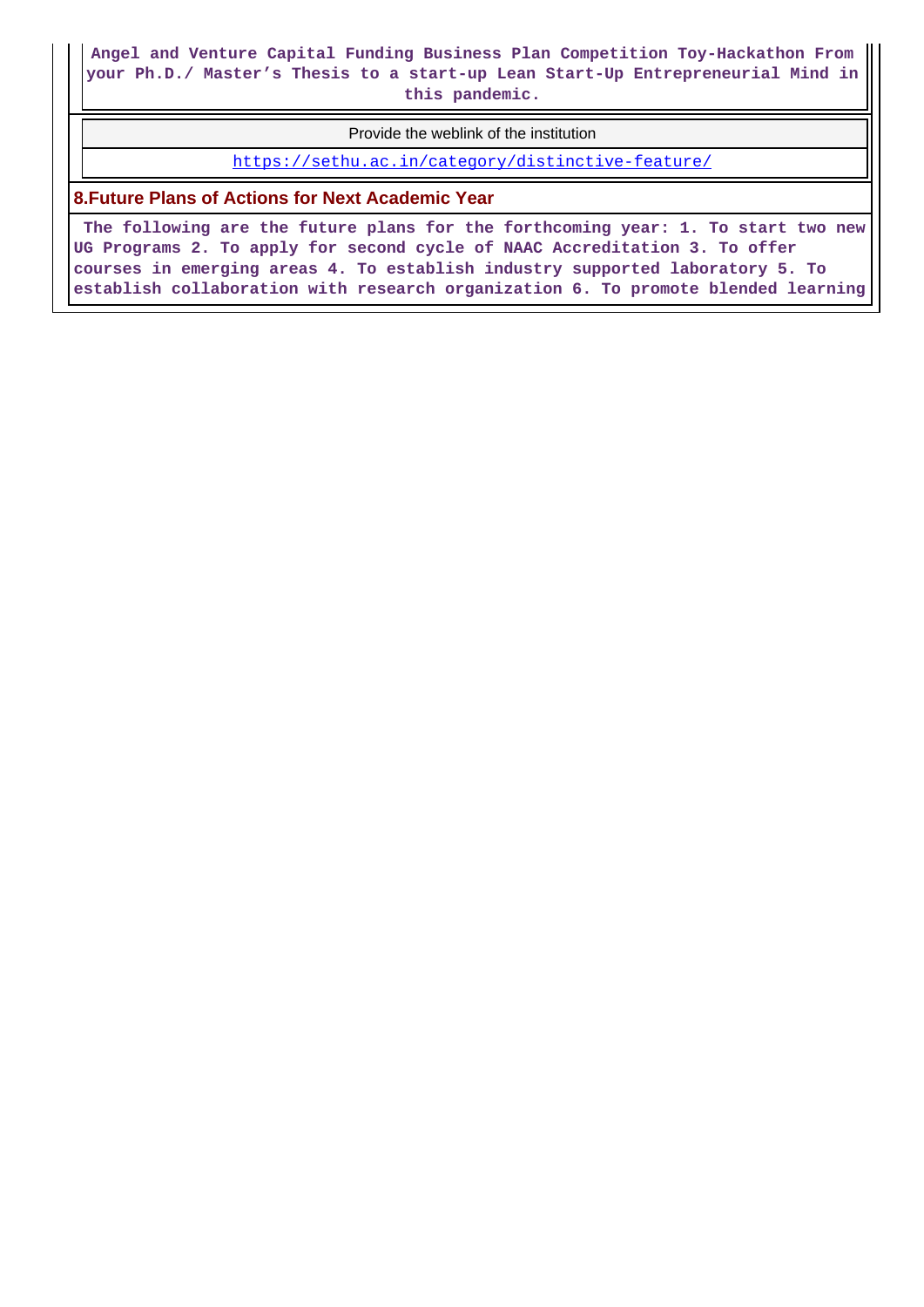Angel and Venture Capital Funding Business Plan Competition Toy-Hackathon From your Ph.D./ Master's Thesis to a start-up Lean Start-Up Entrepreneurial Mind in this pandemic.

| Provide the weblink of the institution |
| --- |
| https://sethu.ac.in/category/distinctive-feature/ |

## 8.Future Plans of Actions for Next Academic Year

The following are the future plans for the forthcoming year: 1. To start two new UG Programs 2. To apply for second cycle of NAAC Accreditation 3. To offer courses in emerging areas 4. To establish industry supported laboratory 5. To establish collaboration with research organization 6. To promote blended learning